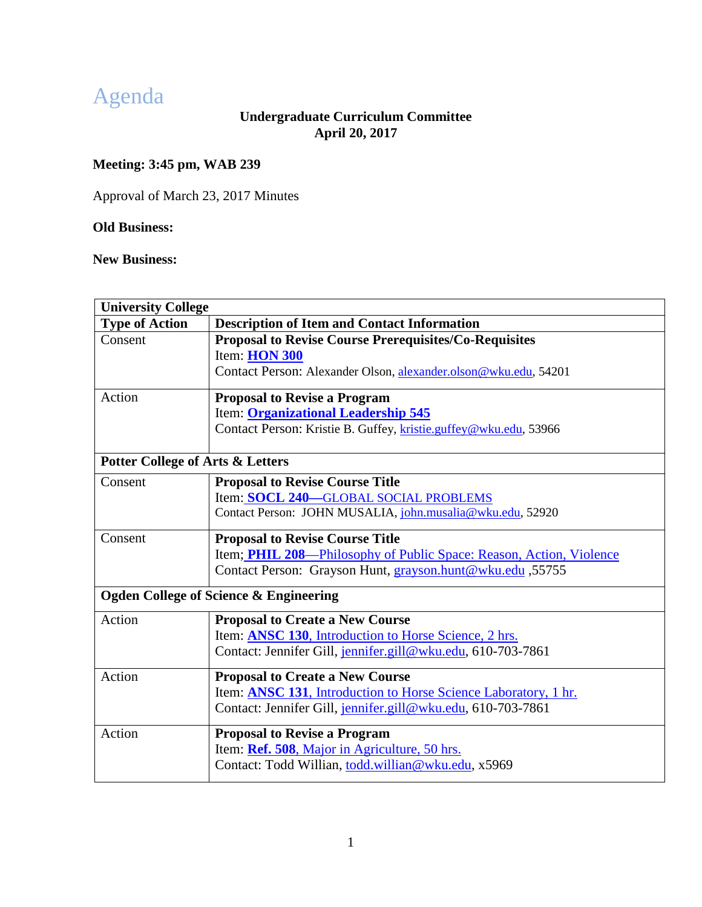# Agenda

**Undergraduate Curriculum Committee**
**April 20, 2017**

**Meeting: 3:45 pm, WAB 239**

Approval of March 23, 2017 Minutes

**Old Business:**

**New Business:**

| **University College** | |
|---|---|
| **Type of Action** | **Description of Item and Contact Information** |
| Consent | **Proposal to Revise Course Prerequisites/Co-Requisites**<br>Item: **HON 300**<br>Contact Person: Alexander Olson, alexander.olson@wku.edu, 54201 |
| Action | **Proposal to Revise a Program**<br>Item: **Organizational Leadership 545**<br>Contact Person: Kristie B. Guffey, kristie.guffey@wku.edu, 53966 |
| **Potter College of Arts & Letters** | |
| Consent | **Proposal to Revise Course Title**<br>Item: **SOCL 240—**GLOBAL SOCIAL PROBLEMS<br>Contact Person: JOHN MUSALIA, john.musalia@wku.edu, 52920 |
| Consent | **Proposal to Revise Course Title**<br>Item; **PHIL 208**—Philosophy of Public Space: Reason, Action, Violence<br>Contact Person: Grayson Hunt, grayson.hunt@wku.edu ,55755 |
| **Ogden College of Science & Engineering** | |
| Action | **Proposal to Create a New Course**<br>Item: **ANSC 130**, Introduction to Horse Science, 2 hrs.<br>Contact: Jennifer Gill, jennifer.gill@wku.edu, 610-703-7861 |
| Action | **Proposal to Create a New Course**<br>Item: **ANSC 131**, Introduction to Horse Science Laboratory, 1 hr.<br>Contact: Jennifer Gill, jennifer.gill@wku.edu, 610-703-7861 |
| Action | **Proposal to Revise a Program**<br>Item: **Ref. 508**, Major in Agriculture, 50 hrs.<br>Contact: Todd Willian, todd.willian@wku.edu, x5969 |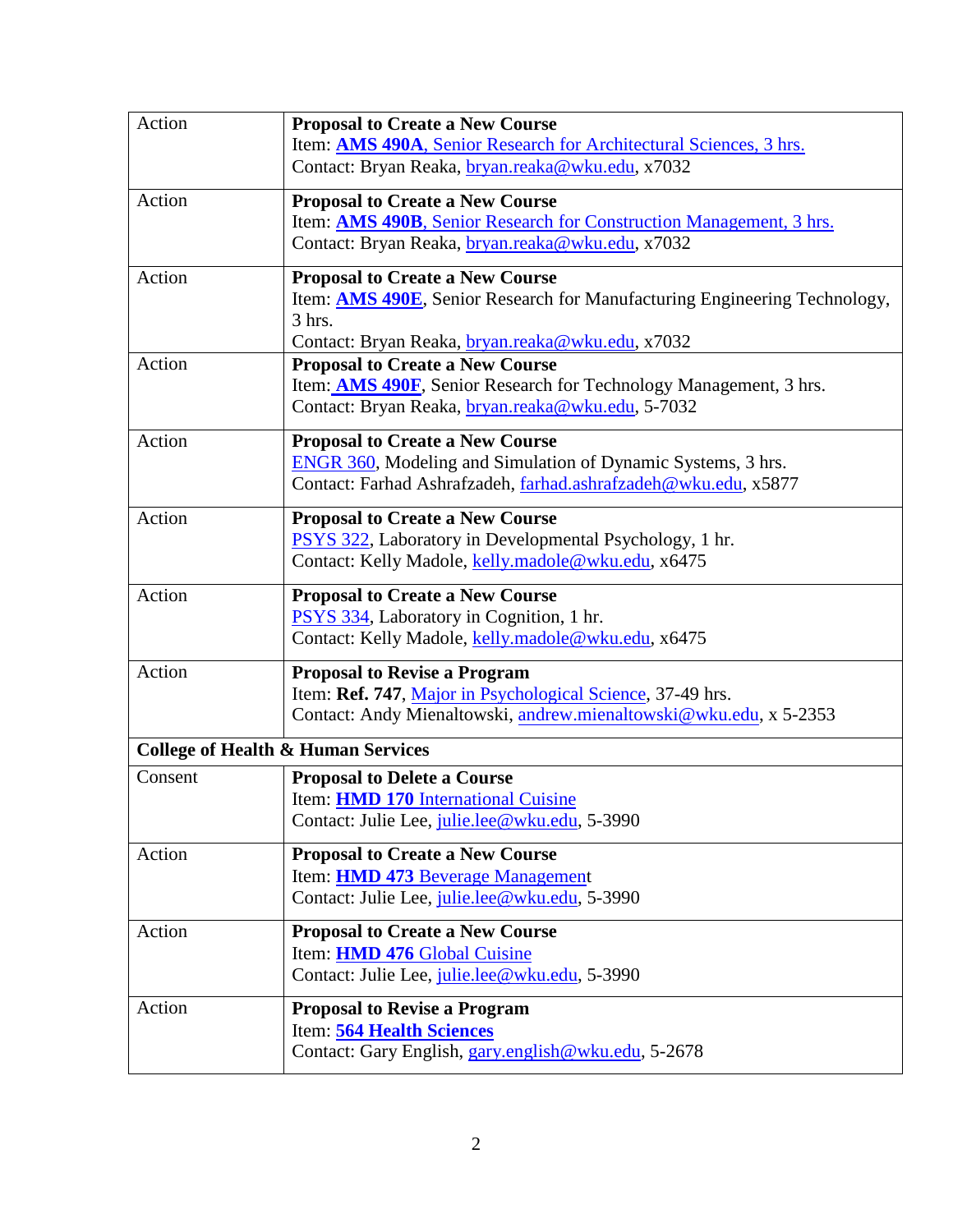| | |
|---|---|
| Action | **Proposal to Create a New Course**<br>Item: **AMS 490A**, Senior Research for Architectural Sciences, 3 hrs.<br>Contact: Bryan Reaka, bryan.reaka@wku.edu, x7032 |
| Action | **Proposal to Create a New Course**<br>Item: **AMS 490B**, Senior Research for Construction Management, 3 hrs.<br>Contact: Bryan Reaka, bryan.reaka@wku.edu, x7032 |
| Action | **Proposal to Create a New Course**<br>Item: **AMS 490E**, Senior Research for Manufacturing Engineering Technology, 3 hrs.<br>Contact: Bryan Reaka, bryan.reaka@wku.edu, x7032 |
| Action | **Proposal to Create a New Course**<br>Item: **AMS 490F**, Senior Research for Technology Management, 3 hrs.<br>Contact: Bryan Reaka, bryan.reaka@wku.edu, 5-7032 |
| Action | **Proposal to Create a New Course**<br>ENGR 360, Modeling and Simulation of Dynamic Systems, 3 hrs.<br>Contact: Farhad Ashrafzadeh, farhad.ashrafzadeh@wku.edu, x5877 |
| Action | **Proposal to Create a New Course**<br>PSYS 322, Laboratory in Developmental Psychology, 1 hr.<br>Contact: Kelly Madole, kelly.madole@wku.edu, x6475 |
| Action | **Proposal to Create a New Course**<br>PSYS 334, Laboratory in Cognition, 1 hr.<br>Contact: Kelly Madole, kelly.madole@wku.edu, x6475 |
| Action | **Proposal to Revise a Program**<br>Item: **Ref. 747**, Major in Psychological Science, 37-49 hrs.<br>Contact: Andy Mienaltowski, andrew.mienaltowski@wku.edu, x 5-2353 |
| **College of Health & Human Services** | |
| Consent | **Proposal to Delete a Course**<br>Item: **HMD 170** International Cuisine<br>Contact: Julie Lee, julie.lee@wku.edu, 5-3990 |
| Action | **Proposal to Create a New Course**<br>Item: **HMD 473** Beverage Management<br>Contact: Julie Lee, julie.lee@wku.edu, 5-3990 |
| Action | **Proposal to Create a New Course**<br>Item: **HMD 476** Global Cuisine<br>Contact: Julie Lee, julie.lee@wku.edu, 5-3990 |
| Action | **Proposal to Revise a Program**<br>Item: **564 Health Sciences**<br>Contact: Gary English, gary.english@wku.edu, 5-2678 |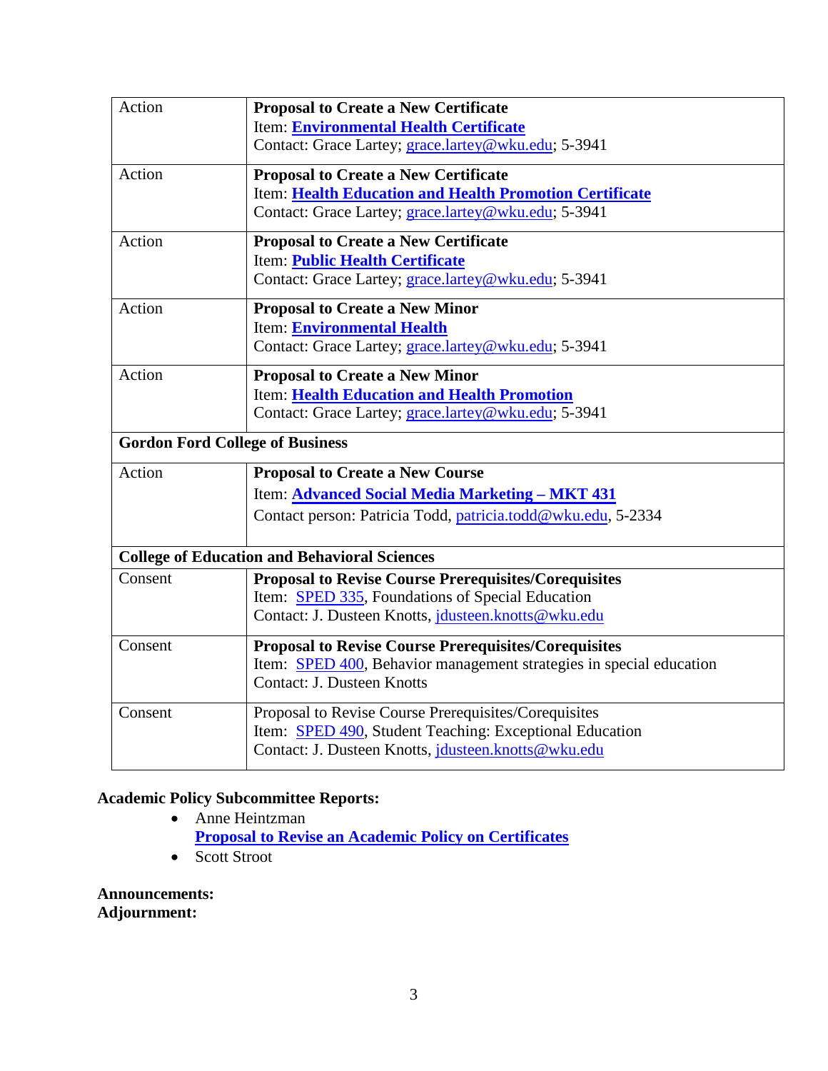| | |
|---|---|
| Action | **Proposal to Create a New Certificate**<br>Item: **Environmental Health Certificate**<br>Contact: Grace Lartey; grace.lartey@wku.edu; 5-3941 |
| Action | **Proposal to Create a New Certificate**<br>Item: **Health Education and Health Promotion Certificate**<br>Contact: Grace Lartey; grace.lartey@wku.edu; 5-3941 |
| Action | **Proposal to Create a New Certificate**<br>Item: **Public Health Certificate**<br>Contact: Grace Lartey; grace.lartey@wku.edu; 5-3941 |
| Action | **Proposal to Create a New Minor**<br>Item: **Environmental Health**<br>Contact: Grace Lartey; grace.lartey@wku.edu; 5-3941 |
| Action | **Proposal to Create a New Minor**<br>Item: **Health Education and Health Promotion**<br>Contact: Grace Lartey; grace.lartey@wku.edu; 5-3941 |
| **Gordon Ford College of Business** | |
| Action | **Proposal to Create a New Course**<br>Item: **Advanced Social Media Marketing – MKT 431**<br>Contact person: Patricia Todd, patricia.todd@wku.edu, 5-2334 |
| **College of Education and Behavioral Sciences** | |
| Consent | **Proposal to Revise Course Prerequisites/Corequisites**<br>Item: SPED 335, Foundations of Special Education<br>Contact: J. Dusteen Knotts, jdusteen.knotts@wku.edu |
| Consent | **Proposal to Revise Course Prerequisites/Corequisites**<br>Item: SPED 400, Behavior management strategies in special education<br>Contact: J. Dusteen Knotts |
| Consent | Proposal to Revise Course Prerequisites/Corequisites<br>Item: SPED 490, Student Teaching: Exceptional Education<br>Contact: J. Dusteen Knotts, jdusteen.knotts@wku.edu |

**Academic Policy Subcommittee Reports:**

- Anne Heintzman
  **Proposal to Revise an Academic Policy on Certificates**
- Scott Stroot

**Announcements:**

**Adjournment:**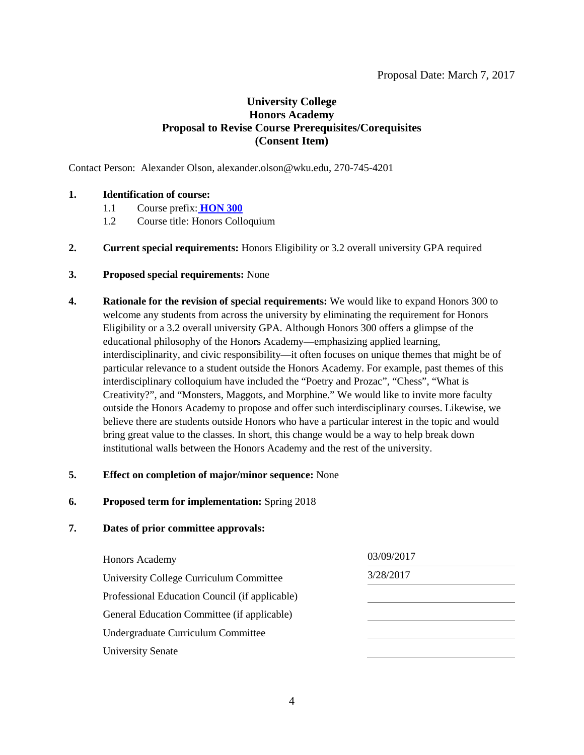Proposal Date: March 7, 2017

# University College
# Honors Academy
# Proposal to Revise Course Prerequisites/Corequisites
# (Consent Item)

Contact Person: Alexander Olson, alexander.olson@wku.edu, 270-745-4201

**1. Identification of course:**

1.1 Course prefix: **HON 300**

1.2 Course title: Honors Colloquium

**2. Current special requirements:** Honors Eligibility or 3.2 overall university GPA required

**3. Proposed special requirements:** None

**4. Rationale for the revision of special requirements:** We would like to expand Honors 300 to welcome any students from across the university by eliminating the requirement for Honors Eligibility or a 3.2 overall university GPA. Although Honors 300 offers a glimpse of the educational philosophy of the Honors Academy—emphasizing applied learning, interdisciplinarity, and civic responsibility—it often focuses on unique themes that might be of particular relevance to a student outside the Honors Academy. For example, past themes of this interdisciplinary colloquium have included the "Poetry and Prozac", "Chess", "What is Creativity?", and "Monsters, Maggots, and Morphine." We would like to invite more faculty outside the Honors Academy to propose and offer such interdisciplinary courses. Likewise, we believe there are students outside Honors who have a particular interest in the topic and would bring great value to the classes. In short, this change would be a way to help break down institutional walls between the Honors Academy and the rest of the university.

**5. Effect on completion of major/minor sequence:** None

**6. Proposed term for implementation:** Spring 2018

**7. Dates of prior committee approvals:**

| Committee | Date |
|---|---|
| Honors Academy | 03/09/2017 |
| University College Curriculum Committee | 3/28/2017 |
| Professional Education Council (if applicable) | |
| General Education Committee (if applicable) | |
| Undergraduate Curriculum Committee | |
| University Senate | |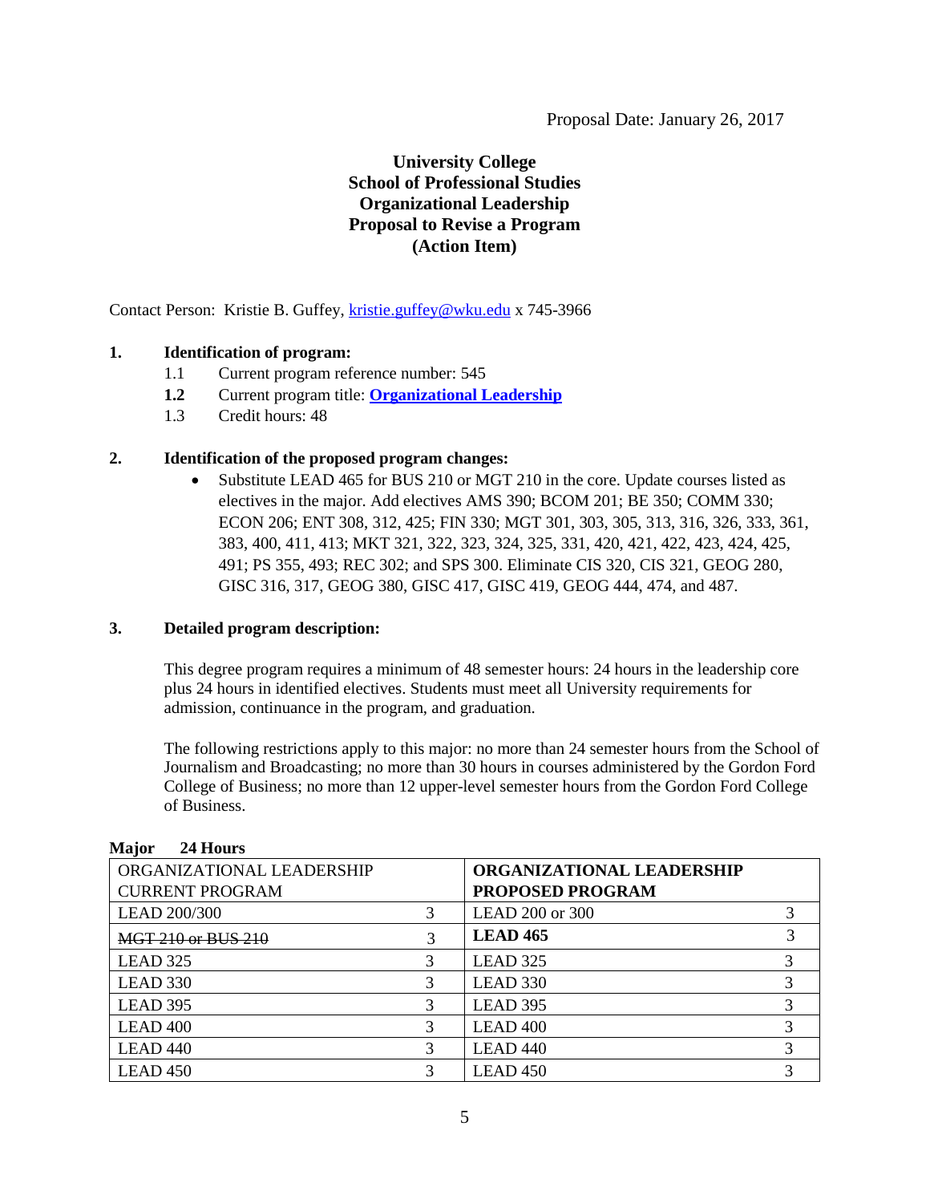Proposal Date: January 26, 2017

**University College**
**School of Professional Studies**
**Organizational Leadership**
**Proposal to Revise a Program**
**(Action Item)**

Contact Person: Kristie B. Guffey, kristie.guffey@wku.edu x 745-3966

**1. Identification of program:**

- 1.1 Current program reference number: 545
- **1.2** Current program title: **Organizational Leadership**
- 1.3 Credit hours: 48

**2. Identification of the proposed program changes:**

- Substitute LEAD 465 for BUS 210 or MGT 210 in the core. Update courses listed as electives in the major. Add electives AMS 390; BCOM 201; BE 350; COMM 330; ECON 206; ENT 308, 312, 425; FIN 330; MGT 301, 303, 305, 313, 316, 326, 333, 361, 383, 400, 411, 413; MKT 321, 322, 323, 324, 325, 331, 420, 421, 422, 423, 424, 425, 491; PS 355, 493; REC 302; and SPS 300. Eliminate CIS 320, CIS 321, GEOG 280, GISC 316, 317, GEOG 380, GISC 417, GISC 419, GEOG 444, 474, and 487.

**3. Detailed program description:**

This degree program requires a minimum of 48 semester hours: 24 hours in the leadership core plus 24 hours in identified electives. Students must meet all University requirements for admission, continuance in the program, and graduation.

The following restrictions apply to this major: no more than 24 semester hours from the School of Journalism and Broadcasting; no more than 30 hours in courses administered by the Gordon Ford College of Business; no more than 12 upper-level semester hours from the Gordon Ford College of Business.

**Major 24 Hours**

| ORGANIZATIONAL LEADERSHIP CURRENT PROGRAM | | **ORGANIZATIONAL LEADERSHIP PROPOSED PROGRAM** | |
|---|---|---|---|
| LEAD 200/300 | 3 | LEAD 200 or 300 | 3 |
| ~~MGT 210 or BUS 210~~ | 3 | **LEAD 465** | 3 |
| LEAD 325 | 3 | LEAD 325 | 3 |
| LEAD 330 | 3 | LEAD 330 | 3 |
| LEAD 395 | 3 | LEAD 395 | 3 |
| LEAD 400 | 3 | LEAD 400 | 3 |
| LEAD 440 | 3 | LEAD 440 | 3 |
| LEAD 450 | 3 | LEAD 450 | 3 |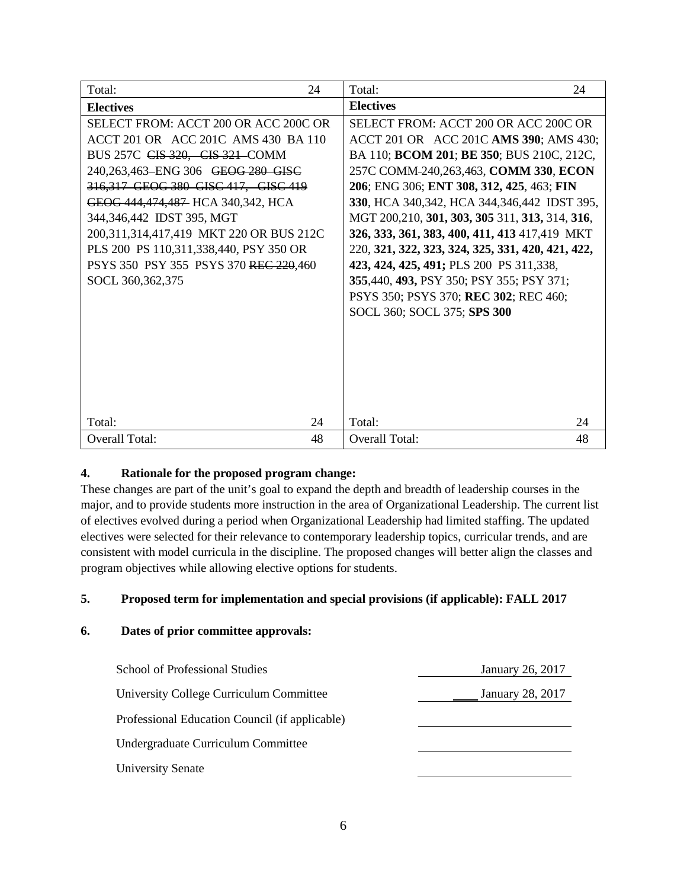| Total: 24 | Total: 24 |
|---|---|
| **Electives** | **Electives** |
| SELECT FROM: ACCT 200 OR ACC 200C OR ACCT 201 OR ACC 201C AMS 430 BA 110 BUS 257C ~~CIS 320, CIS 321~~ COMM 240,263,463–ENG 306 ~~GEOG 280 GISC 316,317 GEOG 380 GISC 417, GISC 419 GEOG 444,474,487~~ HCA 340,342, HCA 344,346,442 IDST 395, MGT 200,311,314,417,419 MKT 220 OR BUS 212C PLS 200 PS 110,311,338,440, PSY 350 OR PSYS 350 PSY 355 PSYS 370 ~~REC 220~~,460 SOCL 360,362,375 | SELECT FROM: ACCT 200 OR ACC 200C OR ACCT 201 OR ACC 201C **AMS 390**; AMS 430; BA 110; **BCOM 201**; **BE 350**; BUS 210C, 212C, 257C COMM-240,263,463, **COMM 330**, **ECON 206**; ENG 306; **ENT 308, 312, 425**, 463; **FIN 330**, HCA 340,342, HCA 344,346,442 IDST 395, MGT 200,210, **301, 303, 305** 311, **313,** 314, **316**, **326, 333, 361, 383, 400, 411, 413** 417,419 MKT 220, **321, 322, 323, 324, 325, 331, 420, 421, 422, 423, 424, 425, 491;** PLS 200 PS 311,338, **355**,440, **493,** PSY 350; PSY 355; PSY 371; PSYS 350; PSYS 370; **REC 302**; REC 460; SOCL 360; SOCL 375; **SPS 300** |
| Total: 24 | Total: 24 |
| Overall Total: 48 | Overall Total: 48 |

**4. Rationale for the proposed program change:**

These changes are part of the unit's goal to expand the depth and breadth of leadership courses in the major, and to provide students more instruction in the area of Organizational Leadership. The current list of electives evolved during a period when Organizational Leadership had limited staffing. The updated electives were selected for their relevance to contemporary leadership topics, curricular trends, and are consistent with model curricula in the discipline. The proposed changes will better align the classes and program objectives while allowing elective options for students.

**5. Proposed term for implementation and special provisions (if applicable): FALL 2017**

**6. Dates of prior committee approvals:**

| | |
|---|---|
| School of Professional Studies | January 26, 2017 |
| University College Curriculum Committee | January 28, 2017 |
| Professional Education Council (if applicable) | |
| Undergraduate Curriculum Committee | |
| University Senate | |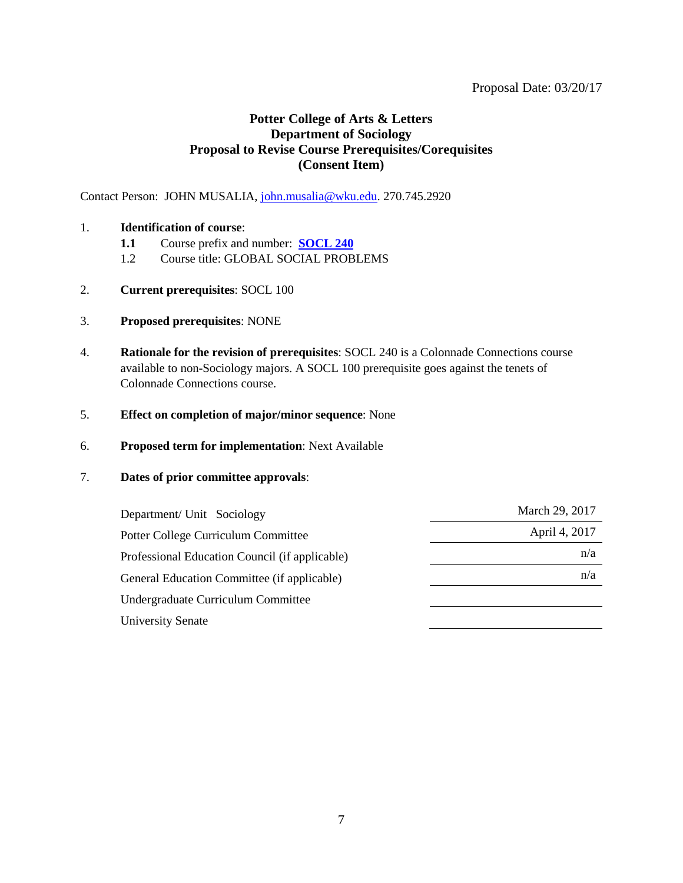Proposal Date: 03/20/17

**Potter College of Arts & Letters**
**Department of Sociology**
**Proposal to Revise Course Prerequisites/Corequisites**
**(Consent Item)**

Contact Person: JOHN MUSALIA, john.musalia@wku.edu. 270.745.2920

1. **Identification of course**:
   - **1.1** Course prefix and number: **SOCL 240**
   - 1.2 Course title: GLOBAL SOCIAL PROBLEMS

2. **Current prerequisites**: SOCL 100

3. **Proposed prerequisites**: NONE

4. **Rationale for the revision of prerequisites**: SOCL 240 is a Colonnade Connections course available to non-Sociology majors. A SOCL 100 prerequisite goes against the tenets of Colonnade Connections course.

5. **Effect on completion of major/minor sequence**: None

6. **Proposed term for implementation**: Next Available

7. **Dates of prior committee approvals**:

| | |
|---|---|
| Department/ Unit Sociology | March 29, 2017 |
| Potter College Curriculum Committee | April 4, 2017 |
| Professional Education Council (if applicable) | n/a |
| General Education Committee (if applicable) | n/a |
| Undergraduate Curriculum Committee | |
| University Senate | |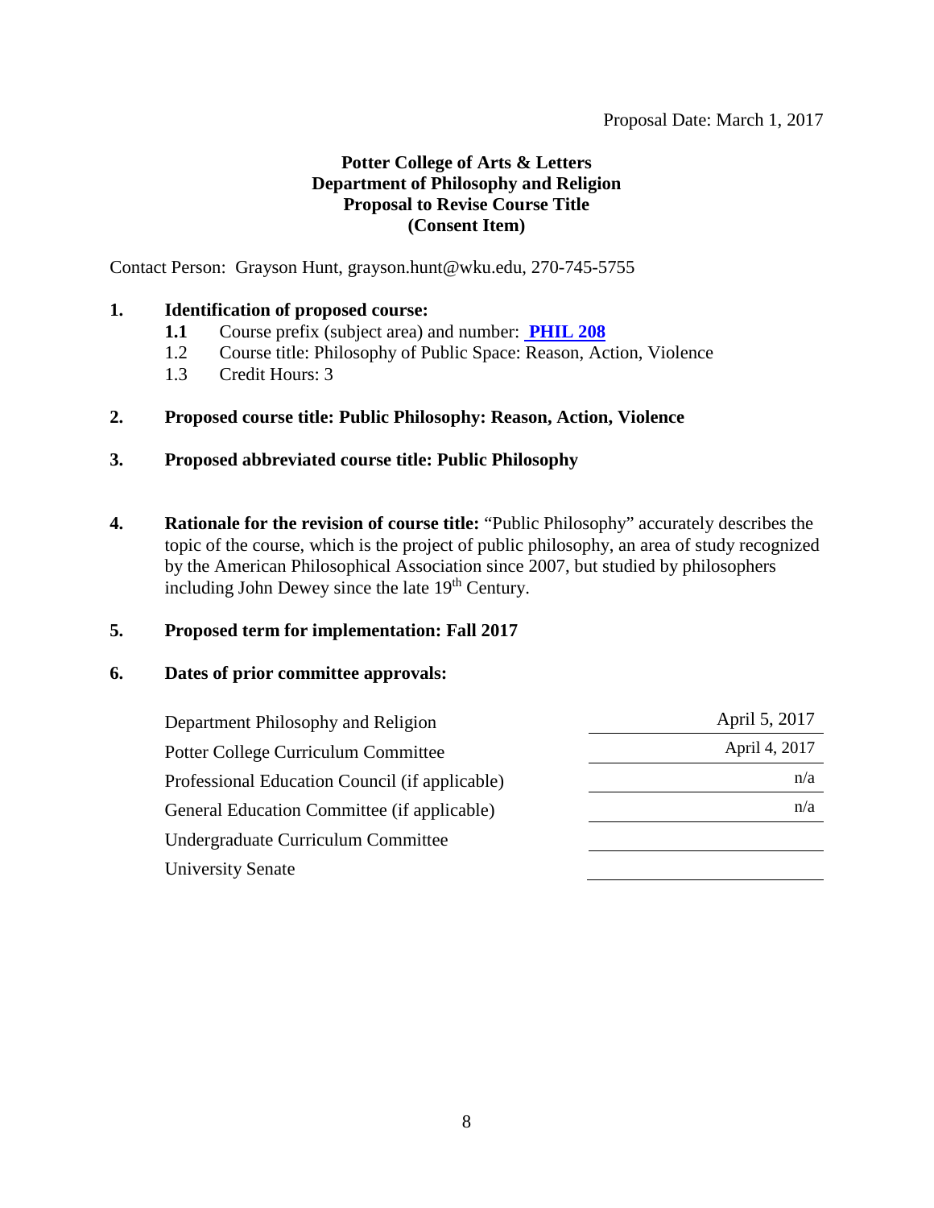Proposal Date: March 1, 2017

**Potter College of Arts & Letters**
**Department of Philosophy and Religion**
**Proposal to Revise Course Title**
**(Consent Item)**

Contact Person: Grayson Hunt, grayson.hunt@wku.edu, 270-745-5755

**1. Identification of proposed course:**

- **1.1** Course prefix (subject area) and number: **PHIL 208**
- 1.2 Course title: Philosophy of Public Space: Reason, Action, Violence
- 1.3 Credit Hours: 3

**2. Proposed course title: Public Philosophy: Reason, Action, Violence**

**3. Proposed abbreviated course title: Public Philosophy**

**4. Rationale for the revision of course title:** "Public Philosophy" accurately describes the topic of the course, which is the project of public philosophy, an area of study recognized by the American Philosophical Association since 2007, but studied by philosophers including John Dewey since the late 19th Century.

**5. Proposed term for implementation: Fall 2017**

**6. Dates of prior committee approvals:**

| | |
|---|---|
| Department Philosophy and Religion | April 5, 2017 |
| Potter College Curriculum Committee | April 4, 2017 |
| Professional Education Council (if applicable) | n/a |
| General Education Committee (if applicable) | n/a |
| Undergraduate Curriculum Committee | |
| University Senate | |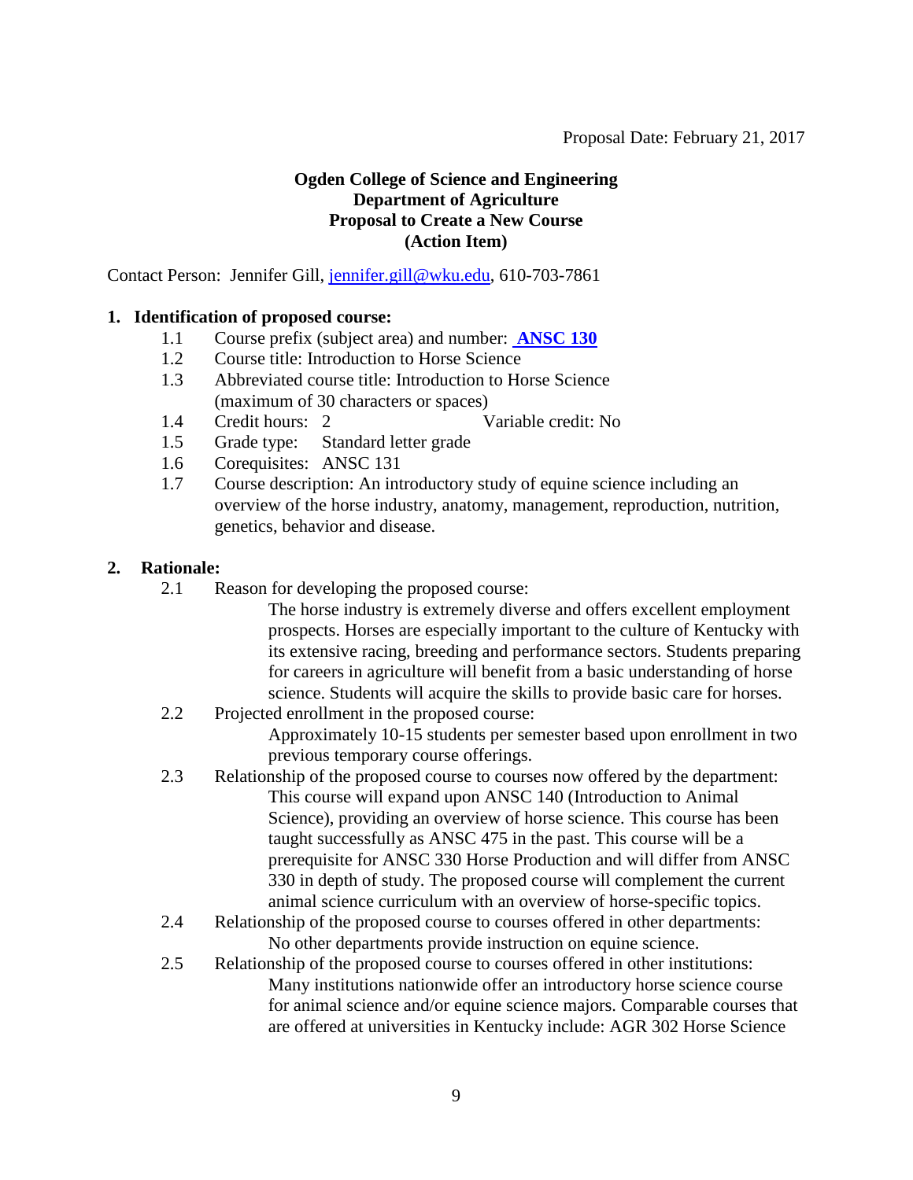Proposal Date: February 21, 2017

**Ogden College of Science and Engineering**
**Department of Agriculture**
**Proposal to Create a New Course**
**(Action Item)**

Contact Person: Jennifer Gill, jennifer.gill@wku.edu, 610-703-7861

**1. Identification of proposed course:**

- 1.1 Course prefix (subject area) and number: **ANSC 130**
- 1.2 Course title: Introduction to Horse Science
- 1.3 Abbreviated course title: Introduction to Horse Science (maximum of 30 characters or spaces)
- 1.4 Credit hours: 2 Variable credit: No
- 1.5 Grade type: Standard letter grade
- 1.6 Corequisites: ANSC 131
- 1.7 Course description: An introductory study of equine science including an overview of the horse industry, anatomy, management, reproduction, nutrition, genetics, behavior and disease.

**2. Rationale:**

- 2.1 Reason for developing the proposed course:

  The horse industry is extremely diverse and offers excellent employment prospects. Horses are especially important to the culture of Kentucky with its extensive racing, breeding and performance sectors. Students preparing for careers in agriculture will benefit from a basic understanding of horse science. Students will acquire the skills to provide basic care for horses.

- 2.2 Projected enrollment in the proposed course:

  Approximately 10-15 students per semester based upon enrollment in two previous temporary course offerings.

- 2.3 Relationship of the proposed course to courses now offered by the department:

  This course will expand upon ANSC 140 (Introduction to Animal Science), providing an overview of horse science. This course has been taught successfully as ANSC 475 in the past. This course will be a prerequisite for ANSC 330 Horse Production and will differ from ANSC 330 in depth of study. The proposed course will complement the current animal science curriculum with an overview of horse-specific topics.

- 2.4 Relationship of the proposed course to courses offered in other departments:

  No other departments provide instruction on equine science.

- 2.5 Relationship of the proposed course to courses offered in other institutions:

  Many institutions nationwide offer an introductory horse science course for animal science and/or equine science majors. Comparable courses that are offered at universities in Kentucky include: AGR 302 Horse Science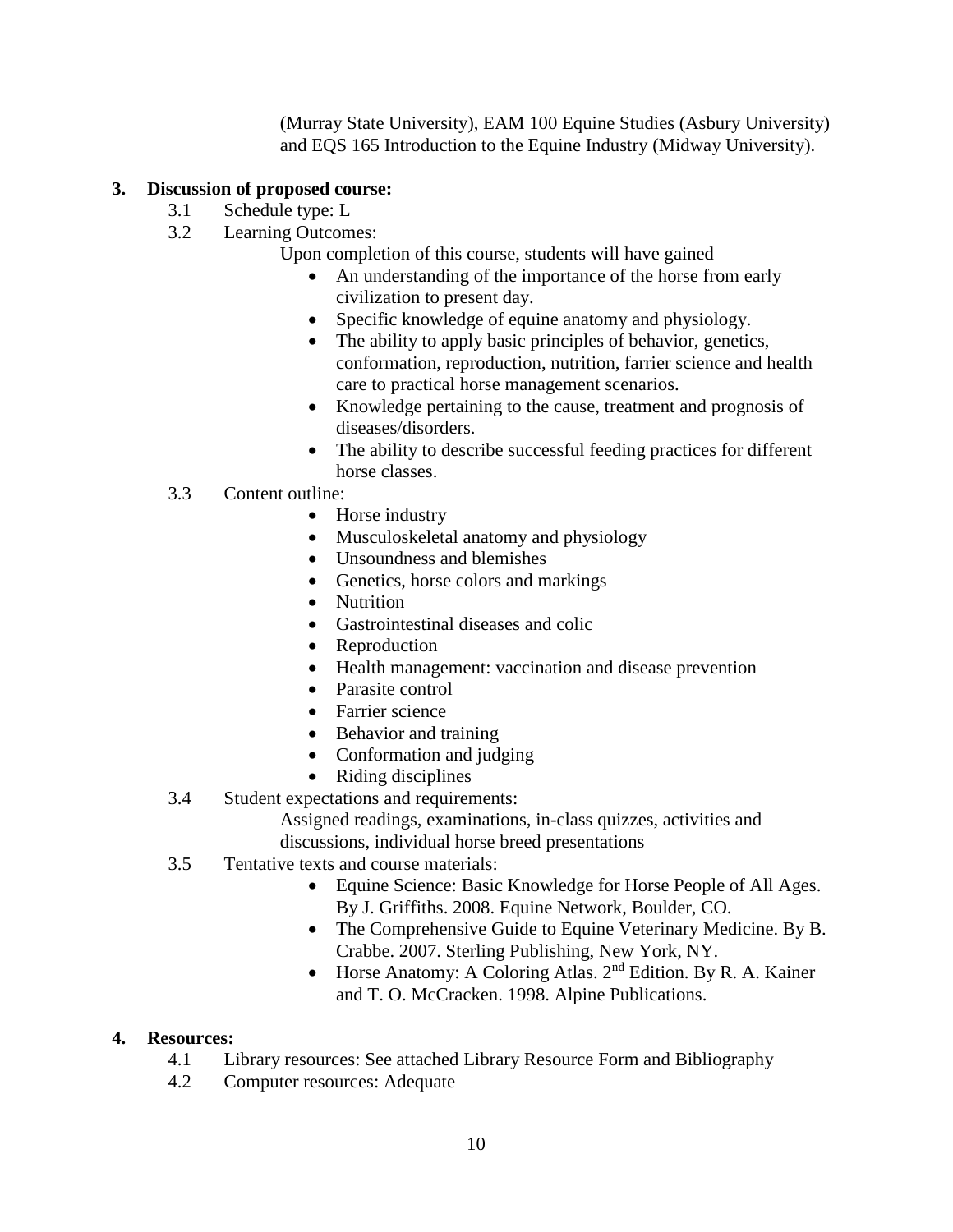(Murray State University), EAM 100 Equine Studies (Asbury University) and EQS 165 Introduction to the Equine Industry (Midway University).

**3. Discussion of proposed course:**

3.1 Schedule type: L

3.2 Learning Outcomes:

Upon completion of this course, students will have gained

- An understanding of the importance of the horse from early civilization to present day.
- Specific knowledge of equine anatomy and physiology.
- The ability to apply basic principles of behavior, genetics, conformation, reproduction, nutrition, farrier science and health care to practical horse management scenarios.
- Knowledge pertaining to the cause, treatment and prognosis of diseases/disorders.
- The ability to describe successful feeding practices for different horse classes.

3.3 Content outline:

- Horse industry
- Musculoskeletal anatomy and physiology
- Unsoundness and blemishes
- Genetics, horse colors and markings
- Nutrition
- Gastrointestinal diseases and colic
- Reproduction
- Health management: vaccination and disease prevention
- Parasite control
- Farrier science
- Behavior and training
- Conformation and judging
- Riding disciplines

3.4 Student expectations and requirements:

Assigned readings, examinations, in-class quizzes, activities and discussions, individual horse breed presentations

3.5 Tentative texts and course materials:

- Equine Science: Basic Knowledge for Horse People of All Ages. By J. Griffiths. 2008. Equine Network, Boulder, CO.
- The Comprehensive Guide to Equine Veterinary Medicine. By B. Crabbe. 2007. Sterling Publishing, New York, NY.
- Horse Anatomy: A Coloring Atlas. 2nd Edition. By R. A. Kainer and T. O. McCracken. 1998. Alpine Publications.

**4. Resources:**

4.1 Library resources: See attached Library Resource Form and Bibliography

4.2 Computer resources: Adequate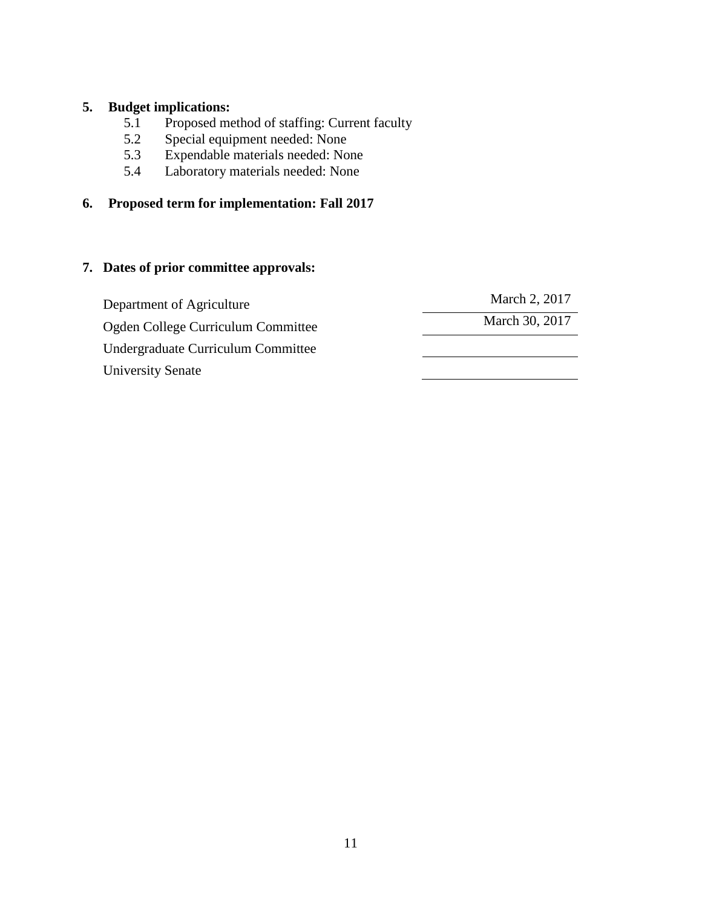**5. Budget implications:**

- 5.1 Proposed method of staffing: Current faculty
- 5.2 Special equipment needed: None
- 5.3 Expendable materials needed: None
- 5.4 Laboratory materials needed: None

**6. Proposed term for implementation: Fall 2017**

**7. Dates of prior committee approvals:**

| Committee | Date |
|---|---|
| Department of Agriculture | March 2, 2017 |
| Ogden College Curriculum Committee | March 30, 2017 |
| Undergraduate Curriculum Committee | |
| University Senate | |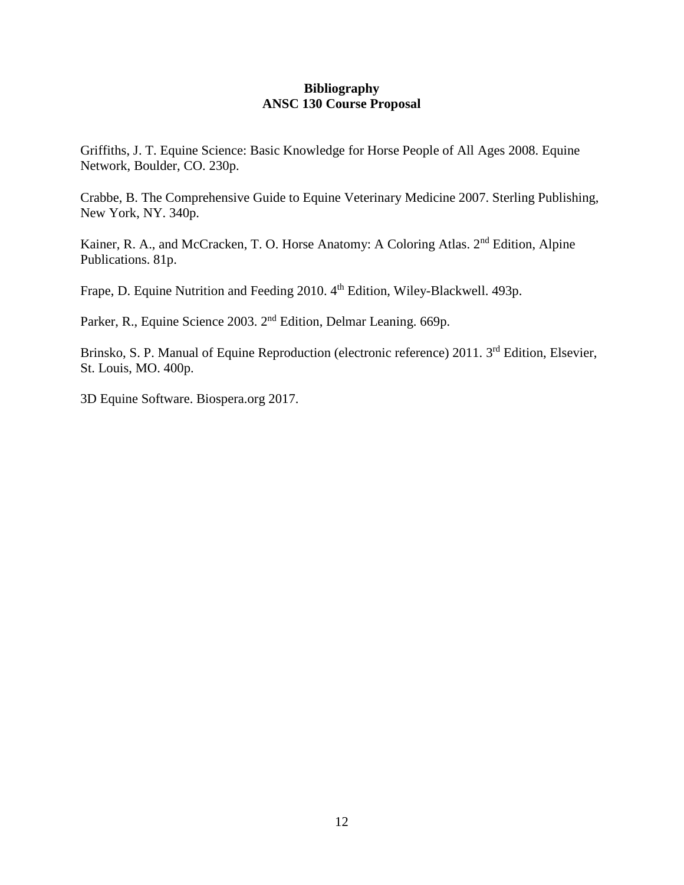**Bibliography**
**ANSC 130 Course Proposal**

Griffiths, J. T. Equine Science: Basic Knowledge for Horse People of All Ages 2008. Equine Network, Boulder, CO. 230p.

Crabbe, B. The Comprehensive Guide to Equine Veterinary Medicine 2007. Sterling Publishing, New York, NY. 340p.

Kainer, R. A., and McCracken, T. O. Horse Anatomy: A Coloring Atlas. 2nd Edition, Alpine Publications. 81p.

Frape, D. Equine Nutrition and Feeding 2010. 4th Edition, Wiley-Blackwell. 493p.

Parker, R., Equine Science 2003. 2nd Edition, Delmar Leaning. 669p.

Brinsko, S. P. Manual of Equine Reproduction (electronic reference) 2011. 3rd Edition, Elsevier, St. Louis, MO. 400p.

3D Equine Software. Biospera.org 2017.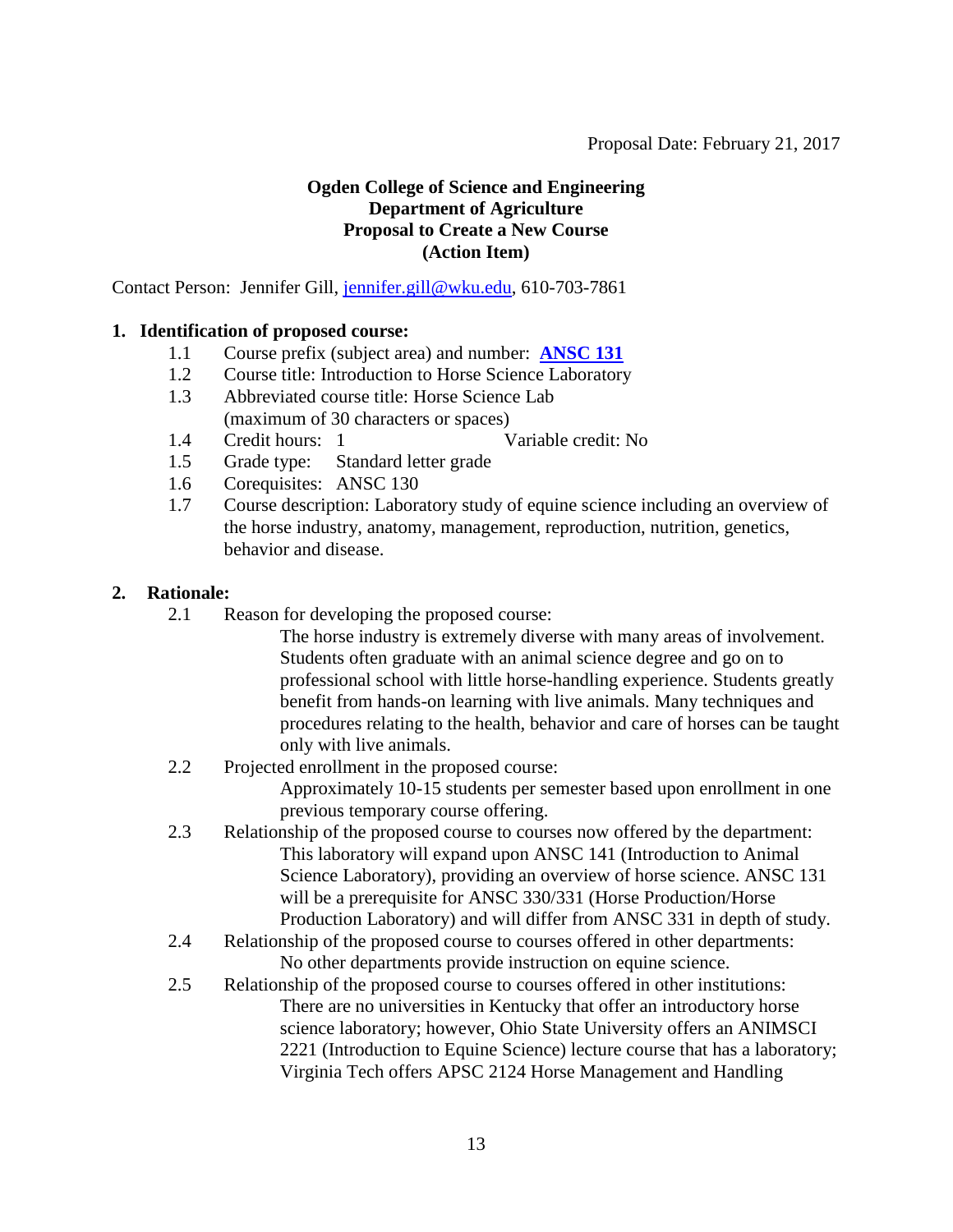Proposal Date: February 21, 2017

**Ogden College of Science and Engineering**
**Department of Agriculture**
**Proposal to Create a New Course**
**(Action Item)**

Contact Person: Jennifer Gill, jennifer.gill@wku.edu, 610-703-7861

**1. Identification of proposed course:**

1.1 Course prefix (subject area) and number: **ANSC 131**

1.2 Course title: Introduction to Horse Science Laboratory

1.3 Abbreviated course title: Horse Science Lab
(maximum of 30 characters or spaces)

1.4 Credit hours: 1 Variable credit: No

1.5 Grade type: Standard letter grade

1.6 Corequisites: ANSC 130

1.7 Course description: Laboratory study of equine science including an overview of the horse industry, anatomy, management, reproduction, nutrition, genetics, behavior and disease.

**2. Rationale:**

2.1 Reason for developing the proposed course:
The horse industry is extremely diverse with many areas of involvement. Students often graduate with an animal science degree and go on to professional school with little horse-handling experience. Students greatly benefit from hands-on learning with live animals. Many techniques and procedures relating to the health, behavior and care of horses can be taught only with live animals.

2.2 Projected enrollment in the proposed course:
Approximately 10-15 students per semester based upon enrollment in one previous temporary course offering.

2.3 Relationship of the proposed course to courses now offered by the department:
This laboratory will expand upon ANSC 141 (Introduction to Animal Science Laboratory), providing an overview of horse science. ANSC 131 will be a prerequisite for ANSC 330/331 (Horse Production/Horse Production Laboratory) and will differ from ANSC 331 in depth of study.

2.4 Relationship of the proposed course to courses offered in other departments:
No other departments provide instruction on equine science.

2.5 Relationship of the proposed course to courses offered in other institutions:
There are no universities in Kentucky that offer an introductory horse science laboratory; however, Ohio State University offers an ANIMSCI 2221 (Introduction to Equine Science) lecture course that has a laboratory; Virginia Tech offers APSC 2124 Horse Management and Handling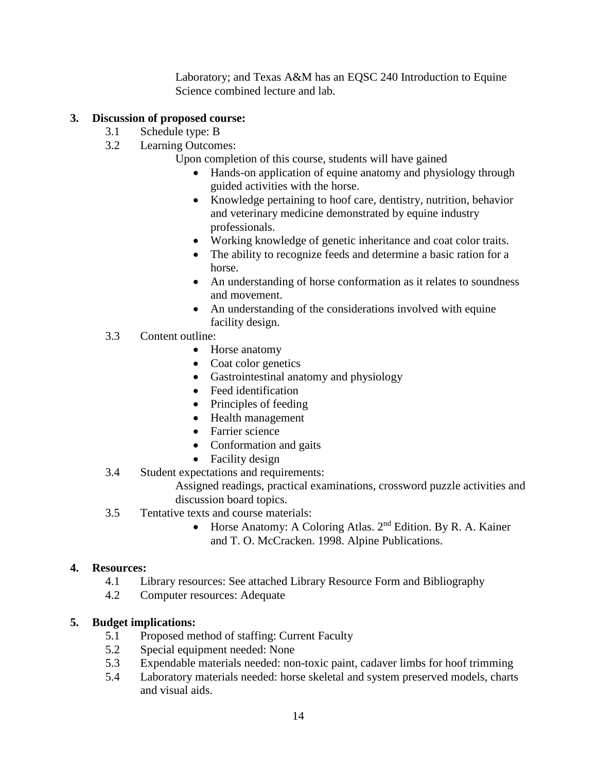Laboratory; and Texas A&M has an EQSC 240 Introduction to Equine Science combined lecture and lab.

**3. Discussion of proposed course:**

3.1 Schedule type: B

3.2 Learning Outcomes:

Upon completion of this course, students will have gained

- Hands-on application of equine anatomy and physiology through guided activities with the horse.
- Knowledge pertaining to hoof care, dentistry, nutrition, behavior and veterinary medicine demonstrated by equine industry professionals.
- Working knowledge of genetic inheritance and coat color traits.
- The ability to recognize feeds and determine a basic ration for a horse.
- An understanding of horse conformation as it relates to soundness and movement.
- An understanding of the considerations involved with equine facility design.

3.3 Content outline:

- Horse anatomy
- Coat color genetics
- Gastrointestinal anatomy and physiology
- Feed identification
- Principles of feeding
- Health management
- Farrier science
- Conformation and gaits
- Facility design

3.4 Student expectations and requirements:

Assigned readings, practical examinations, crossword puzzle activities and discussion board topics.

3.5 Tentative texts and course materials:

- Horse Anatomy: A Coloring Atlas. 2nd Edition. By R. A. Kainer and T. O. McCracken. 1998. Alpine Publications.

**4. Resources:**

4.1 Library resources: See attached Library Resource Form and Bibliography

4.2 Computer resources: Adequate

**5. Budget implications:**

5.1 Proposed method of staffing: Current Faculty

5.2 Special equipment needed: None

5.3 Expendable materials needed: non-toxic paint, cadaver limbs for hoof trimming

5.4 Laboratory materials needed: horse skeletal and system preserved models, charts and visual aids.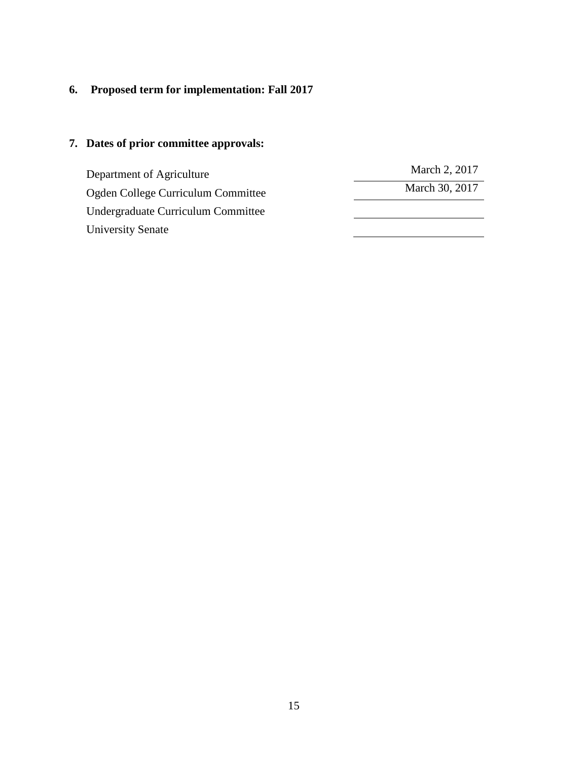**6. Proposed term for implementation: Fall 2017**

**7. Dates of prior committee approvals:**

| | |
|---|---|
| Department of Agriculture | March 2, 2017 |
| Ogden College Curriculum Committee | March 30, 2017 |
| Undergraduate Curriculum Committee | |
| University Senate | |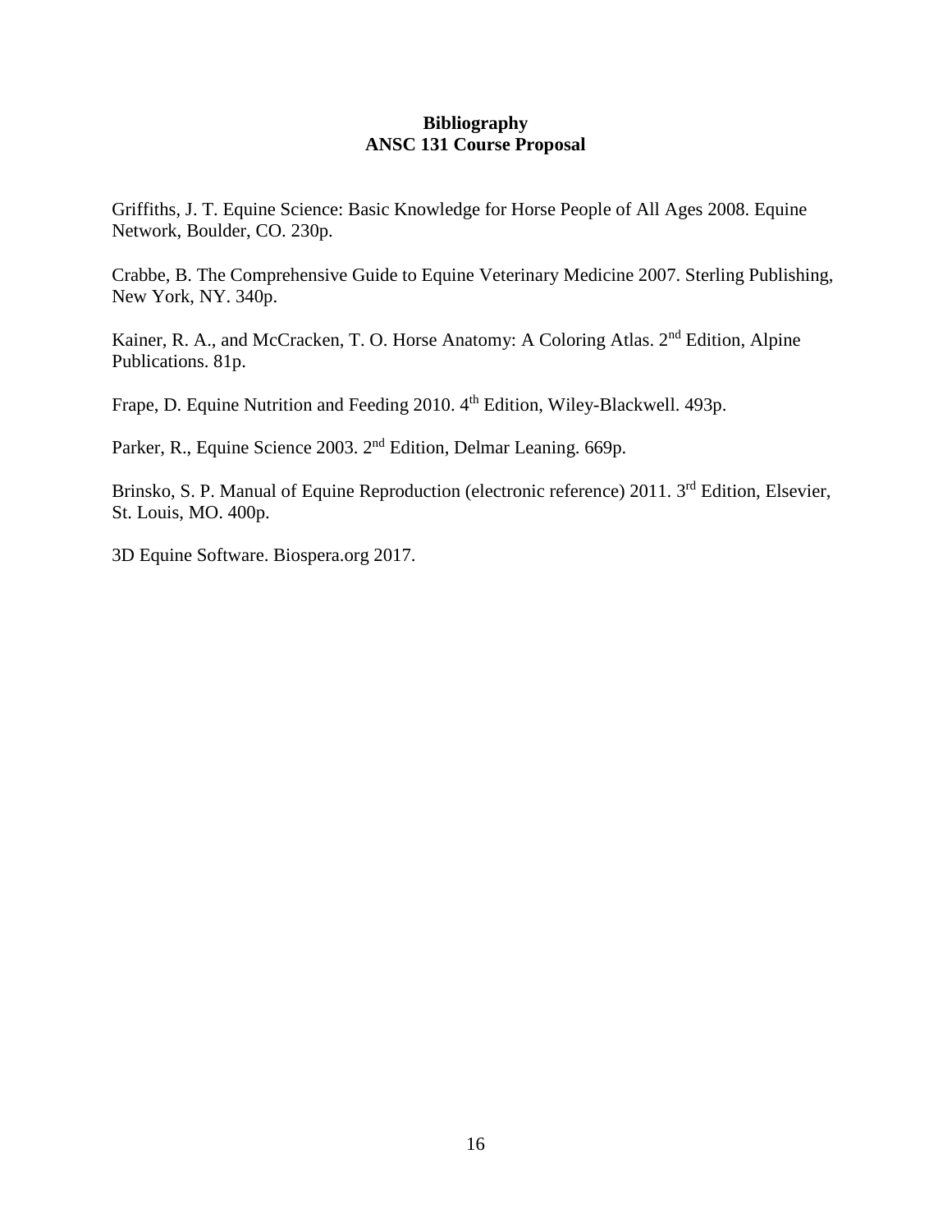**Bibliography**
**ANSC 131 Course Proposal**

Griffiths, J. T. Equine Science: Basic Knowledge for Horse People of All Ages 2008. Equine Network, Boulder, CO. 230p.

Crabbe, B. The Comprehensive Guide to Equine Veterinary Medicine 2007. Sterling Publishing, New York, NY. 340p.

Kainer, R. A., and McCracken, T. O. Horse Anatomy: A Coloring Atlas. 2nd Edition, Alpine Publications. 81p.

Frape, D. Equine Nutrition and Feeding 2010. 4th Edition, Wiley-Blackwell. 493p.

Parker, R., Equine Science 2003. 2nd Edition, Delmar Leaning. 669p.

Brinsko, S. P. Manual of Equine Reproduction (electronic reference) 2011. 3rd Edition, Elsevier, St. Louis, MO. 400p.

3D Equine Software. Biospera.org 2017.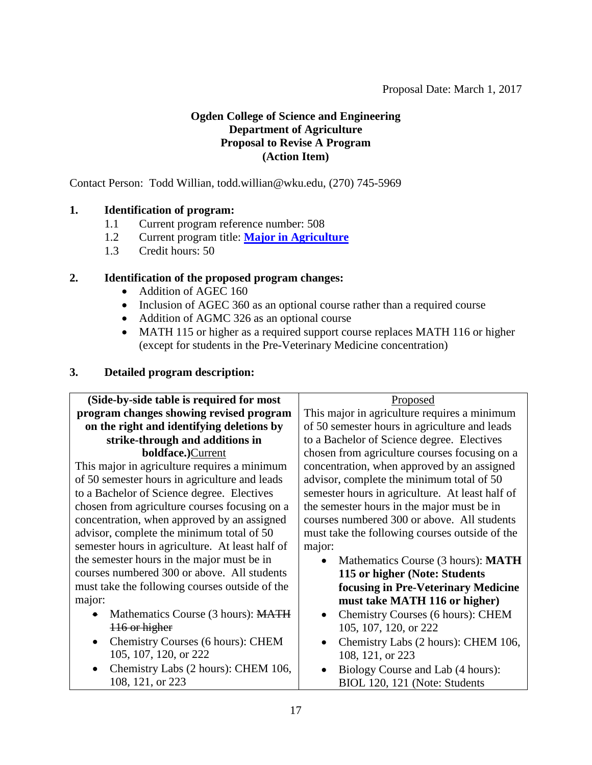Proposal Date: March 1, 2017

**Ogden College of Science and Engineering**
**Department of Agriculture**
**Proposal to Revise A Program**
**(Action Item)**

Contact Person: Todd Willian, todd.willian@wku.edu, (270) 745-5969

**1. Identification of program:**

1.1 Current program reference number: 508
1.2 Current program title: **Major in Agriculture**
1.3 Credit hours: 50

**2. Identification of the proposed program changes:**

- Addition of AGEC 160
- Inclusion of AGEC 360 as an optional course rather than a required course
- Addition of AGMC 326 as an optional course
- MATH 115 or higher as a required support course replaces MATH 116 or higher (except for students in the Pre-Veterinary Medicine concentration)

**3. Detailed program description:**

| **(Side-by-side table is required for most program changes showing revised program on the right and identifying deletions by strike-through and additions in boldface.)** Current | Proposed |
| --- | --- |
| This major in agriculture requires a minimum of 50 semester hours in agriculture and leads to a Bachelor of Science degree. Electives chosen from agriculture courses focusing on a concentration, when approved by an assigned advisor, complete the minimum total of 50 semester hours in agriculture. At least half of the semester hours in the major must be in courses numbered 300 or above. All students must take the following courses outside of the major: <br>• Mathematics Course (3 hours): ~~MATH 116 or higher~~ <br>• Chemistry Courses (6 hours): CHEM 105, 107, 120, or 222 <br>• Chemistry Labs (2 hours): CHEM 106, 108, 121, or 223 | This major in agriculture requires a minimum of 50 semester hours in agriculture and leads to a Bachelor of Science degree. Electives chosen from agriculture courses focusing on a concentration, when approved by an assigned advisor, complete the minimum total of 50 semester hours in agriculture. At least half of the semester hours in the major must be in courses numbered 300 or above. All students must take the following courses outside of the major: <br>• Mathematics Course (3 hours): **MATH 115 or higher (Note: Students focusing in Pre-Veterinary Medicine must take MATH 116 or higher)** <br>• Chemistry Courses (6 hours): CHEM 105, 107, 120, or 222 <br>• Chemistry Labs (2 hours): CHEM 106, 108, 121, or 223 <br>• Biology Course and Lab (4 hours): BIOL 120, 121 (Note: Students |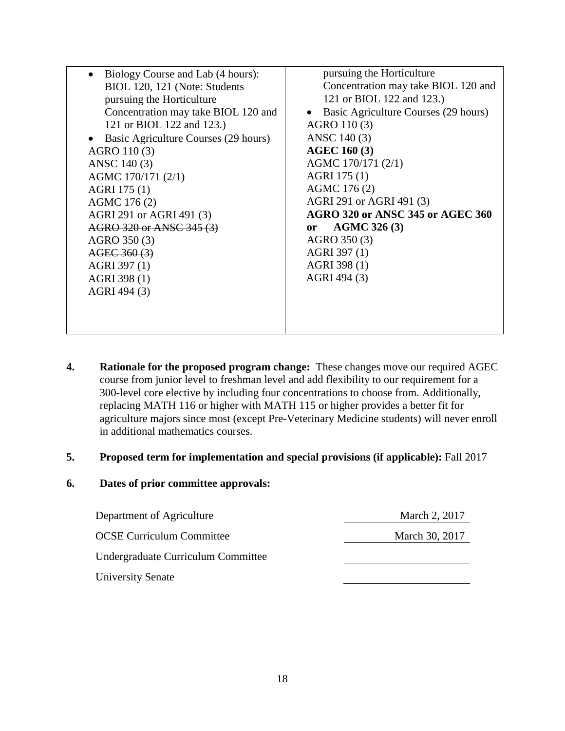| | |
|---|---|
| • Biology Course and Lab (4 hours): BIOL 120, 121 (Note: Students pursuing the Horticulture Concentration may take BIOL 120 and 121 or BIOL 122 and 123.)<br>• Basic Agriculture Courses (29 hours)<br>AGRO 110 (3)<br>ANSC 140 (3)<br>AGMC 170/171 (2/1)<br>AGRI 175 (1)<br>AGMC 176 (2)<br>AGRI 291 or AGRI 491 (3)<br>~~AGRO 320 or ANSC 345 (3)~~<br>AGRO 350 (3)<br>~~AGEC 360 (3)~~<br>AGRI 397 (1)<br>AGRI 398 (1)<br>AGRI 494 (3) | pursuing the Horticulture Concentration may take BIOL 120 and 121 or BIOL 122 and 123.)<br>• Basic Agriculture Courses (29 hours)<br>AGRO 110 (3)<br>ANSC 140 (3)<br>**AGEC 160 (3)**<br>AGMC 170/171 (2/1)<br>AGRI 175 (1)<br>AGMC 176 (2)<br>AGRI 291 or AGRI 491 (3)<br>**AGRO 320 or ANSC 345 or AGEC 360 or AGMC 326 (3)**<br>AGRO 350 (3)<br>AGRI 397 (1)<br>AGRI 398 (1)<br>AGRI 494 (3) |

**4. Rationale for the proposed program change:** These changes move our required AGEC course from junior level to freshman level and add flexibility to our requirement for a 300-level core elective by including four concentrations to choose from. Additionally, replacing MATH 116 or higher with MATH 115 or higher provides a better fit for agriculture majors since most (except Pre-Veterinary Medicine students) will never enroll in additional mathematics courses.

**5. Proposed term for implementation and special provisions (if applicable):** Fall 2017

**6. Dates of prior committee approvals:**

| | |
|---|---|
| Department of Agriculture | March 2, 2017 |
| OCSE Curriculum Committee | March 30, 2017 |
| Undergraduate Curriculum Committee | |
| University Senate | |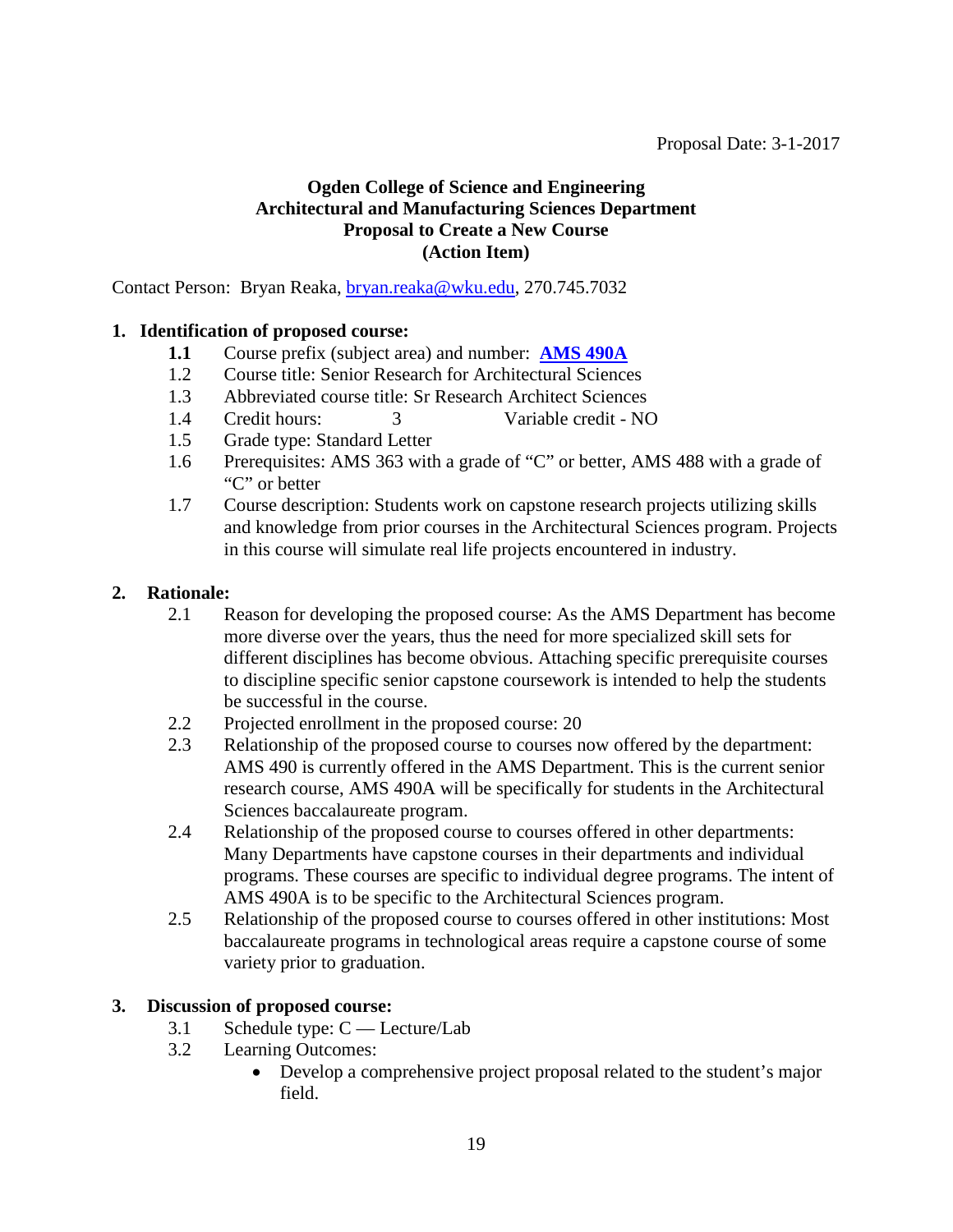Proposal Date: 3-1-2017

**Ogden College of Science and Engineering**
**Architectural and Manufacturing Sciences Department**
**Proposal to Create a New Course**
**(Action Item)**

Contact Person: Bryan Reaka, bryan.reaka@wku.edu, 270.745.7032

**1. Identification of proposed course:**

- **1.1** Course prefix (subject area) and number: **AMS 490A**
- 1.2 Course title: Senior Research for Architectural Sciences
- 1.3 Abbreviated course title: Sr Research Architect Sciences
- 1.4 Credit hours: 3 Variable credit - NO
- 1.5 Grade type: Standard Letter
- 1.6 Prerequisites: AMS 363 with a grade of "C" or better, AMS 488 with a grade of "C" or better
- 1.7 Course description: Students work on capstone research projects utilizing skills and knowledge from prior courses in the Architectural Sciences program. Projects in this course will simulate real life projects encountered in industry.

**2. Rationale:**

- 2.1 Reason for developing the proposed course: As the AMS Department has become more diverse over the years, thus the need for more specialized skill sets for different disciplines has become obvious. Attaching specific prerequisite courses to discipline specific senior capstone coursework is intended to help the students be successful in the course.
- 2.2 Projected enrollment in the proposed course: 20
- 2.3 Relationship of the proposed course to courses now offered by the department: AMS 490 is currently offered in the AMS Department. This is the current senior research course, AMS 490A will be specifically for students in the Architectural Sciences baccalaureate program.
- 2.4 Relationship of the proposed course to courses offered in other departments: Many Departments have capstone courses in their departments and individual programs. These courses are specific to individual degree programs. The intent of AMS 490A is to be specific to the Architectural Sciences program.
- 2.5 Relationship of the proposed course to courses offered in other institutions: Most baccalaureate programs in technological areas require a capstone course of some variety prior to graduation.

**3. Discussion of proposed course:**

- 3.1 Schedule type: C — Lecture/Lab
- 3.2 Learning Outcomes:
  - Develop a comprehensive project proposal related to the student's major field.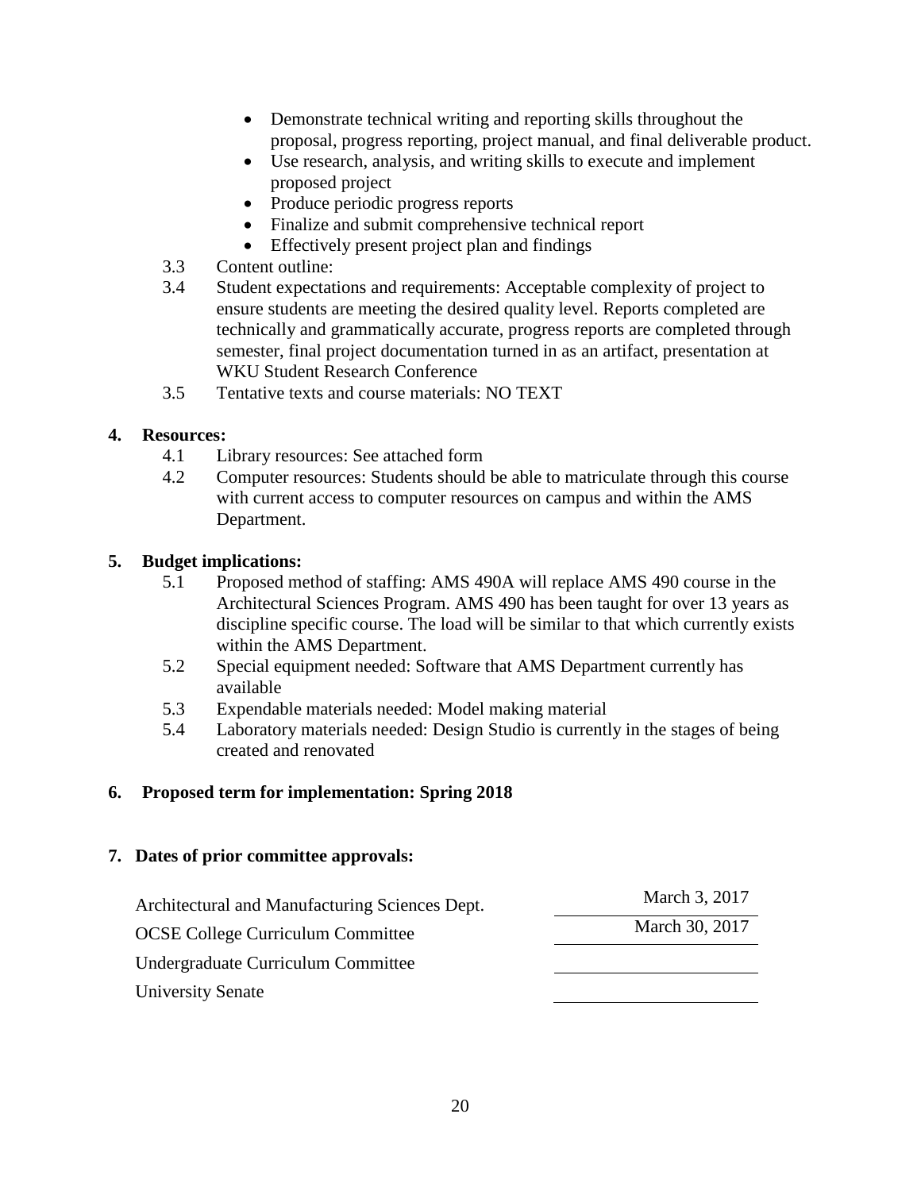- Demonstrate technical writing and reporting skills throughout the proposal, progress reporting, project manual, and final deliverable product.
- Use research, analysis, and writing skills to execute and implement proposed project
- Produce periodic progress reports
- Finalize and submit comprehensive technical report
- Effectively present project plan and findings

3.3 Content outline:

3.4 Student expectations and requirements: Acceptable complexity of project to ensure students are meeting the desired quality level. Reports completed are technically and grammatically accurate, progress reports are completed through semester, final project documentation turned in as an artifact, presentation at WKU Student Research Conference

3.5 Tentative texts and course materials: NO TEXT

**4. Resources:**

4.1 Library resources: See attached form

4.2 Computer resources: Students should be able to matriculate through this course with current access to computer resources on campus and within the AMS Department.

**5. Budget implications:**

5.1 Proposed method of staffing: AMS 490A will replace AMS 490 course in the Architectural Sciences Program. AMS 490 has been taught for over 13 years as discipline specific course. The load will be similar to that which currently exists within the AMS Department.

5.2 Special equipment needed: Software that AMS Department currently has available

5.3 Expendable materials needed: Model making material

5.4 Laboratory materials needed: Design Studio is currently in the stages of being created and renovated

**6. Proposed term for implementation: Spring 2018**

**7. Dates of prior committee approvals:**

| | |
|---|---|
| Architectural and Manufacturing Sciences Dept. | March 3, 2017 |
| OCSE College Curriculum Committee | March 30, 2017 |
| Undergraduate Curriculum Committee | |
| University Senate | |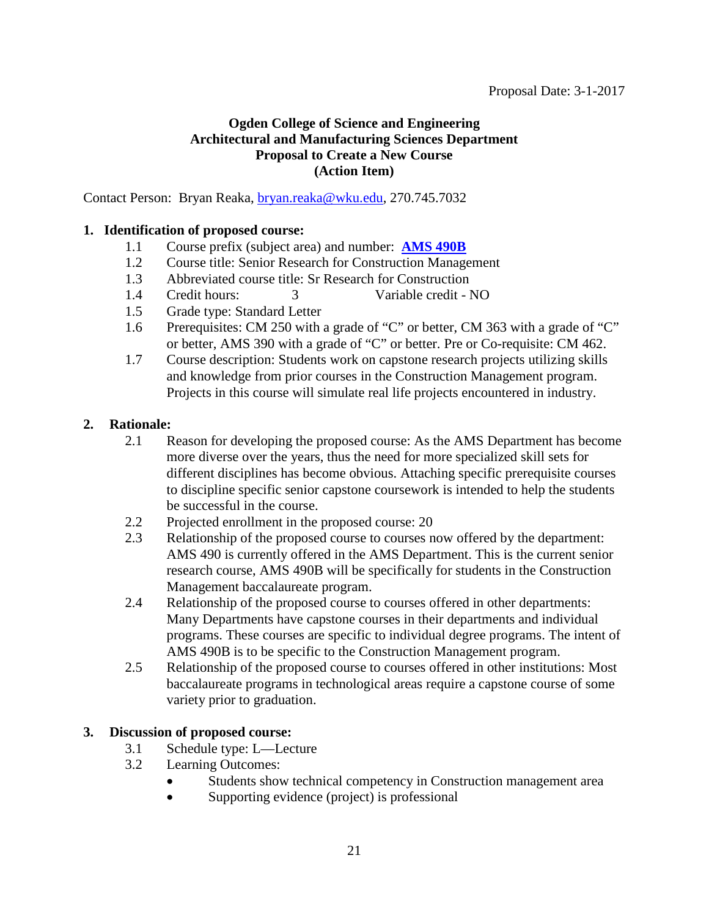Proposal Date: 3-1-2017

**Ogden College of Science and Engineering**
**Architectural and Manufacturing Sciences Department**
**Proposal to Create a New Course**
**(Action Item)**

Contact Person: Bryan Reaka, [bryan.reaka@wku.edu](mailto:bryan.reaka@wku.edu), 270.745.7032

**1. Identification of proposed course:**

1.1 Course prefix (subject area) and number: **AMS 490B**

1.2 Course title: Senior Research for Construction Management

1.3 Abbreviated course title: Sr Research for Construction

1.4 Credit hours: 3 Variable credit - NO

1.5 Grade type: Standard Letter

1.6 Prerequisites: CM 250 with a grade of "C" or better, CM 363 with a grade of "C" or better, AMS 390 with a grade of "C" or better. Pre or Co-requisite: CM 462.

1.7 Course description: Students work on capstone research projects utilizing skills and knowledge from prior courses in the Construction Management program. Projects in this course will simulate real life projects encountered in industry.

**2. Rationale:**

2.1 Reason for developing the proposed course: As the AMS Department has become more diverse over the years, thus the need for more specialized skill sets for different disciplines has become obvious. Attaching specific prerequisite courses to discipline specific senior capstone coursework is intended to help the students be successful in the course.

2.2 Projected enrollment in the proposed course: 20

2.3 Relationship of the proposed course to courses now offered by the department: AMS 490 is currently offered in the AMS Department. This is the current senior research course, AMS 490B will be specifically for students in the Construction Management baccalaureate program.

2.4 Relationship of the proposed course to courses offered in other departments: Many Departments have capstone courses in their departments and individual programs. These courses are specific to individual degree programs. The intent of AMS 490B is to be specific to the Construction Management program.

2.5 Relationship of the proposed course to courses offered in other institutions: Most baccalaureate programs in technological areas require a capstone course of some variety prior to graduation.

**3. Discussion of proposed course:**

3.1 Schedule type: L—Lecture

3.2 Learning Outcomes:

- Students show technical competency in Construction management area
- Supporting evidence (project) is professional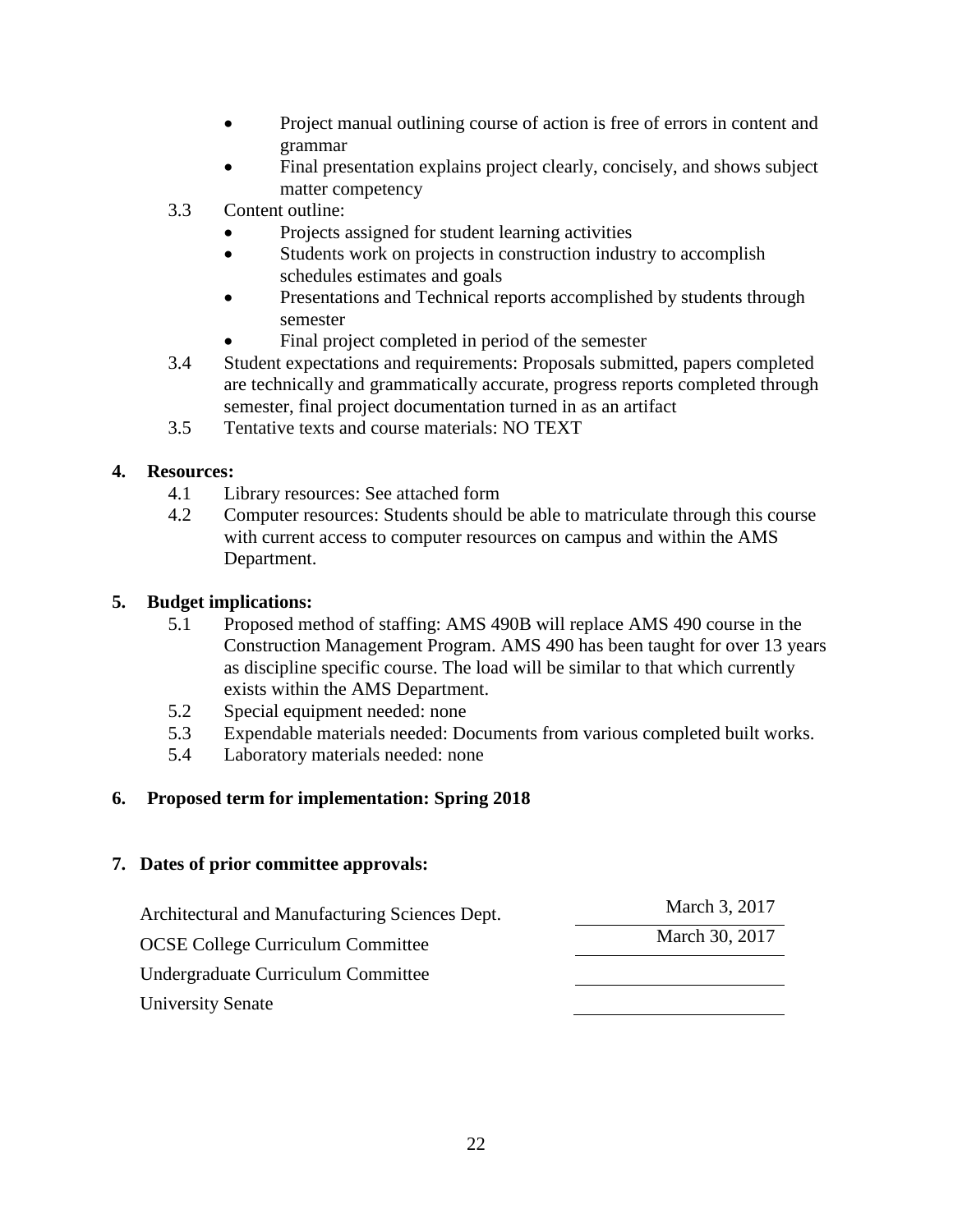- Project manual outlining course of action is free of errors in content and grammar
- Final presentation explains project clearly, concisely, and shows subject matter competency

3.3 Content outline:

- Projects assigned for student learning activities
- Students work on projects in construction industry to accomplish schedules estimates and goals
- Presentations and Technical reports accomplished by students through semester
- Final project completed in period of the semester

3.4 Student expectations and requirements: Proposals submitted, papers completed are technically and grammatically accurate, progress reports completed through semester, final project documentation turned in as an artifact

3.5 Tentative texts and course materials: NO TEXT

**4. Resources:**

4.1 Library resources: See attached form

4.2 Computer resources: Students should be able to matriculate through this course with current access to computer resources on campus and within the AMS Department.

**5. Budget implications:**

5.1 Proposed method of staffing: AMS 490B will replace AMS 490 course in the Construction Management Program. AMS 490 has been taught for over 13 years as discipline specific course. The load will be similar to that which currently exists within the AMS Department.

5.2 Special equipment needed: none

5.3 Expendable materials needed: Documents from various completed built works.

5.4 Laboratory materials needed: none

**6. Proposed term for implementation: Spring 2018**

**7. Dates of prior committee approvals:**

| | |
|---|---|
| Architectural and Manufacturing Sciences Dept. | March 3, 2017 |
| OCSE College Curriculum Committee | March 30, 2017 |
| Undergraduate Curriculum Committee | |
| University Senate | |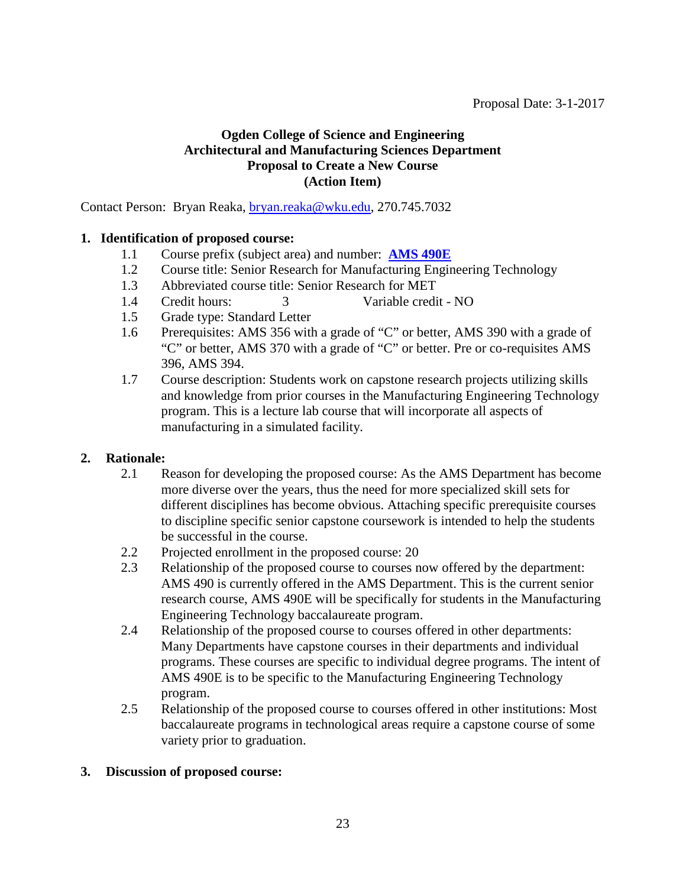Proposal Date: 3-1-2017

**Ogden College of Science and Engineering**
**Architectural and Manufacturing Sciences Department**
**Proposal to Create a New Course**
**(Action Item)**

Contact Person: Bryan Reaka, bryan.reaka@wku.edu, 270.745.7032

**1. Identification of proposed course:**

1.1 Course prefix (subject area) and number: **AMS 490E**

1.2 Course title: Senior Research for Manufacturing Engineering Technology

1.3 Abbreviated course title: Senior Research for MET

1.4 Credit hours: 3 Variable credit - NO

1.5 Grade type: Standard Letter

1.6 Prerequisites: AMS 356 with a grade of "C" or better, AMS 390 with a grade of "C" or better, AMS 370 with a grade of "C" or better. Pre or co-requisites AMS 396, AMS 394.

1.7 Course description: Students work on capstone research projects utilizing skills and knowledge from prior courses in the Manufacturing Engineering Technology program. This is a lecture lab course that will incorporate all aspects of manufacturing in a simulated facility.

**2. Rationale:**

2.1 Reason for developing the proposed course: As the AMS Department has become more diverse over the years, thus the need for more specialized skill sets for different disciplines has become obvious. Attaching specific prerequisite courses to discipline specific senior capstone coursework is intended to help the students be successful in the course.

2.2 Projected enrollment in the proposed course: 20

2.3 Relationship of the proposed course to courses now offered by the department: AMS 490 is currently offered in the AMS Department. This is the current senior research course, AMS 490E will be specifically for students in the Manufacturing Engineering Technology baccalaureate program.

2.4 Relationship of the proposed course to courses offered in other departments: Many Departments have capstone courses in their departments and individual programs. These courses are specific to individual degree programs. The intent of AMS 490E is to be specific to the Manufacturing Engineering Technology program.

2.5 Relationship of the proposed course to courses offered in other institutions: Most baccalaureate programs in technological areas require a capstone course of some variety prior to graduation.

**3. Discussion of proposed course:**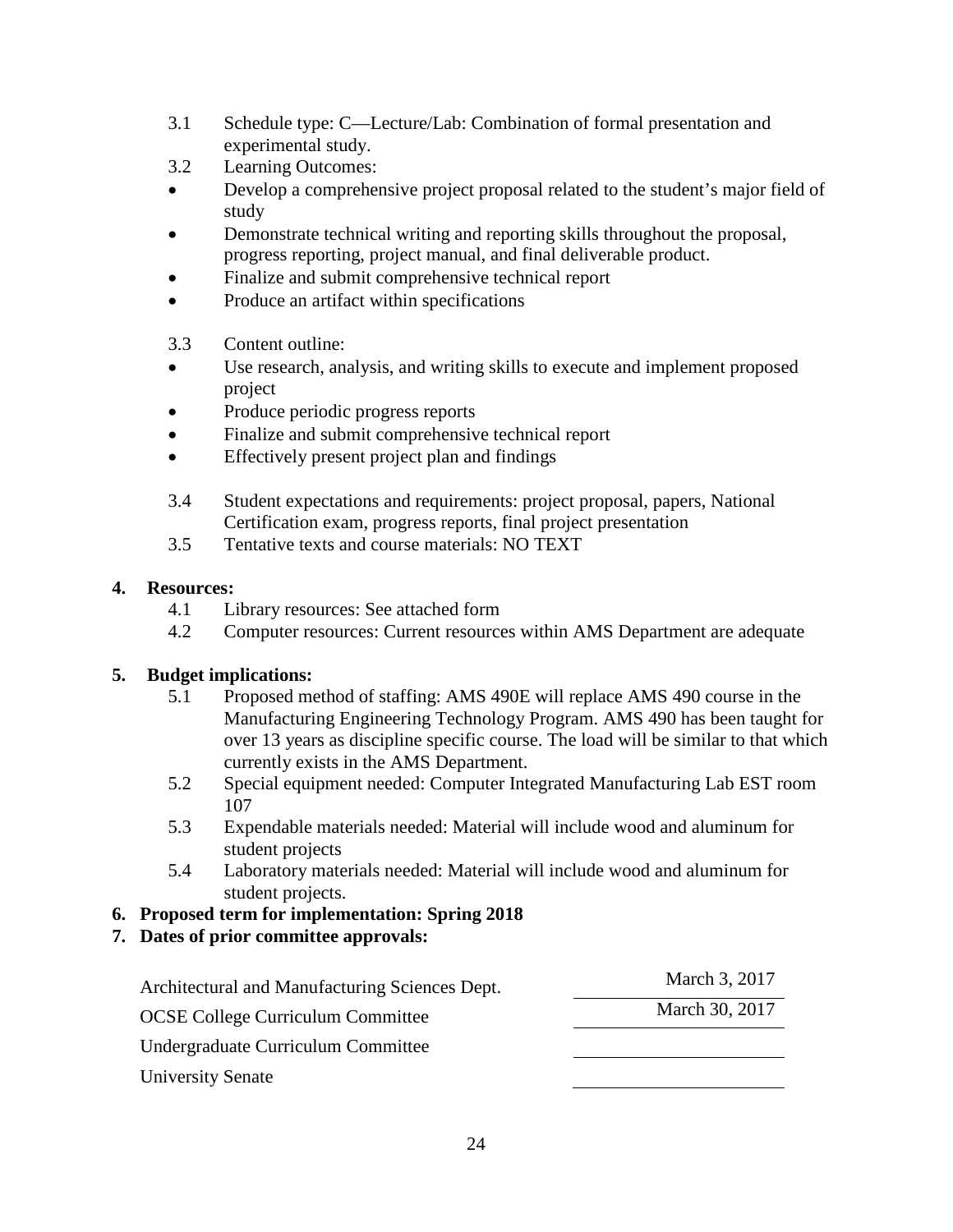3.1 Schedule type: C—Lecture/Lab: Combination of formal presentation and experimental study.

3.2 Learning Outcomes:

- Develop a comprehensive project proposal related to the student's major field of study
- Demonstrate technical writing and reporting skills throughout the proposal, progress reporting, project manual, and final deliverable product.
- Finalize and submit comprehensive technical report
- Produce an artifact within specifications

3.3 Content outline:

- Use research, analysis, and writing skills to execute and implement proposed project
- Produce periodic progress reports
- Finalize and submit comprehensive technical report
- Effectively present project plan and findings

3.4 Student expectations and requirements: project proposal, papers, National Certification exam, progress reports, final project presentation

3.5 Tentative texts and course materials: NO TEXT

**4. Resources:**

4.1 Library resources: See attached form

4.2 Computer resources: Current resources within AMS Department are adequate

**5. Budget implications:**

5.1 Proposed method of staffing: AMS 490E will replace AMS 490 course in the Manufacturing Engineering Technology Program. AMS 490 has been taught for over 13 years as discipline specific course. The load will be similar to that which currently exists in the AMS Department.

5.2 Special equipment needed: Computer Integrated Manufacturing Lab EST room 107

5.3 Expendable materials needed: Material will include wood and aluminum for student projects

5.4 Laboratory materials needed: Material will include wood and aluminum for student projects.

**6. Proposed term for implementation: Spring 2018**

**7. Dates of prior committee approvals:**

| | |
|---|---|
| Architectural and Manufacturing Sciences Dept. | March 3, 2017 |
| OCSE College Curriculum Committee | March 30, 2017 |
| Undergraduate Curriculum Committee | |
| University Senate | |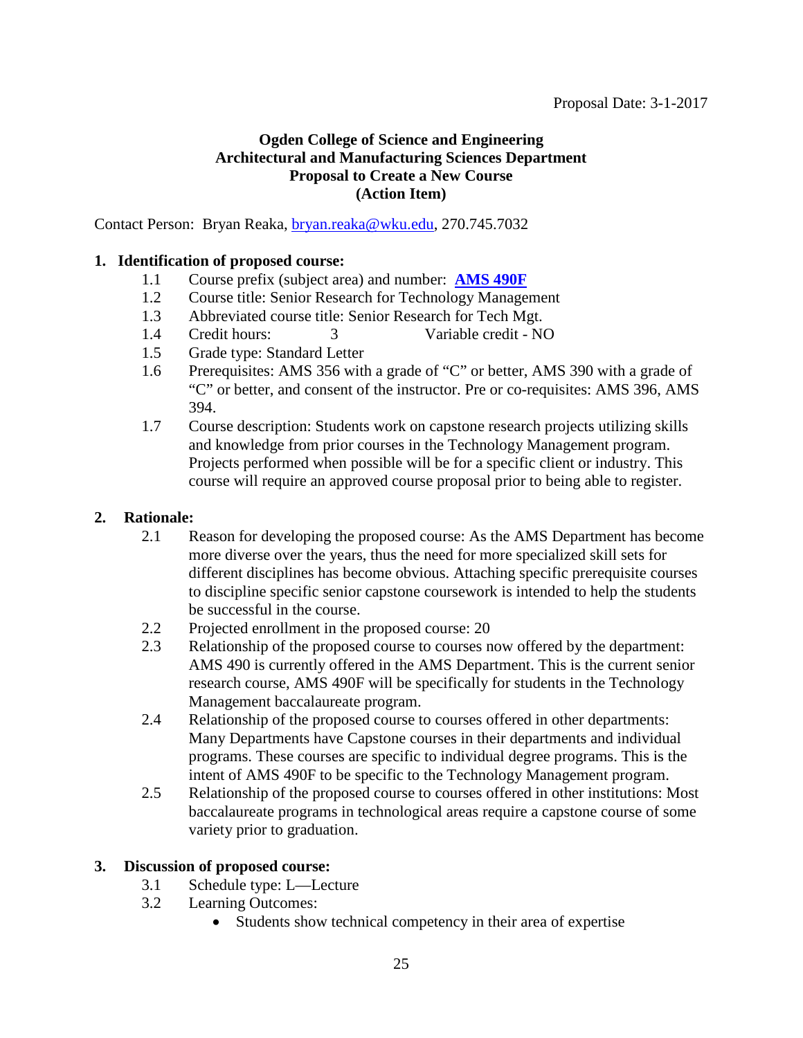Proposal Date: 3-1-2017

**Ogden College of Science and Engineering**
**Architectural and Manufacturing Sciences Department**
**Proposal to Create a New Course**
**(Action Item)**

Contact Person: Bryan Reaka, bryan.reaka@wku.edu, 270.745.7032

**1. Identification of proposed course:**

1.1 Course prefix (subject area) and number: **AMS 490F**

1.2 Course title: Senior Research for Technology Management

1.3 Abbreviated course title: Senior Research for Tech Mgt.

1.4 Credit hours: 3 Variable credit - NO

1.5 Grade type: Standard Letter

1.6 Prerequisites: AMS 356 with a grade of "C" or better, AMS 390 with a grade of "C" or better, and consent of the instructor. Pre or co-requisites: AMS 396, AMS 394.

1.7 Course description: Students work on capstone research projects utilizing skills and knowledge from prior courses in the Technology Management program. Projects performed when possible will be for a specific client or industry. This course will require an approved course proposal prior to being able to register.

**2. Rationale:**

2.1 Reason for developing the proposed course: As the AMS Department has become more diverse over the years, thus the need for more specialized skill sets for different disciplines has become obvious. Attaching specific prerequisite courses to discipline specific senior capstone coursework is intended to help the students be successful in the course.

2.2 Projected enrollment in the proposed course: 20

2.3 Relationship of the proposed course to courses now offered by the department: AMS 490 is currently offered in the AMS Department. This is the current senior research course, AMS 490F will be specifically for students in the Technology Management baccalaureate program.

2.4 Relationship of the proposed course to courses offered in other departments: Many Departments have Capstone courses in their departments and individual programs. These courses are specific to individual degree programs. This is the intent of AMS 490F to be specific to the Technology Management program.

2.5 Relationship of the proposed course to courses offered in other institutions: Most baccalaureate programs in technological areas require a capstone course of some variety prior to graduation.

**3. Discussion of proposed course:**

3.1 Schedule type: L—Lecture

3.2 Learning Outcomes:

- Students show technical competency in their area of expertise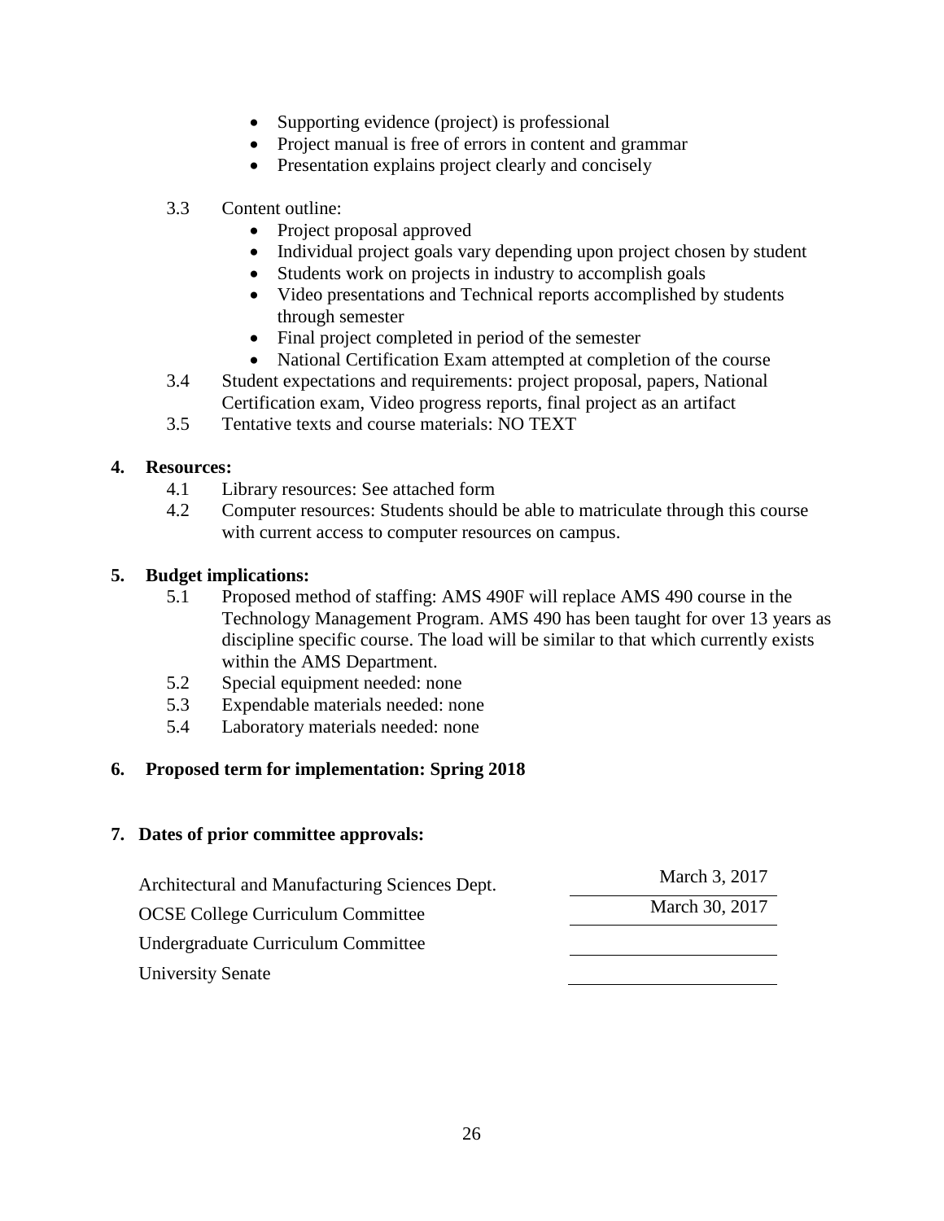- Supporting evidence (project) is professional
- Project manual is free of errors in content and grammar
- Presentation explains project clearly and concisely

3.3 Content outline:

- Project proposal approved
- Individual project goals vary depending upon project chosen by student
- Students work on projects in industry to accomplish goals
- Video presentations and Technical reports accomplished by students through semester
- Final project completed in period of the semester
- National Certification Exam attempted at completion of the course

3.4 Student expectations and requirements: project proposal, papers, National Certification exam, Video progress reports, final project as an artifact

3.5 Tentative texts and course materials: NO TEXT

**4. Resources:**

4.1 Library resources: See attached form

4.2 Computer resources: Students should be able to matriculate through this course with current access to computer resources on campus.

**5. Budget implications:**

5.1 Proposed method of staffing: AMS 490F will replace AMS 490 course in the Technology Management Program. AMS 490 has been taught for over 13 years as discipline specific course. The load will be similar to that which currently exists within the AMS Department.

5.2 Special equipment needed: none

5.3 Expendable materials needed: none

5.4 Laboratory materials needed: none

**6. Proposed term for implementation: Spring 2018**

**7. Dates of prior committee approvals:**

| | |
|---|---|
| Architectural and Manufacturing Sciences Dept. | March 3, 2017 |
| OCSE College Curriculum Committee | March 30, 2017 |
| Undergraduate Curriculum Committee | |
| University Senate | |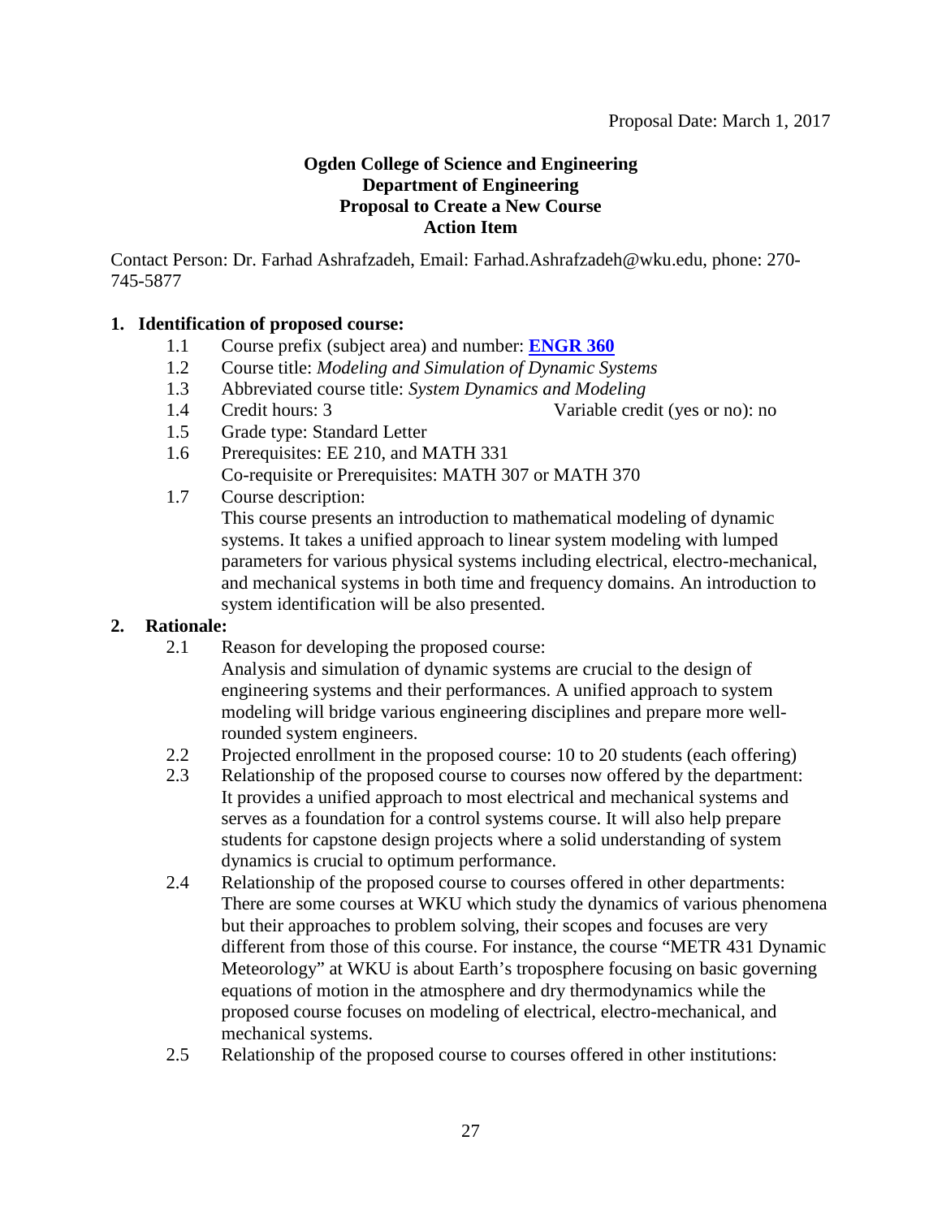Proposal Date: March 1, 2017

**Ogden College of Science and Engineering**
**Department of Engineering**
**Proposal to Create a New Course**
**Action Item**

Contact Person: Dr. Farhad Ashrafzadeh, Email: Farhad.Ashrafzadeh@wku.edu, phone: 270-745-5877

## 1. Identification of proposed course:

1.1 Course prefix (subject area) and number: **ENGR 360**

1.2 Course title: *Modeling and Simulation of Dynamic Systems*

1.3 Abbreviated course title: *System Dynamics and Modeling*

1.4 Credit hours: 3 Variable credit (yes or no): no

1.5 Grade type: Standard Letter

1.6 Prerequisites: EE 210, and MATH 331
Co-requisite or Prerequisites: MATH 307 or MATH 370

1.7 Course description:
This course presents an introduction to mathematical modeling of dynamic systems. It takes a unified approach to linear system modeling with lumped parameters for various physical systems including electrical, electro-mechanical, and mechanical systems in both time and frequency domains. An introduction to system identification will be also presented.

## 2. Rationale:

2.1 Reason for developing the proposed course:
Analysis and simulation of dynamic systems are crucial to the design of engineering systems and their performances. A unified approach to system modeling will bridge various engineering disciplines and prepare more well-rounded system engineers.

2.2 Projected enrollment in the proposed course: 10 to 20 students (each offering)

2.3 Relationship of the proposed course to courses now offered by the department:
It provides a unified approach to most electrical and mechanical systems and serves as a foundation for a control systems course. It will also help prepare students for capstone design projects where a solid understanding of system dynamics is crucial to optimum performance.

2.4 Relationship of the proposed course to courses offered in other departments:
There are some courses at WKU which study the dynamics of various phenomena but their approaches to problem solving, their scopes and focuses are very different from those of this course. For instance, the course "METR 431 Dynamic Meteorology" at WKU is about Earth's troposphere focusing on basic governing equations of motion in the atmosphere and dry thermodynamics while the proposed course focuses on modeling of electrical, electro-mechanical, and mechanical systems.

2.5 Relationship of the proposed course to courses offered in other institutions: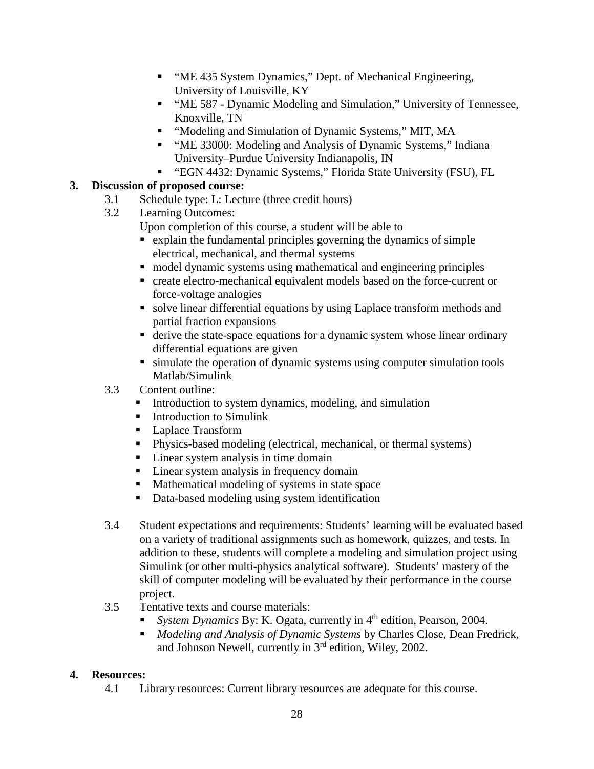- "ME 435 System Dynamics," Dept. of Mechanical Engineering, University of Louisville, KY
- "ME 587 - Dynamic Modeling and Simulation," University of Tennessee, Knoxville, TN
- "Modeling and Simulation of Dynamic Systems," MIT, MA
- "ME 33000: Modeling and Analysis of Dynamic Systems," Indiana University–Purdue University Indianapolis, IN
- "EGN 4432: Dynamic Systems," Florida State University (FSU), FL

**3. Discussion of proposed course:**

3.1 Schedule type: L: Lecture (three credit hours)

3.2 Learning Outcomes:

Upon completion of this course, a student will be able to

- explain the fundamental principles governing the dynamics of simple electrical, mechanical, and thermal systems
- model dynamic systems using mathematical and engineering principles
- create electro-mechanical equivalent models based on the force-current or force-voltage analogies
- solve linear differential equations by using Laplace transform methods and partial fraction expansions
- derive the state-space equations for a dynamic system whose linear ordinary differential equations are given
- simulate the operation of dynamic systems using computer simulation tools Matlab/Simulink

3.3 Content outline:

- Introduction to system dynamics, modeling, and simulation
- Introduction to Simulink
- Laplace Transform
- Physics-based modeling (electrical, mechanical, or thermal systems)
- Linear system analysis in time domain
- Linear system analysis in frequency domain
- Mathematical modeling of systems in state space
- Data-based modeling using system identification

3.4 Student expectations and requirements: Students' learning will be evaluated based on a variety of traditional assignments such as homework, quizzes, and tests. In addition to these, students will complete a modeling and simulation project using Simulink (or other multi-physics analytical software). Students' mastery of the skill of computer modeling will be evaluated by their performance in the course project.

3.5 Tentative texts and course materials:

- *System Dynamics* By: K. Ogata, currently in 4th edition, Pearson, 2004.
- *Modeling and Analysis of Dynamic Systems* by Charles Close, Dean Fredrick, and Johnson Newell, currently in 3rd edition, Wiley, 2002.

**4. Resources:**

4.1 Library resources: Current library resources are adequate for this course.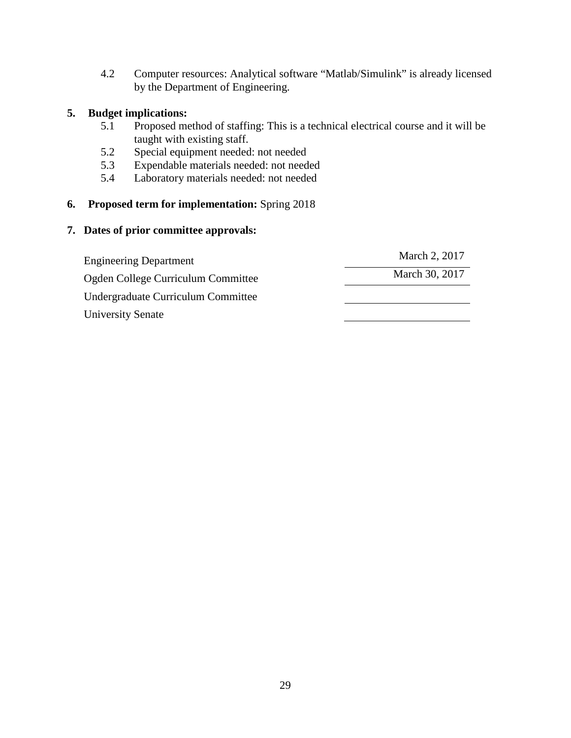4.2 Computer resources: Analytical software "Matlab/Simulink" is already licensed by the Department of Engineering.

**5. Budget implications:**

5.1 Proposed method of staffing: This is a technical electrical course and it will be taught with existing staff.

5.2 Special equipment needed: not needed

5.3 Expendable materials needed: not needed

5.4 Laboratory materials needed: not needed

**6. Proposed term for implementation:** Spring 2018

**7. Dates of prior committee approvals:**

| | |
|---|---|
| Engineering Department | March 2, 2017 |
| Ogden College Curriculum Committee | March 30, 2017 |
| Undergraduate Curriculum Committee | |
| University Senate | |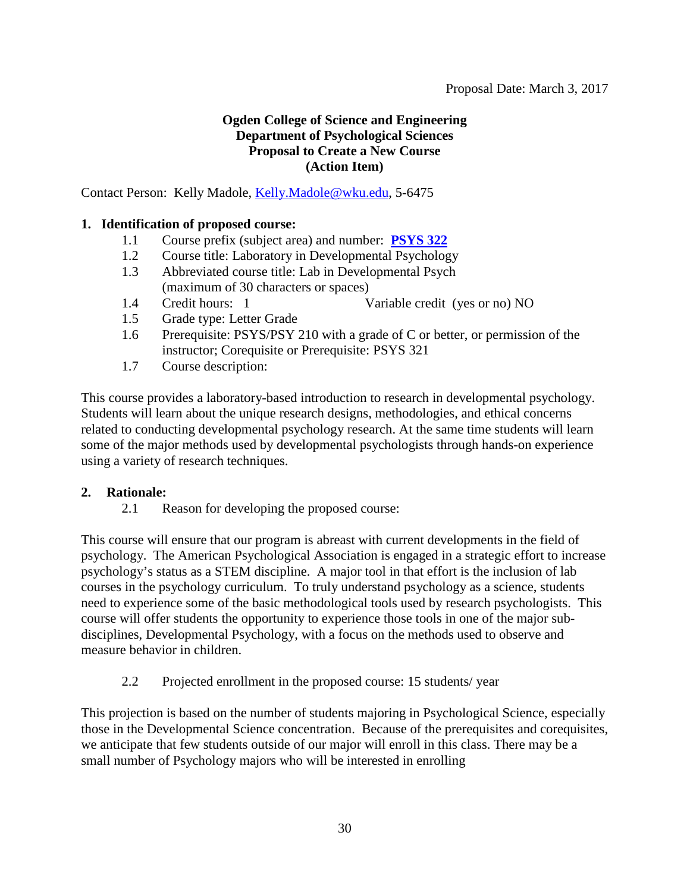Proposal Date: March 3, 2017

**Ogden College of Science and Engineering**
**Department of Psychological Sciences**
**Proposal to Create a New Course**
**(Action Item)**

Contact Person: Kelly Madole, Kelly.Madole@wku.edu, 5-6475

**1. Identification of proposed course:**

1.1 Course prefix (subject area) and number: **PSYS 322**

1.2 Course title: Laboratory in Developmental Psychology

1.3 Abbreviated course title: Lab in Developmental Psych (maximum of 30 characters or spaces)

1.4 Credit hours: 1 Variable credit (yes or no) NO

1.5 Grade type: Letter Grade

1.6 Prerequisite: PSYS/PSY 210 with a grade of C or better, or permission of the instructor; Corequisite or Prerequisite: PSYS 321

1.7 Course description:

This course provides a laboratory-based introduction to research in developmental psychology. Students will learn about the unique research designs, methodologies, and ethical concerns related to conducting developmental psychology research. At the same time students will learn some of the major methods used by developmental psychologists through hands-on experience using a variety of research techniques.

**2. Rationale:**

2.1 Reason for developing the proposed course:

This course will ensure that our program is abreast with current developments in the field of psychology. The American Psychological Association is engaged in a strategic effort to increase psychology's status as a STEM discipline. A major tool in that effort is the inclusion of lab courses in the psychology curriculum. To truly understand psychology as a science, students need to experience some of the basic methodological tools used by research psychologists. This course will offer students the opportunity to experience those tools in one of the major sub-disciplines, Developmental Psychology, with a focus on the methods used to observe and measure behavior in children.

2.2 Projected enrollment in the proposed course: 15 students/ year

This projection is based on the number of students majoring in Psychological Science, especially those in the Developmental Science concentration. Because of the prerequisites and corequisites, we anticipate that few students outside of our major will enroll in this class. There may be a small number of Psychology majors who will be interested in enrolling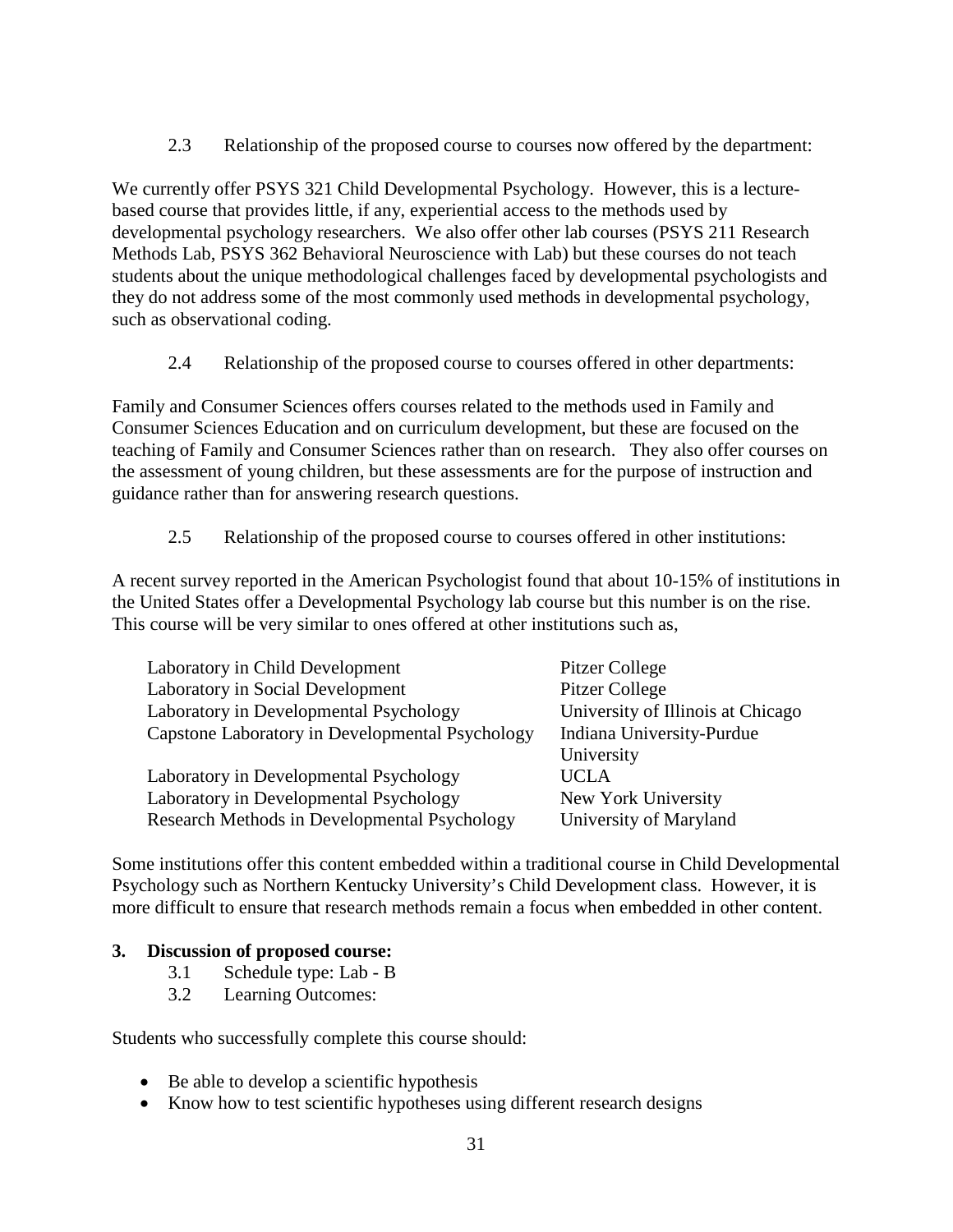2.3 Relationship of the proposed course to courses now offered by the department:

We currently offer PSYS 321 Child Developmental Psychology. However, this is a lecture-based course that provides little, if any, experiential access to the methods used by developmental psychology researchers. We also offer other lab courses (PSYS 211 Research Methods Lab, PSYS 362 Behavioral Neuroscience with Lab) but these courses do not teach students about the unique methodological challenges faced by developmental psychologists and they do not address some of the most commonly used methods in developmental psychology, such as observational coding.

2.4 Relationship of the proposed course to courses offered in other departments:

Family and Consumer Sciences offers courses related to the methods used in Family and Consumer Sciences Education and on curriculum development, but these are focused on the teaching of Family and Consumer Sciences rather than on research. They also offer courses on the assessment of young children, but these assessments are for the purpose of instruction and guidance rather than for answering research questions.

2.5 Relationship of the proposed course to courses offered in other institutions:

A recent survey reported in the American Psychologist found that about 10-15% of institutions in the United States offer a Developmental Psychology lab course but this number is on the rise. This course will be very similar to ones offered at other institutions such as,

| | |
|---|---|
| Laboratory in Child Development | Pitzer College |
| Laboratory in Social Development | Pitzer College |
| Laboratory in Developmental Psychology | University of Illinois at Chicago |
| Capstone Laboratory in Developmental Psychology | Indiana University-Purdue University |
| Laboratory in Developmental Psychology | UCLA |
| Laboratory in Developmental Psychology | New York University |
| Research Methods in Developmental Psychology | University of Maryland |

Some institutions offer this content embedded within a traditional course in Child Developmental Psychology such as Northern Kentucky University's Child Development class. However, it is more difficult to ensure that research methods remain a focus when embedded in other content.

**3. Discussion of proposed course:**

3.1 Schedule type: Lab - B

3.2 Learning Outcomes:

Students who successfully complete this course should:

- Be able to develop a scientific hypothesis
- Know how to test scientific hypotheses using different research designs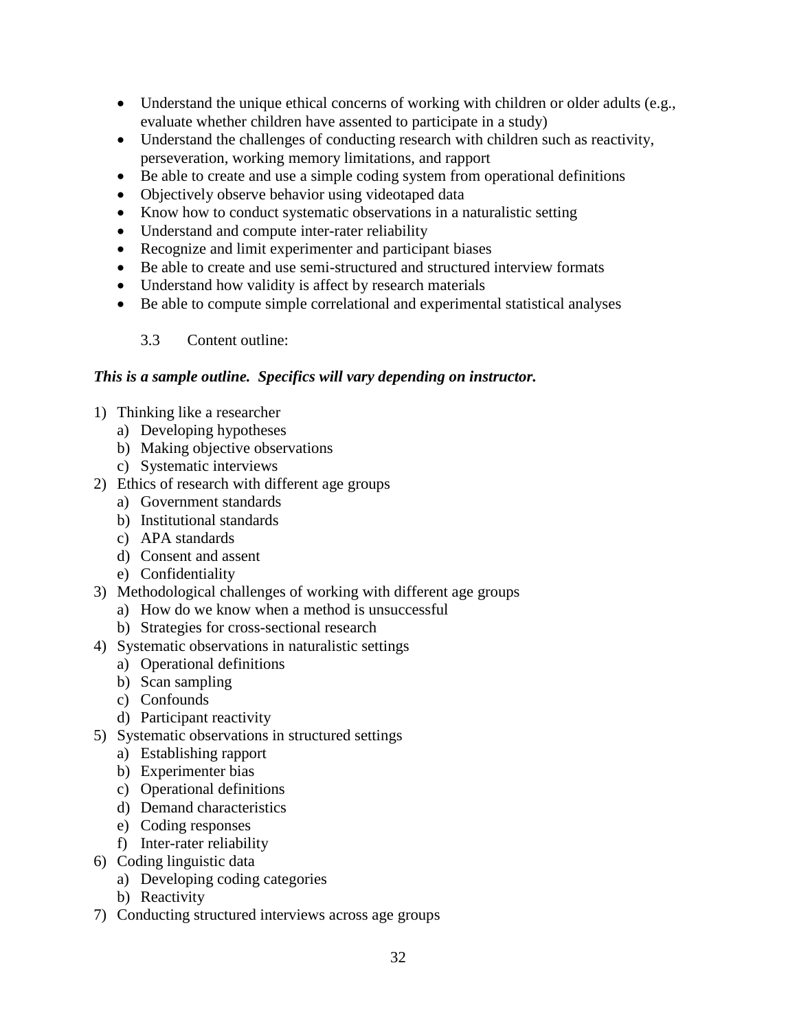- Understand the unique ethical concerns of working with children or older adults (e.g., evaluate whether children have assented to participate in a study)
- Understand the challenges of conducting research with children such as reactivity, perseveration, working memory limitations, and rapport
- Be able to create and use a simple coding system from operational definitions
- Objectively observe behavior using videotaped data
- Know how to conduct systematic observations in a naturalistic setting
- Understand and compute inter-rater reliability
- Recognize and limit experimenter and participant biases
- Be able to create and use semi-structured and structured interview formats
- Understand how validity is affect by research materials
- Be able to compute simple correlational and experimental statistical analyses

3.3 Content outline:

***This is a sample outline. Specifics will vary depending on instructor.***

1) Thinking like a researcher
   a) Developing hypotheses
   b) Making objective observations
   c) Systematic interviews
2) Ethics of research with different age groups
   a) Government standards
   b) Institutional standards
   c) APA standards
   d) Consent and assent
   e) Confidentiality
3) Methodological challenges of working with different age groups
   a) How do we know when a method is unsuccessful
   b) Strategies for cross-sectional research
4) Systematic observations in naturalistic settings
   a) Operational definitions
   b) Scan sampling
   c) Confounds
   d) Participant reactivity
5) Systematic observations in structured settings
   a) Establishing rapport
   b) Experimenter bias
   c) Operational definitions
   d) Demand characteristics
   e) Coding responses
   f) Inter-rater reliability
6) Coding linguistic data
   a) Developing coding categories
   b) Reactivity
7) Conducting structured interviews across age groups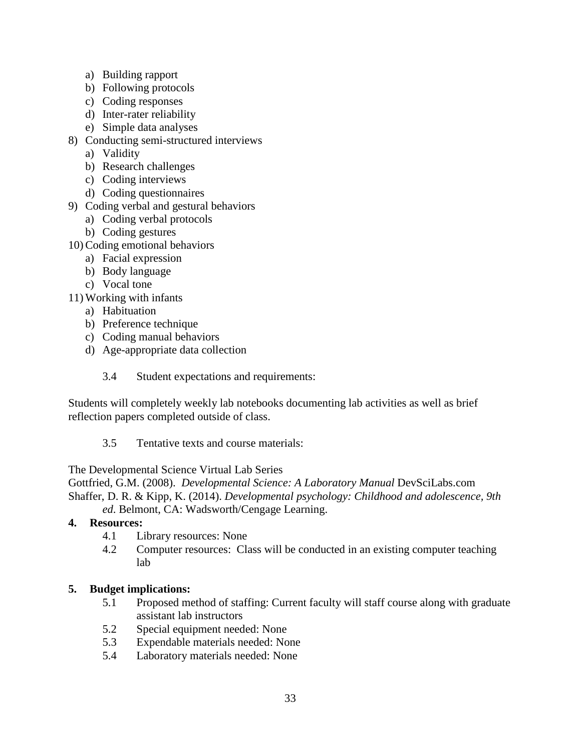a) Building rapport
   b) Following protocols
   c) Coding responses
   d) Inter-rater reliability
   e) Simple data analyses
8) Conducting semi-structured interviews
   a) Validity
   b) Research challenges
   c) Coding interviews
   d) Coding questionnaires
9) Coding verbal and gestural behaviors
   a) Coding verbal protocols
   b) Coding gestures
10) Coding emotional behaviors
   a) Facial expression
   b) Body language
   c) Vocal tone
11) Working with infants
   a) Habituation
   b) Preference technique
   c) Coding manual behaviors
   d) Age-appropriate data collection

3.4 Student expectations and requirements:

Students will completely weekly lab notebooks documenting lab activities as well as brief reflection papers completed outside of class.

3.5 Tentative texts and course materials:

The Developmental Science Virtual Lab Series
Gottfried, G.M. (2008). *Developmental Science: A Laboratory Manual* DevSciLabs.com
Shaffer, D. R. & Kipp, K. (2014). *Developmental psychology: Childhood and adolescence, 9th ed.* Belmont, CA: Wadsworth/Cengage Learning.

**4. Resources:**

4.1 Library resources: None

4.2 Computer resources: Class will be conducted in an existing computer teaching lab

**5. Budget implications:**

5.1 Proposed method of staffing: Current faculty will staff course along with graduate assistant lab instructors

5.2 Special equipment needed: None

5.3 Expendable materials needed: None

5.4 Laboratory materials needed: None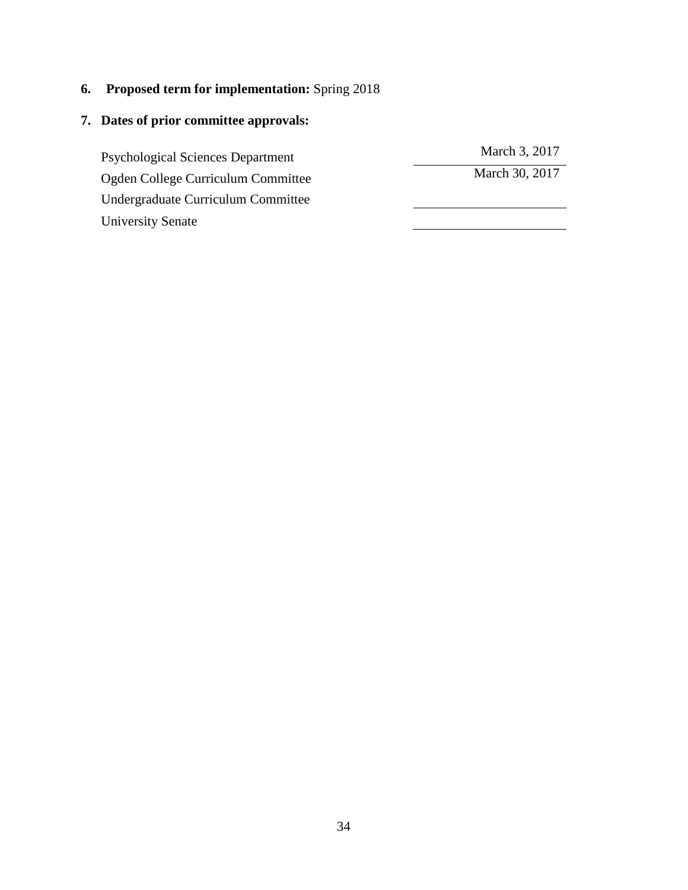**6. Proposed term for implementation:** Spring 2018

**7. Dates of prior committee approvals:**

| | |
|---|---|
| Psychological Sciences Department | March 3, 2017 |
| Ogden College Curriculum Committee | March 30, 2017 |
| Undergraduate Curriculum Committee | |
| University Senate | |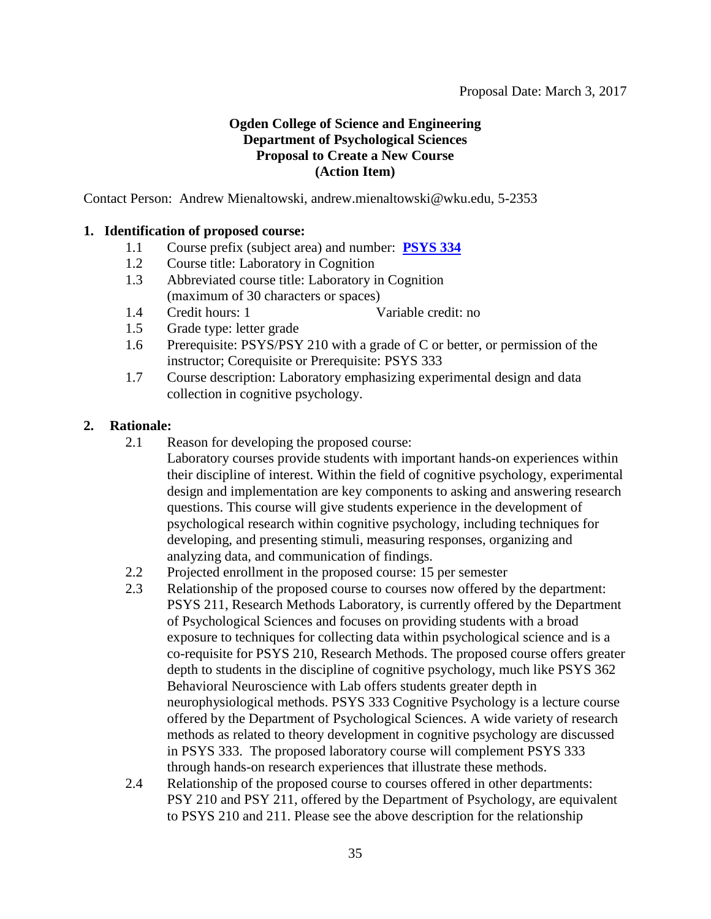Proposal Date: March 3, 2017

**Ogden College of Science and Engineering**
**Department of Psychological Sciences**
**Proposal to Create a New Course**
**(Action Item)**

Contact Person: Andrew Mienaltowski, andrew.mienaltowski@wku.edu, 5-2353

## 1. Identification of proposed course:

1.1 Course prefix (subject area) and number: **PSYS 334**

1.2 Course title: Laboratory in Cognition

1.3 Abbreviated course title: Laboratory in Cognition
(maximum of 30 characters or spaces)

1.4 Credit hours: 1 Variable credit: no

1.5 Grade type: letter grade

1.6 Prerequisite: PSYS/PSY 210 with a grade of C or better, or permission of the instructor; Corequisite or Prerequisite: PSYS 333

1.7 Course description: Laboratory emphasizing experimental design and data collection in cognitive psychology.

## 2. Rationale:

2.1 Reason for developing the proposed course:
Laboratory courses provide students with important hands-on experiences within their discipline of interest. Within the field of cognitive psychology, experimental design and implementation are key components to asking and answering research questions. This course will give students experience in the development of psychological research within cognitive psychology, including techniques for developing, and presenting stimuli, measuring responses, organizing and analyzing data, and communication of findings.

2.2 Projected enrollment in the proposed course: 15 per semester

2.3 Relationship of the proposed course to courses now offered by the department:
PSYS 211, Research Methods Laboratory, is currently offered by the Department of Psychological Sciences and focuses on providing students with a broad exposure to techniques for collecting data within psychological science and is a co-requisite for PSYS 210, Research Methods. The proposed course offers greater depth to students in the discipline of cognitive psychology, much like PSYS 362 Behavioral Neuroscience with Lab offers students greater depth in neurophysiological methods. PSYS 333 Cognitive Psychology is a lecture course offered by the Department of Psychological Sciences. A wide variety of research methods as related to theory development in cognitive psychology are discussed in PSYS 333. The proposed laboratory course will complement PSYS 333 through hands-on research experiences that illustrate these methods.

2.4 Relationship of the proposed course to courses offered in other departments:
PSY 210 and PSY 211, offered by the Department of Psychology, are equivalent to PSYS 210 and 211. Please see the above description for the relationship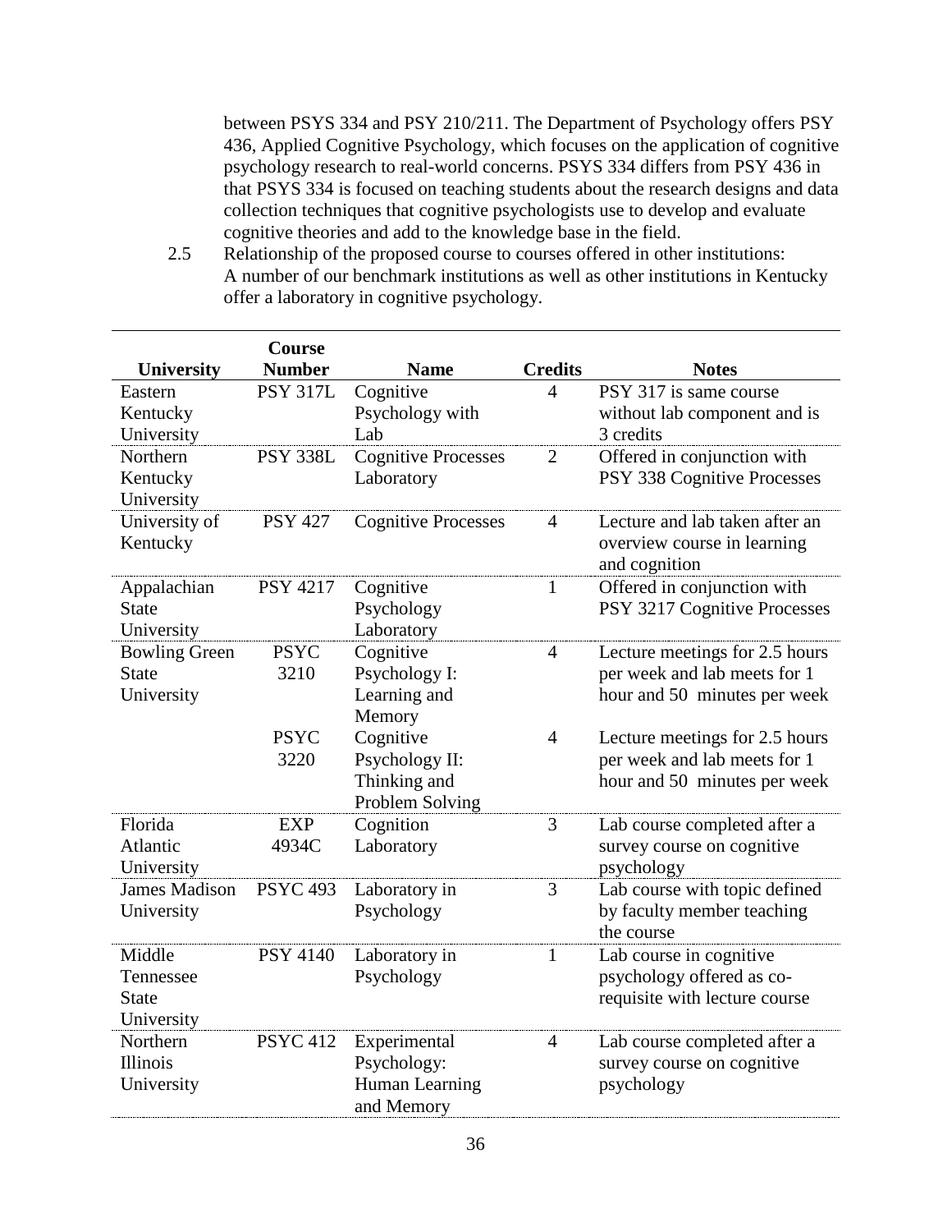between PSYS 334 and PSY 210/211. The Department of Psychology offers PSY 436, Applied Cognitive Psychology, which focuses on the application of cognitive psychology research to real-world concerns. PSYS 334 differs from PSY 436 in that PSYS 334 is focused on teaching students about the research designs and data collection techniques that cognitive psychologists use to develop and evaluate cognitive theories and add to the knowledge base in the field.

2.5 Relationship of the proposed course to courses offered in other institutions: A number of our benchmark institutions as well as other institutions in Kentucky offer a laboratory in cognitive psychology.

| University | Course Number | Name | Credits | Notes |
|---|---|---|---|---|
| Eastern Kentucky University | PSY 317L | Cognitive Psychology with Lab | 4 | PSY 317 is same course without lab component and is 3 credits |
| Northern Kentucky University | PSY 338L | Cognitive Processes Laboratory | 2 | Offered in conjunction with PSY 338 Cognitive Processes |
| University of Kentucky | PSY 427 | Cognitive Processes | 4 | Lecture and lab taken after an overview course in learning and cognition |
| Appalachian State University | PSY 4217 | Cognitive Psychology Laboratory | 1 | Offered in conjunction with PSY 3217 Cognitive Processes |
| Bowling Green State University | PSYC 3210 | Cognitive Psychology I: Learning and Memory | 4 | Lecture meetings for 2.5 hours per week and lab meets for 1 hour and 50 minutes per week |
| | PSYC 3220 | Cognitive Psychology II: Thinking and Problem Solving | 4 | Lecture meetings for 2.5 hours per week and lab meets for 1 hour and 50 minutes per week |
| Florida Atlantic University | EXP 4934C | Cognition Laboratory | 3 | Lab course completed after a survey course on cognitive psychology |
| James Madison University | PSYC 493 | Laboratory in Psychology | 3 | Lab course with topic defined by faculty member teaching the course |
| Middle Tennessee State University | PSY 4140 | Laboratory in Psychology | 1 | Lab course in cognitive psychology offered as co-requisite with lecture course |
| Northern Illinois University | PSYC 412 | Experimental Psychology: Human Learning and Memory | 4 | Lab course completed after a survey course on cognitive psychology |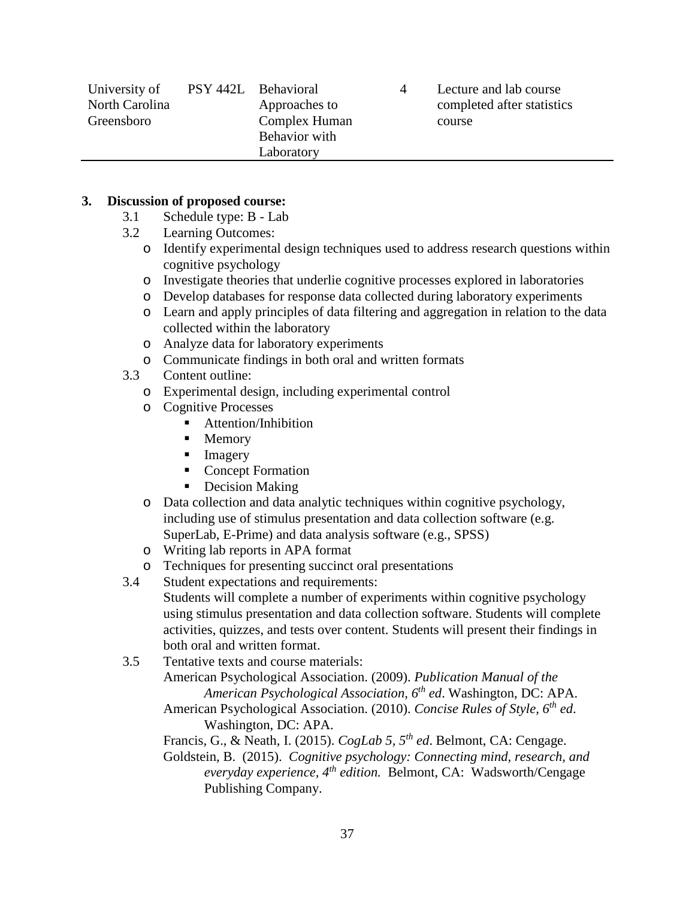| University of North Carolina Greensboro | PSY 442L | Behavioral Approaches to Complex Human Behavior with Laboratory | 4 | Lecture and lab course completed after statistics course |
|---|---|---|---|---|

**3. Discussion of proposed course:**

3.1 Schedule type: B - Lab

3.2 Learning Outcomes:

- Identify experimental design techniques used to address research questions within cognitive psychology
- Investigate theories that underlie cognitive processes explored in laboratories
- Develop databases for response data collected during laboratory experiments
- Learn and apply principles of data filtering and aggregation in relation to the data collected within the laboratory
- Analyze data for laboratory experiments
- Communicate findings in both oral and written formats

3.3 Content outline:

- Experimental design, including experimental control
- Cognitive Processes
  - Attention/Inhibition
  - Memory
  - Imagery
  - Concept Formation
  - Decision Making
- Data collection and data analytic techniques within cognitive psychology, including use of stimulus presentation and data collection software (e.g. SuperLab, E-Prime) and data analysis software (e.g., SPSS)
- Writing lab reports in APA format
- Techniques for presenting succinct oral presentations

3.4 Student expectations and requirements:

Students will complete a number of experiments within cognitive psychology using stimulus presentation and data collection software. Students will complete activities, quizzes, and tests over content. Students will present their findings in both oral and written format.

3.5 Tentative texts and course materials:

American Psychological Association. (2009). *Publication Manual of the American Psychological Association, 6th ed*. Washington, DC: APA.

American Psychological Association. (2010). *Concise Rules of Style, 6th ed*. Washington, DC: APA.

Francis, G., & Neath, I. (2015). *CogLab 5, 5th ed*. Belmont, CA: Cengage.

Goldstein, B. (2015). *Cognitive psychology: Connecting mind, research, and everyday experience, 4th edition.* Belmont, CA: Wadsworth/Cengage Publishing Company.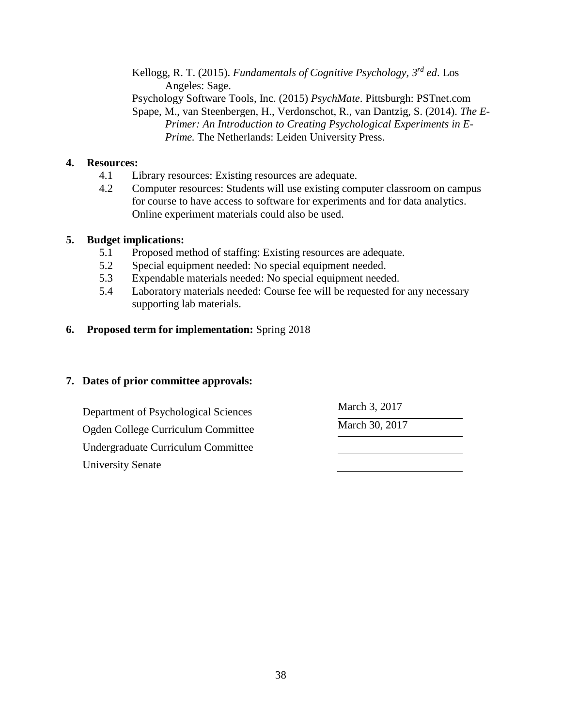Kellogg, R. T. (2015). *Fundamentals of Cognitive Psychology, 3rd ed*. Los Angeles: Sage.

Psychology Software Tools, Inc. (2015) *PsychMate*. Pittsburgh: PSTnet.com

Spape, M., van Steenbergen, H., Verdonschot, R., van Dantzig, S. (2014). *The E-Primer: An Introduction to Creating Psychological Experiments in E-Prime.* The Netherlands: Leiden University Press.

**4. Resources:**

4.1 Library resources: Existing resources are adequate.

4.2 Computer resources: Students will use existing computer classroom on campus for course to have access to software for experiments and for data analytics. Online experiment materials could also be used.

**5. Budget implications:**

5.1 Proposed method of staffing: Existing resources are adequate.

5.2 Special equipment needed: No special equipment needed.

5.3 Expendable materials needed: No special equipment needed.

5.4 Laboratory materials needed: Course fee will be requested for any necessary supporting lab materials.

**6. Proposed term for implementation:** Spring 2018

**7. Dates of prior committee approvals:**

| | |
|---|---|
| Department of Psychological Sciences | March 3, 2017 |
| Ogden College Curriculum Committee | March 30, 2017 |
| Undergraduate Curriculum Committee | |
| University Senate | |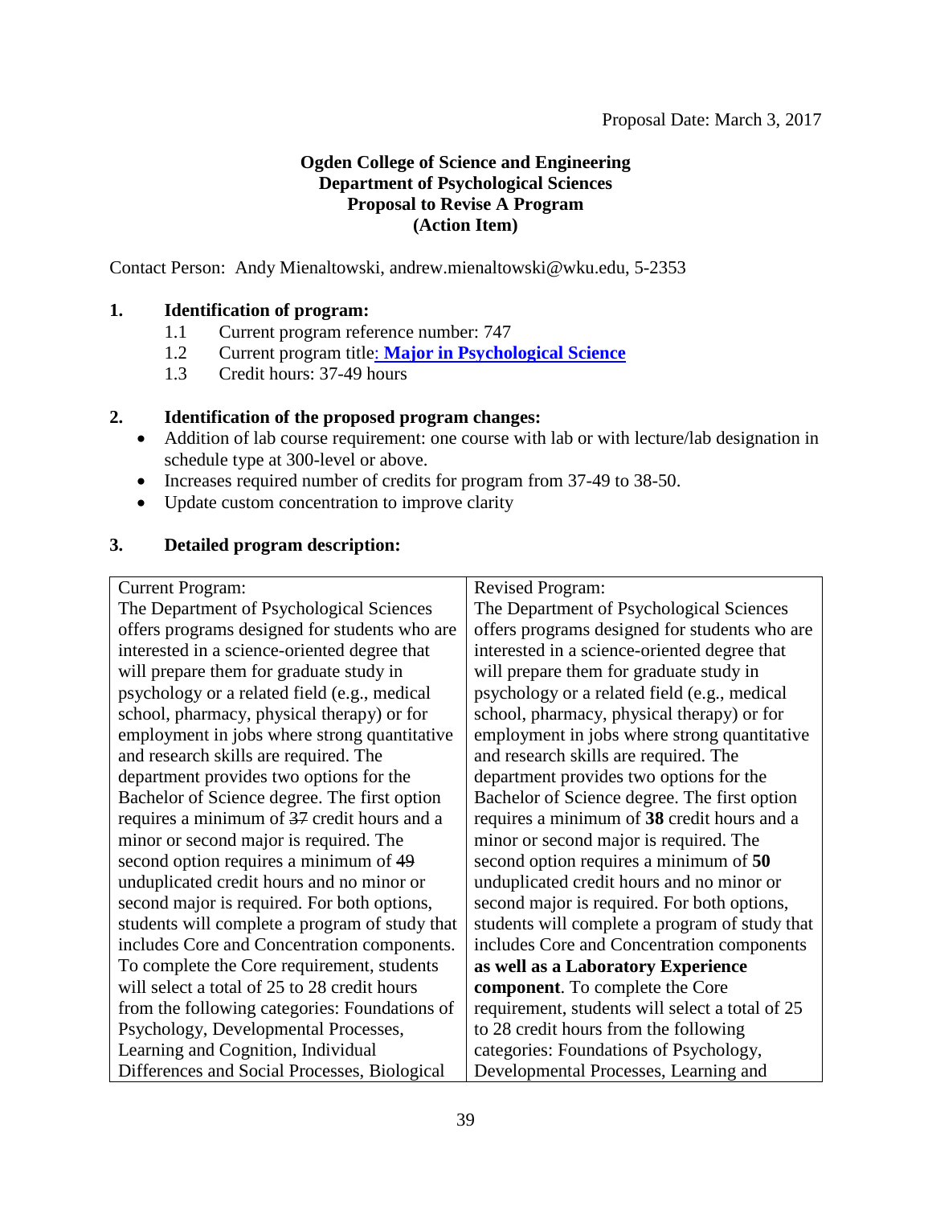Proposal Date: March 3, 2017

**Ogden College of Science and Engineering**
**Department of Psychological Sciences**
**Proposal to Revise A Program**
**(Action Item)**

Contact Person: Andy Mienaltowski, andrew.mienaltowski@wku.edu, 5-2353

**1. Identification of program:**

1.1 Current program reference number: 747

1.2 Current program title: **Major in Psychological Science**

1.3 Credit hours: 37-49 hours

**2. Identification of the proposed program changes:**

- Addition of lab course requirement: one course with lab or with lecture/lab designation in schedule type at 300-level or above.
- Increases required number of credits for program from 37-49 to 38-50.
- Update custom concentration to improve clarity

**3. Detailed program description:**

| Current Program: | Revised Program: |
|---|---|
| The Department of Psychological Sciences offers programs designed for students who are interested in a science-oriented degree that will prepare them for graduate study in psychology or a related field (e.g., medical school, pharmacy, physical therapy) or for employment in jobs where strong quantitative and research skills are required. The department provides two options for the Bachelor of Science degree. The first option requires a minimum of ~~37~~ credit hours and a minor or second major is required. The second option requires a minimum of ~~49~~ unduplicated credit hours and no minor or second major is required. For both options, students will complete a program of study that includes Core and Concentration components. To complete the Core requirement, students will select a total of 25 to 28 credit hours from the following categories: Foundations of Psychology, Developmental Processes, Learning and Cognition, Individual Differences and Social Processes, Biological | The Department of Psychological Sciences offers programs designed for students who are interested in a science-oriented degree that will prepare them for graduate study in psychology or a related field (e.g., medical school, pharmacy, physical therapy) or for employment in jobs where strong quantitative and research skills are required. The department provides two options for the Bachelor of Science degree. The first option requires a minimum of **38** credit hours and a minor or second major is required. The second option requires a minimum of **50** unduplicated credit hours and no minor or second major is required. For both options, students will complete a program of study that includes Core and Concentration components **as well as a Laboratory Experience component**. To complete the Core requirement, students will select a total of 25 to 28 credit hours from the following categories: Foundations of Psychology, Developmental Processes, Learning and |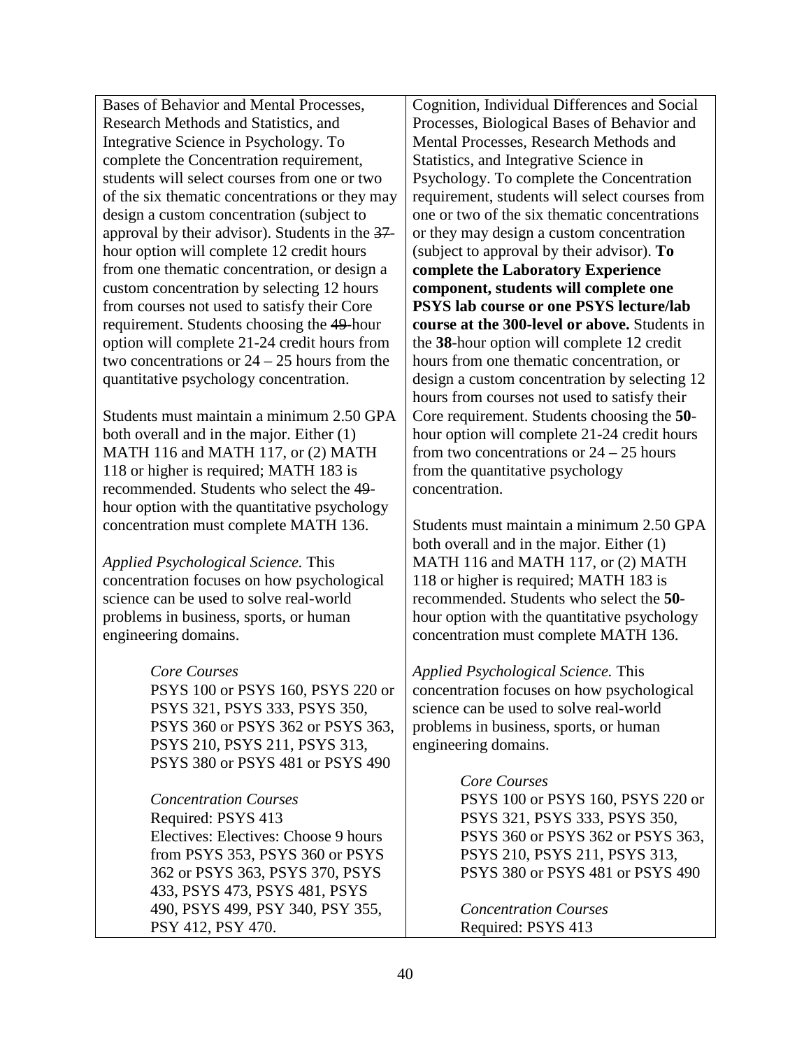| | |
|---|---|
| Bases of Behavior and Mental Processes, Research Methods and Statistics, and Integrative Science in Psychology. To complete the Concentration requirement, students will select courses from one or two of the six thematic concentrations or they may design a custom concentration (subject to approval by their advisor). Students in the ~~37~~-hour option will complete 12 credit hours from one thematic concentration, or design a custom concentration by selecting 12 hours from courses not used to satisfy their Core requirement. Students choosing the ~~49~~-hour option will complete 21-24 credit hours from two concentrations or 24 – 25 hours from the quantitative psychology concentration.<br><br>Students must maintain a minimum 2.50 GPA both overall and in the major. Either (1) MATH 116 and MATH 117, or (2) MATH 118 or higher is required; MATH 183 is recommended. Students who select the ~~49~~-hour option with the quantitative psychology concentration must complete MATH 136.<br><br>*Applied Psychological Science.* This concentration focuses on how psychological science can be used to solve real-world problems in business, sports, or human engineering domains.<br><br>*Core Courses*<br>PSYS 100 or PSYS 160, PSYS 220 or PSYS 321, PSYS 333, PSYS 350, PSYS 360 or PSYS 362 or PSYS 363, PSYS 210, PSYS 211, PSYS 313, PSYS 380 or PSYS 481 or PSYS 490<br><br>*Concentration Courses*<br>Required: PSYS 413<br>Electives: Electives: Choose 9 hours from PSYS 353, PSYS 360 or PSYS 362 or PSYS 363, PSYS 370, PSYS 433, PSYS 473, PSYS 481, PSYS 490, PSYS 499, PSY 340, PSY 355, PSY 412, PSY 470. | Cognition, Individual Differences and Social Processes, Biological Bases of Behavior and Mental Processes, Research Methods and Statistics, and Integrative Science in Psychology. To complete the Concentration requirement, students will select courses from one or two of the six thematic concentrations or they may design a custom concentration (subject to approval by their advisor). **To complete the Laboratory Experience component, students will complete one PSYS lab course or one PSYS lecture/lab course at the 300-level or above.** Students in the **38**-hour option will complete 12 credit hours from one thematic concentration, or design a custom concentration by selecting 12 hours from courses not used to satisfy their Core requirement. Students choosing the **50**-hour option will complete 21-24 credit hours from two concentrations or 24 – 25 hours from the quantitative psychology concentration.<br><br>Students must maintain a minimum 2.50 GPA both overall and in the major. Either (1) MATH 116 and MATH 117, or (2) MATH 118 or higher is required; MATH 183 is recommended. Students who select the **50**-hour option with the quantitative psychology concentration must complete MATH 136.<br><br>*Applied Psychological Science.* This concentration focuses on how psychological science can be used to solve real-world problems in business, sports, or human engineering domains.<br><br>*Core Courses*<br>PSYS 100 or PSYS 160, PSYS 220 or PSYS 321, PSYS 333, PSYS 350, PSYS 360 or PSYS 362 or PSYS 363, PSYS 210, PSYS 211, PSYS 313, PSYS 380 or PSYS 481 or PSYS 490<br><br>*Concentration Courses*<br>Required: PSYS 413 |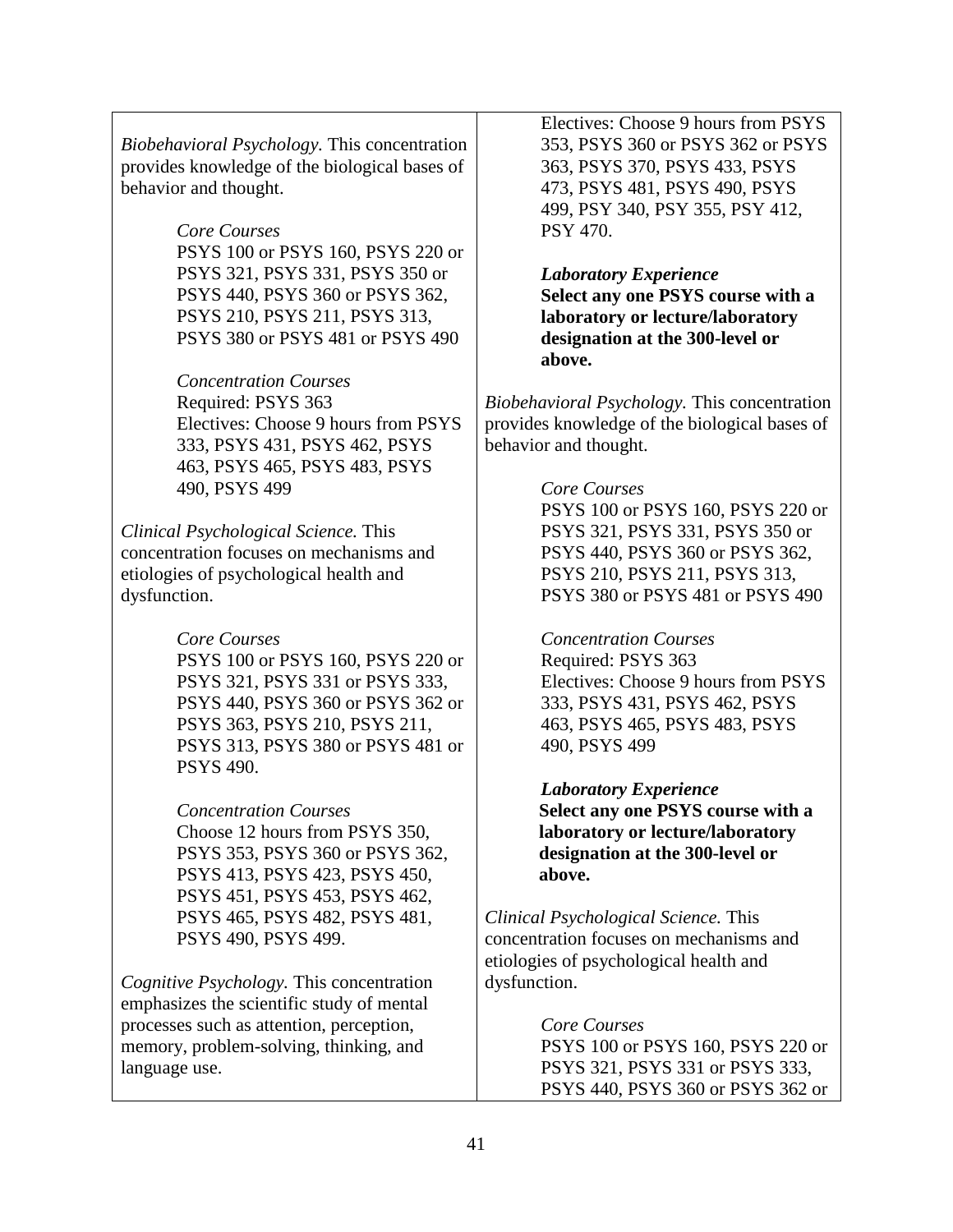*Biobehavioral Psychology.* This concentration provides knowledge of the biological bases of behavior and thought.

*Core Courses*
PSYS 100 or PSYS 160, PSYS 220 or PSYS 321, PSYS 331, PSYS 350 or PSYS 440, PSYS 360 or PSYS 362, PSYS 210, PSYS 211, PSYS 313, PSYS 380 or PSYS 481 or PSYS 490

*Concentration Courses*
Required: PSYS 363
Electives: Choose 9 hours from PSYS 333, PSYS 431, PSYS 462, PSYS 463, PSYS 465, PSYS 483, PSYS 490, PSYS 499

*Clinical Psychological Science.* This concentration focuses on mechanisms and etiologies of psychological health and dysfunction.

*Core Courses*
PSYS 100 or PSYS 160, PSYS 220 or PSYS 321, PSYS 331 or PSYS 333, PSYS 440, PSYS 360 or PSYS 362 or PSYS 363, PSYS 210, PSYS 211, PSYS 313, PSYS 380 or PSYS 481 or PSYS 490.

*Concentration Courses*
Choose 12 hours from PSYS 350, PSYS 353, PSYS 360 or PSYS 362, PSYS 413, PSYS 423, PSYS 450, PSYS 451, PSYS 453, PSYS 462, PSYS 465, PSYS 482, PSYS 481, PSYS 490, PSYS 499.

*Cognitive Psychology.* This concentration emphasizes the scientific study of mental processes such as attention, perception, memory, problem-solving, thinking, and language use.

Electives: Choose 9 hours from PSYS 353, PSYS 360 or PSYS 362 or PSYS 363, PSYS 370, PSYS 433, PSYS 473, PSYS 481, PSYS 490, PSYS 499, PSY 340, PSY 355, PSY 412, PSY 470.

***Laboratory Experience***
**Select any one PSYS course with a laboratory or lecture/laboratory designation at the 300-level or above.**

*Biobehavioral Psychology.* This concentration provides knowledge of the biological bases of behavior and thought.

*Core Courses*
PSYS 100 or PSYS 160, PSYS 220 or PSYS 321, PSYS 331, PSYS 350 or PSYS 440, PSYS 360 or PSYS 362, PSYS 210, PSYS 211, PSYS 313, PSYS 380 or PSYS 481 or PSYS 490

*Concentration Courses*
Required: PSYS 363
Electives: Choose 9 hours from PSYS 333, PSYS 431, PSYS 462, PSYS 463, PSYS 465, PSYS 483, PSYS 490, PSYS 499

***Laboratory Experience***
**Select any one PSYS course with a laboratory or lecture/laboratory designation at the 300-level or above.**

*Clinical Psychological Science.* This concentration focuses on mechanisms and etiologies of psychological health and dysfunction.

*Core Courses*
PSYS 100 or PSYS 160, PSYS 220 or PSYS 321, PSYS 331 or PSYS 333, PSYS 440, PSYS 360 or PSYS 362 or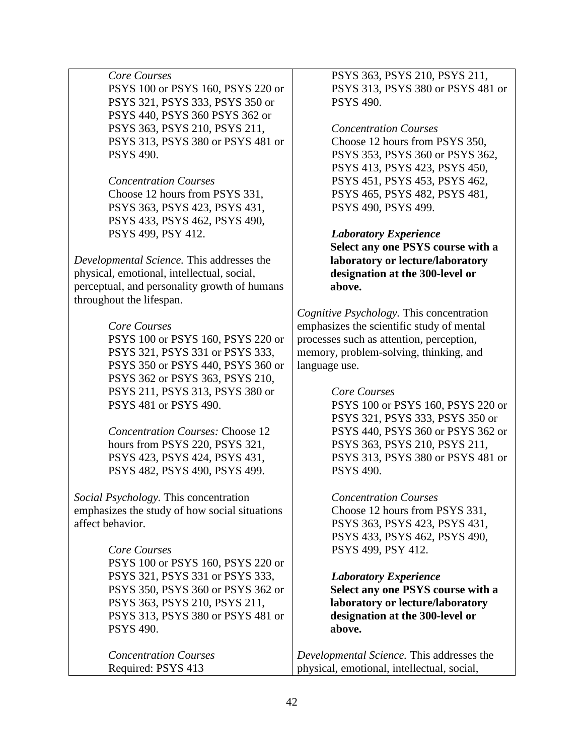*Core Courses*
PSYS 100 or PSYS 160, PSYS 220 or PSYS 321, PSYS 333, PSYS 350 or PSYS 440, PSYS 360 PSYS 362 or PSYS 363, PSYS 210, PSYS 211, PSYS 313, PSYS 380 or PSYS 481 or PSYS 490.

*Concentration Courses*
Choose 12 hours from PSYS 331, PSYS 363, PSYS 423, PSYS 431, PSYS 433, PSYS 462, PSYS 490, PSYS 499, PSY 412.

*Developmental Science.* This addresses the physical, emotional, intellectual, social, perceptual, and personality growth of humans throughout the lifespan.

*Core Courses*
PSYS 100 or PSYS 160, PSYS 220 or PSYS 321, PSYS 331 or PSYS 333, PSYS 350 or PSYS 440, PSYS 360 or PSYS 362 or PSYS 363, PSYS 210, PSYS 211, PSYS 313, PSYS 380 or PSYS 481 or PSYS 490.

*Concentration Courses:* Choose 12 hours from PSYS 220, PSYS 321, PSYS 423, PSYS 424, PSYS 431, PSYS 482, PSYS 490, PSYS 499.

*Social Psychology.* This concentration emphasizes the study of how social situations affect behavior.

*Core Courses*
PSYS 100 or PSYS 160, PSYS 220 or PSYS 321, PSYS 331 or PSYS 333, PSYS 350, PSYS 360 or PSYS 362 or PSYS 363, PSYS 210, PSYS 211, PSYS 313, PSYS 380 or PSYS 481 or PSYS 490.

*Concentration Courses*
Required: PSYS 413

PSYS 363, PSYS 210, PSYS 211, PSYS 313, PSYS 380 or PSYS 481 or PSYS 490.

*Concentration Courses*
Choose 12 hours from PSYS 350, PSYS 353, PSYS 360 or PSYS 362, PSYS 413, PSYS 423, PSYS 450, PSYS 451, PSYS 453, PSYS 462, PSYS 465, PSYS 482, PSYS 481, PSYS 490, PSYS 499.

***Laboratory Experience***
**Select any one PSYS course with a laboratory or lecture/laboratory designation at the 300-level or above.**

*Cognitive Psychology.* This concentration emphasizes the scientific study of mental processes such as attention, perception, memory, problem-solving, thinking, and language use.

*Core Courses*
PSYS 100 or PSYS 160, PSYS 220 or PSYS 321, PSYS 333, PSYS 350 or PSYS 440, PSYS 360 or PSYS 362 or PSYS 363, PSYS 210, PSYS 211, PSYS 313, PSYS 380 or PSYS 481 or PSYS 490.

*Concentration Courses*
Choose 12 hours from PSYS 331, PSYS 363, PSYS 423, PSYS 431, PSYS 433, PSYS 462, PSYS 490, PSYS 499, PSY 412.

***Laboratory Experience***
**Select any one PSYS course with a laboratory or lecture/laboratory designation at the 300-level or above.**

*Developmental Science.* This addresses the physical, emotional, intellectual, social,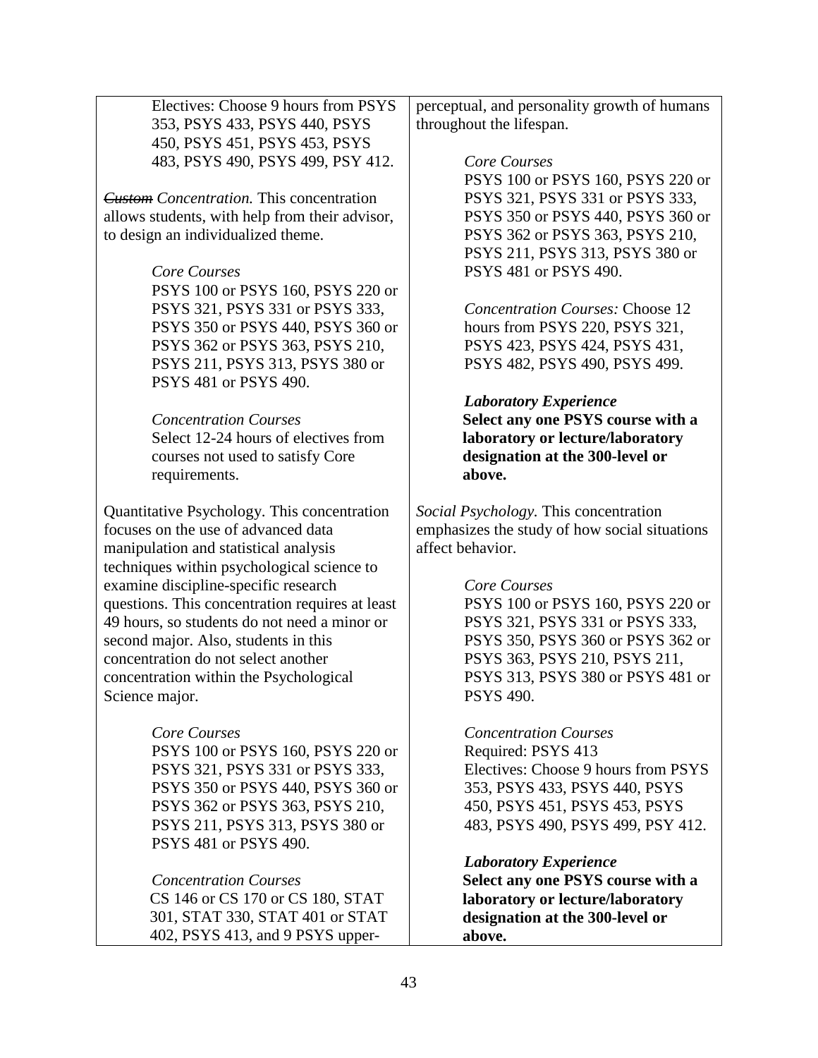Electives: Choose 9 hours from PSYS 353, PSYS 433, PSYS 440, PSYS 450, PSYS 451, PSYS 453, PSYS 483, PSYS 490, PSYS 499, PSY 412.

~~Custom~~ *Concentration.* This concentration allows students, with help from their advisor, to design an individualized theme.

*Core Courses*
PSYS 100 or PSYS 160, PSYS 220 or PSYS 321, PSYS 331 or PSYS 333, PSYS 350 or PSYS 440, PSYS 360 or PSYS 362 or PSYS 363, PSYS 210, PSYS 211, PSYS 313, PSYS 380 or PSYS 481 or PSYS 490.

*Concentration Courses*
Select 12-24 hours of electives from courses not used to satisfy Core requirements.

Quantitative Psychology. This concentration focuses on the use of advanced data manipulation and statistical analysis techniques within psychological science to examine discipline-specific research questions. This concentration requires at least 49 hours, so students do not need a minor or second major. Also, students in this concentration do not select another concentration within the Psychological Science major.

*Core Courses*
PSYS 100 or PSYS 160, PSYS 220 or PSYS 321, PSYS 331 or PSYS 333, PSYS 350 or PSYS 440, PSYS 360 or PSYS 362 or PSYS 363, PSYS 210, PSYS 211, PSYS 313, PSYS 380 or PSYS 481 or PSYS 490.

*Concentration Courses*
CS 146 or CS 170 or CS 180, STAT 301, STAT 330, STAT 401 or STAT 402, PSYS 413, and 9 PSYS upper-

perceptual, and personality growth of humans throughout the lifespan.

*Core Courses*
PSYS 100 or PSYS 160, PSYS 220 or PSYS 321, PSYS 331 or PSYS 333, PSYS 350 or PSYS 440, PSYS 360 or PSYS 362 or PSYS 363, PSYS 210, PSYS 211, PSYS 313, PSYS 380 or PSYS 481 or PSYS 490.

*Concentration Courses:* Choose 12 hours from PSYS 220, PSYS 321, PSYS 423, PSYS 424, PSYS 431, PSYS 482, PSYS 490, PSYS 499.

***Laboratory Experience***
**Select any one PSYS course with a laboratory or lecture/laboratory designation at the 300-level or above.**

*Social Psychology.* This concentration emphasizes the study of how social situations affect behavior.

*Core Courses*
PSYS 100 or PSYS 160, PSYS 220 or PSYS 321, PSYS 331 or PSYS 333, PSYS 350, PSYS 360 or PSYS 362 or PSYS 363, PSYS 210, PSYS 211, PSYS 313, PSYS 380 or PSYS 481 or PSYS 490.

*Concentration Courses*
Required: PSYS 413
Electives: Choose 9 hours from PSYS 353, PSYS 433, PSYS 440, PSYS 450, PSYS 451, PSYS 453, PSYS 483, PSYS 490, PSYS 499, PSY 412.

***Laboratory Experience***
**Select any one PSYS course with a laboratory or lecture/laboratory designation at the 300-level or above.**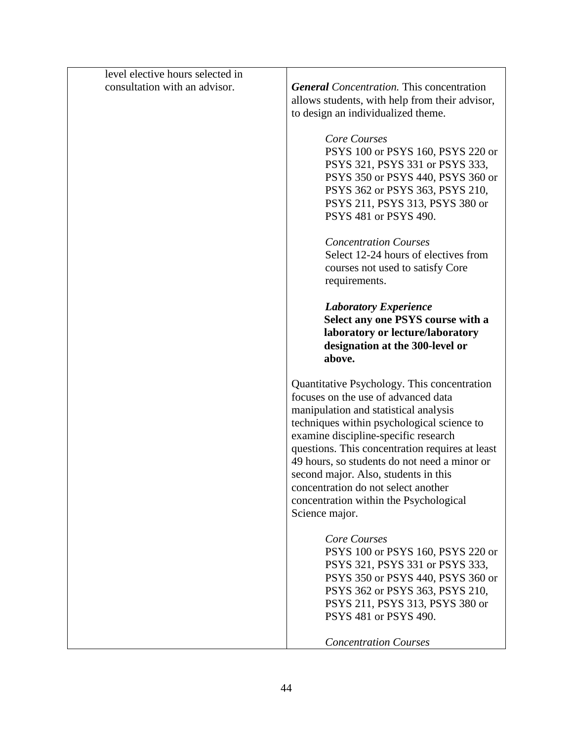| | |
|---|---|
| level elective hours selected in consultation with an advisor. | ***General*** *Concentration.* This concentration allows students, with help from their advisor, to design an individualized theme.<br><br>*Core Courses*<br>PSYS 100 or PSYS 160, PSYS 220 or PSYS 321, PSYS 331 or PSYS 333, PSYS 350 or PSYS 440, PSYS 360 or PSYS 362 or PSYS 363, PSYS 210, PSYS 211, PSYS 313, PSYS 380 or PSYS 481 or PSYS 490.<br><br>*Concentration Courses*<br>Select 12-24 hours of electives from courses not used to satisfy Core requirements.<br><br>***Laboratory Experience***<br>**Select any one PSYS course with a laboratory or lecture/laboratory designation at the 300-level or above.**<br><br>Quantitative Psychology. This concentration focuses on the use of advanced data manipulation and statistical analysis techniques within psychological science to examine discipline-specific research questions. This concentration requires at least 49 hours, so students do not need a minor or second major. Also, students in this concentration do not select another concentration within the Psychological Science major.<br><br>*Core Courses*<br>PSYS 100 or PSYS 160, PSYS 220 or PSYS 321, PSYS 331 or PSYS 333, PSYS 350 or PSYS 440, PSYS 360 or PSYS 362 or PSYS 363, PSYS 210, PSYS 211, PSYS 313, PSYS 380 or PSYS 481 or PSYS 490.<br><br>*Concentration Courses* |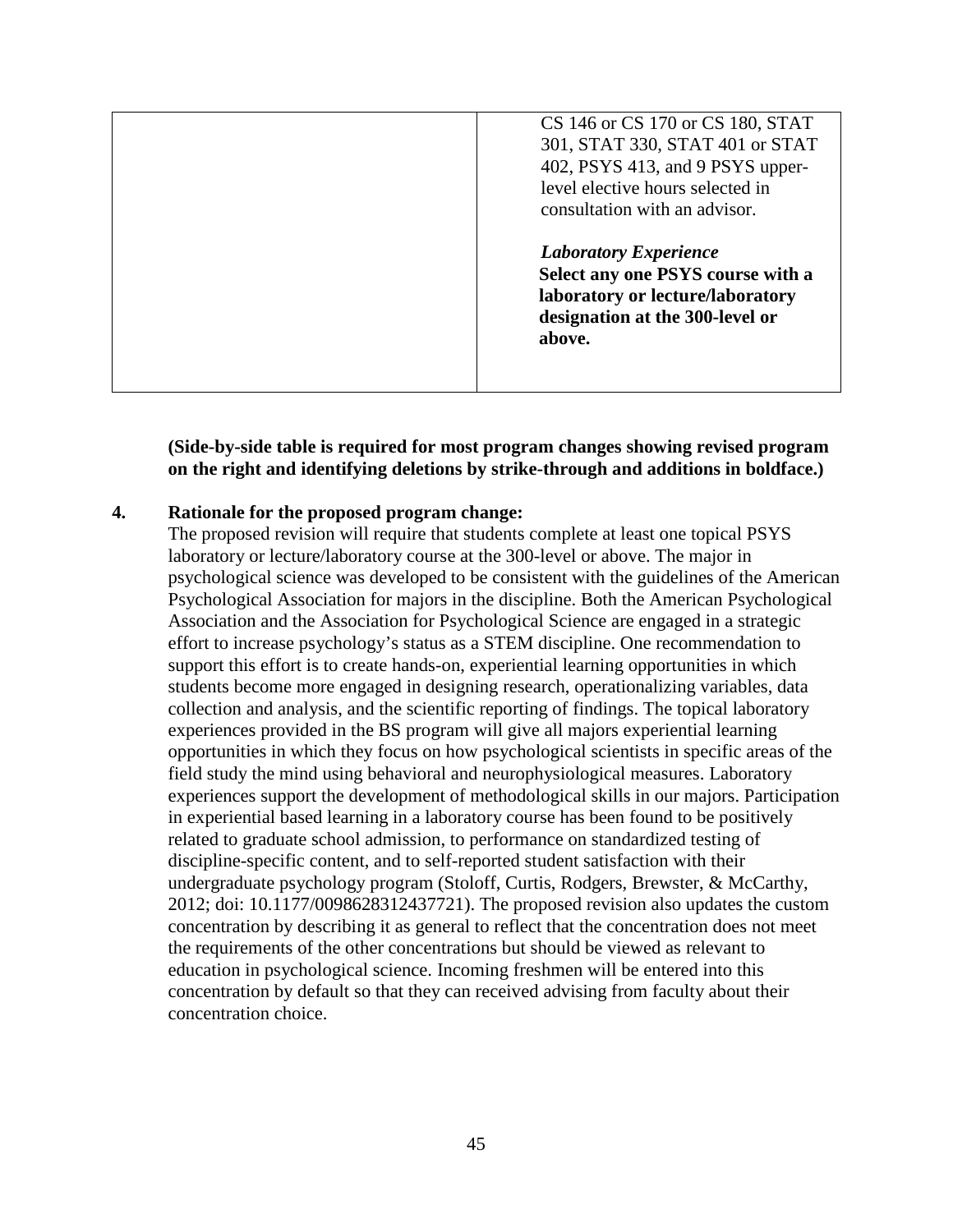| | |
|---|---|
| | CS 146 or CS 170 or CS 180, STAT 301, STAT 330, STAT 401 or STAT 402, PSYS 413, and 9 PSYS upper-level elective hours selected in consultation with an advisor.<br><br>***Laboratory Experience***<br>**Select any one PSYS course with a laboratory or lecture/laboratory designation at the 300-level or above.** |

**(Side-by-side table is required for most program changes showing revised program on the right and identifying deletions by strike-through and additions in boldface.)**

**4. Rationale for the proposed program change:**

The proposed revision will require that students complete at least one topical PSYS laboratory or lecture/laboratory course at the 300-level or above. The major in psychological science was developed to be consistent with the guidelines of the American Psychological Association for majors in the discipline. Both the American Psychological Association and the Association for Psychological Science are engaged in a strategic effort to increase psychology's status as a STEM discipline. One recommendation to support this effort is to create hands-on, experiential learning opportunities in which students become more engaged in designing research, operationalizing variables, data collection and analysis, and the scientific reporting of findings. The topical laboratory experiences provided in the BS program will give all majors experiential learning opportunities in which they focus on how psychological scientists in specific areas of the field study the mind using behavioral and neurophysiological measures. Laboratory experiences support the development of methodological skills in our majors. Participation in experiential based learning in a laboratory course has been found to be positively related to graduate school admission, to performance on standardized testing of discipline-specific content, and to self-reported student satisfaction with their undergraduate psychology program (Stoloff, Curtis, Rodgers, Brewster, & McCarthy, 2012; doi: 10.1177/0098628312437721). The proposed revision also updates the custom concentration by describing it as general to reflect that the concentration does not meet the requirements of the other concentrations but should be viewed as relevant to education in psychological science. Incoming freshmen will be entered into this concentration by default so that they can received advising from faculty about their concentration choice.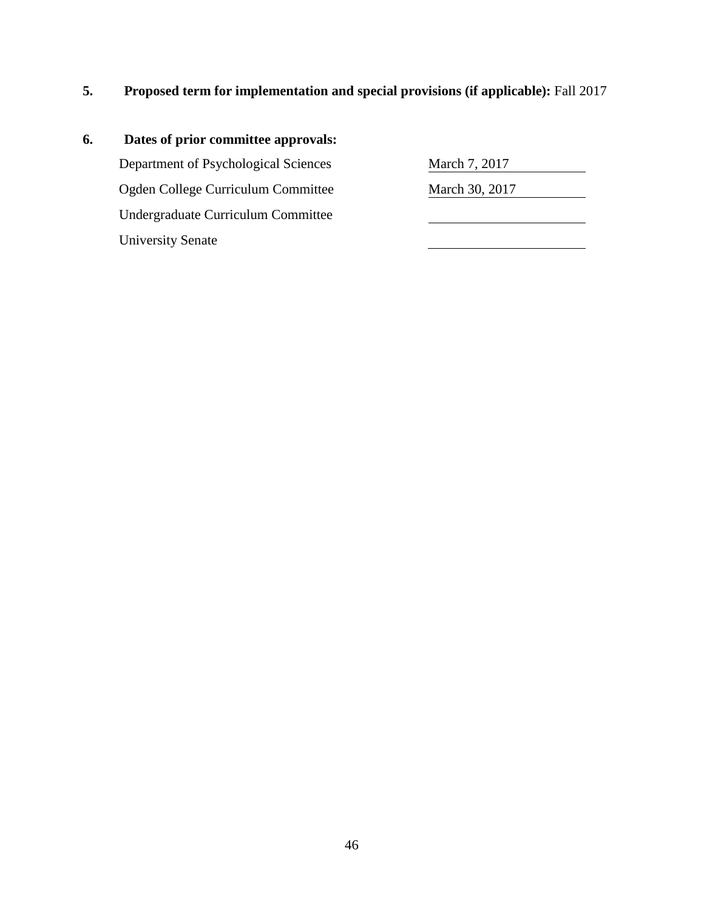**5. Proposed term for implementation and special provisions (if applicable):** Fall 2017

**6. Dates of prior committee approvals:**

| | |
|---|---|
| Department of Psychological Sciences | March 7, 2017 |
| Ogden College Curriculum Committee | March 30, 2017 |
| Undergraduate Curriculum Committee | |
| University Senate | |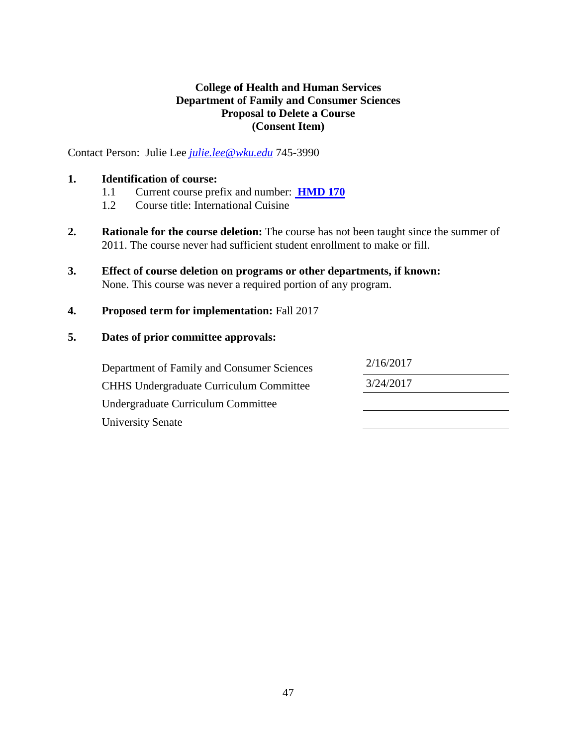**College of Health and Human Services**
**Department of Family and Consumer Sciences**
**Proposal to Delete a Course**
**(Consent Item)**

Contact Person: Julie Lee *julie.lee@wku.edu* 745-3990

**1. Identification of course:**

1.1 Current course prefix and number: **HMD 170**

1.2 Course title: International Cuisine

**2. Rationale for the course deletion:** The course has not been taught since the summer of 2011. The course never had sufficient student enrollment to make or fill.

**3. Effect of course deletion on programs or other departments, if known:** None. This course was never a required portion of any program.

**4. Proposed term for implementation:** Fall 2017

**5. Dates of prior committee approvals:**

| | |
|---|---|
| Department of Family and Consumer Sciences | 2/16/2017 |
| CHHS Undergraduate Curriculum Committee | 3/24/2017 |
| Undergraduate Curriculum Committee | |
| University Senate | |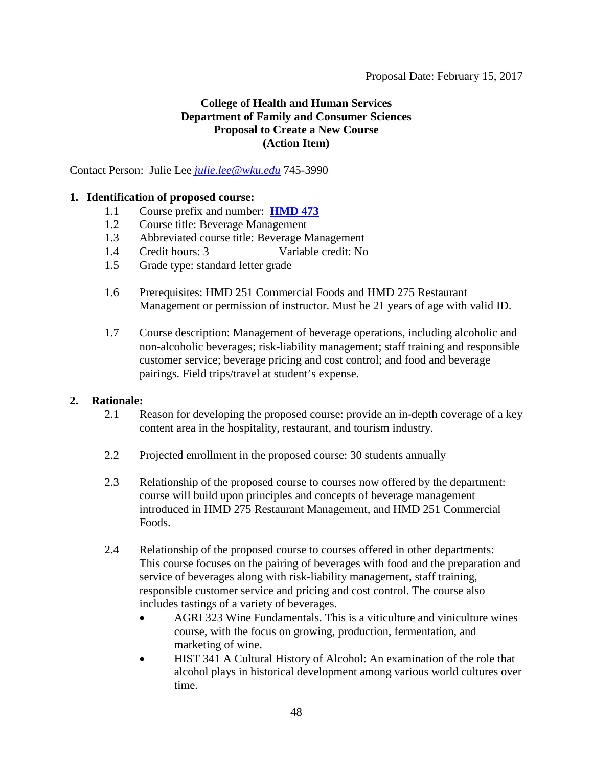Proposal Date: February 15, 2017

**College of Health and Human Services**
**Department of Family and Consumer Sciences**
**Proposal to Create a New Course**
**(Action Item)**

Contact Person: Julie Lee *julie.lee@wku.edu* 745-3990

**1. Identification of proposed course:**

1.1 Course prefix and number: **HMD 473**
1.2 Course title: Beverage Management
1.3 Abbreviated course title: Beverage Management
1.4 Credit hours: 3 Variable credit: No
1.5 Grade type: standard letter grade

1.6 Prerequisites: HMD 251 Commercial Foods and HMD 275 Restaurant Management or permission of instructor. Must be 21 years of age with valid ID.

1.7 Course description: Management of beverage operations, including alcoholic and non-alcoholic beverages; risk-liability management; staff training and responsible customer service; beverage pricing and cost control; and food and beverage pairings. Field trips/travel at student's expense.

**2. Rationale:**

2.1 Reason for developing the proposed course: provide an in-depth coverage of a key content area in the hospitality, restaurant, and tourism industry.

2.2 Projected enrollment in the proposed course: 30 students annually

2.3 Relationship of the proposed course to courses now offered by the department: course will build upon principles and concepts of beverage management introduced in HMD 275 Restaurant Management, and HMD 251 Commercial Foods.

2.4 Relationship of the proposed course to courses offered in other departments: This course focuses on the pairing of beverages with food and the preparation and service of beverages along with risk-liability management, staff training, responsible customer service and pricing and cost control. The course also includes tastings of a variety of beverages.

- AGRI 323 Wine Fundamentals. This is a viticulture and viniculture wines course, with the focus on growing, production, fermentation, and marketing of wine.
- HIST 341 A Cultural History of Alcohol: An examination of the role that alcohol plays in historical development among various world cultures over time.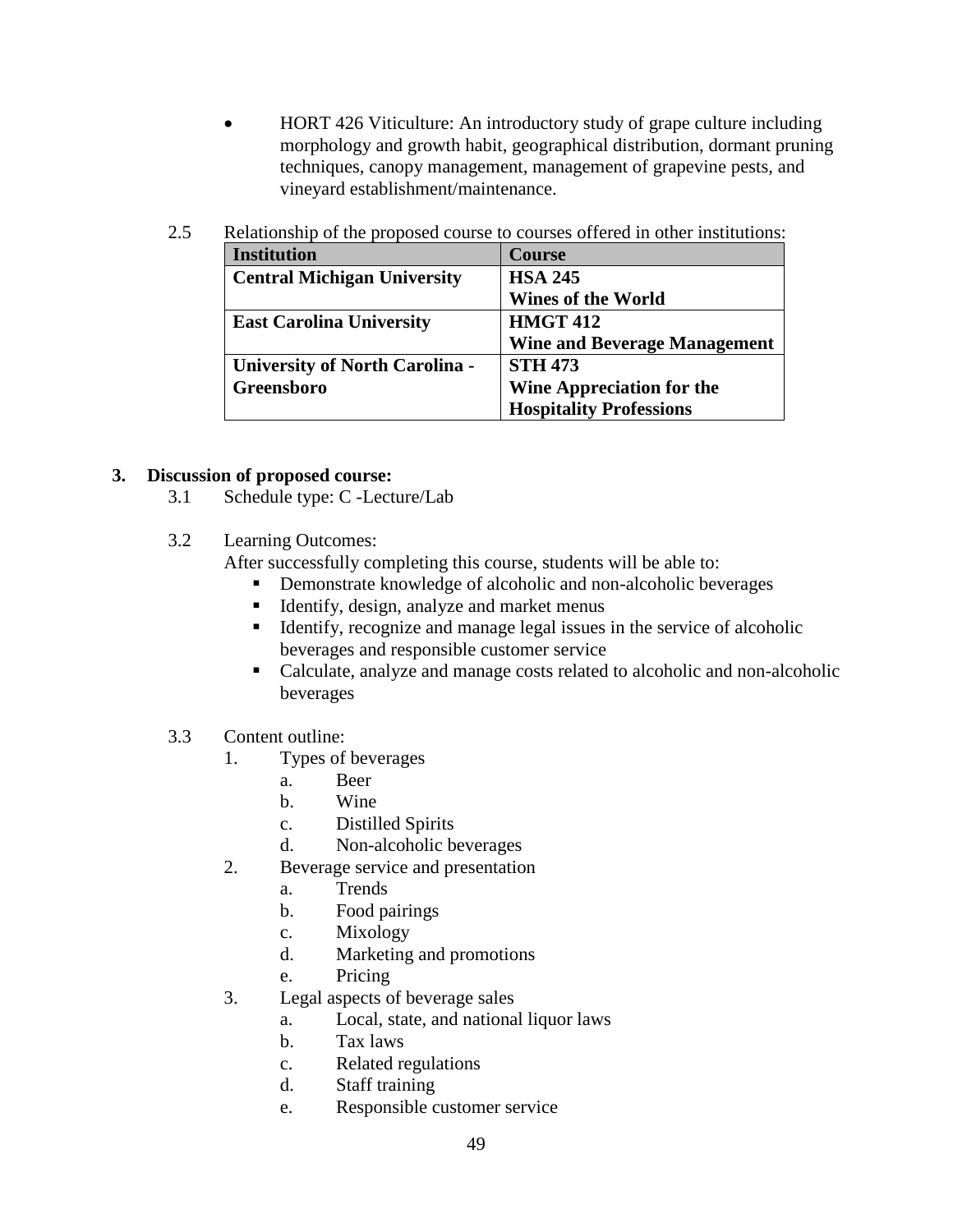- HORT 426 Viticulture: An introductory study of grape culture including morphology and growth habit, geographical distribution, dormant pruning techniques, canopy management, management of grapevine pests, and vineyard establishment/maintenance.

2.5 Relationship of the proposed course to courses offered in other institutions:

| Institution | Course |
|---|---|
| **Central Michigan University** | **HSA 245 Wines of the World** |
| **East Carolina University** | **HMGT 412 Wine and Beverage Management** |
| **University of North Carolina - Greensboro** | **STH 473 Wine Appreciation for the Hospitality Professions** |

## 3. Discussion of proposed course:

3.1 Schedule type: C -Lecture/Lab

3.2 Learning Outcomes:

After successfully completing this course, students will be able to:

- Demonstrate knowledge of alcoholic and non-alcoholic beverages
- Identify, design, analyze and market menus
- Identify, recognize and manage legal issues in the service of alcoholic beverages and responsible customer service
- Calculate, analyze and manage costs related to alcoholic and non-alcoholic beverages

3.3 Content outline:

1. Types of beverages
   a. Beer
   b. Wine
   c. Distilled Spirits
   d. Non-alcoholic beverages
2. Beverage service and presentation
   a. Trends
   b. Food pairings
   c. Mixology
   d. Marketing and promotions
   e. Pricing
3. Legal aspects of beverage sales
   a. Local, state, and national liquor laws
   b. Tax laws
   c. Related regulations
   d. Staff training
   e. Responsible customer service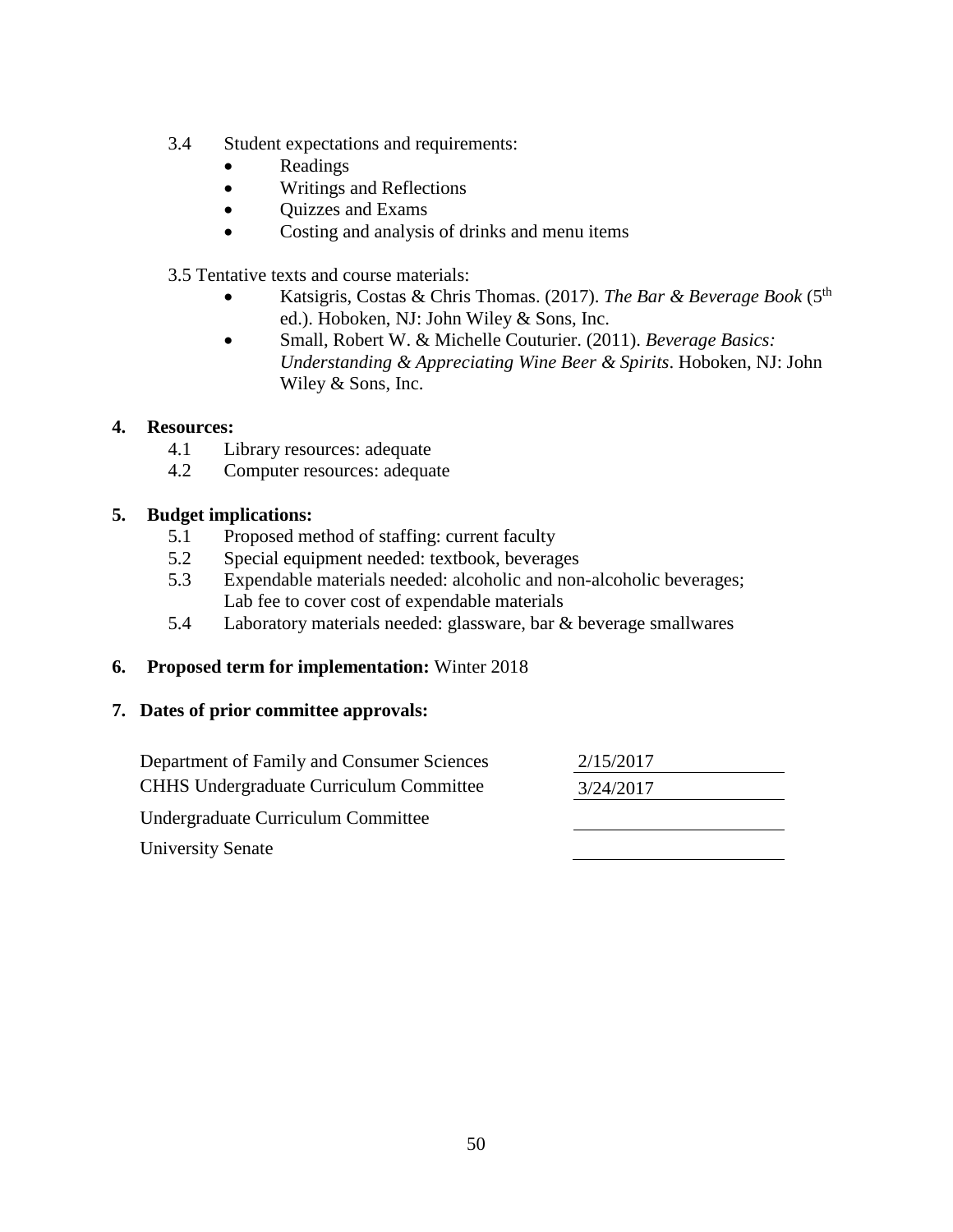3.4 Student expectations and requirements:

- Readings
- Writings and Reflections
- Quizzes and Exams
- Costing and analysis of drinks and menu items

3.5 Tentative texts and course materials:

- Katsigris, Costas & Chris Thomas. (2017). *The Bar & Beverage Book* (5th ed.). Hoboken, NJ: John Wiley & Sons, Inc.
- Small, Robert W. & Michelle Couturier. (2011). *Beverage Basics: Understanding & Appreciating Wine Beer & Spirits*. Hoboken, NJ: John Wiley & Sons, Inc.

**4. Resources:**

4.1 Library resources: adequate

4.2 Computer resources: adequate

**5. Budget implications:**

5.1 Proposed method of staffing: current faculty

5.2 Special equipment needed: textbook, beverages

5.3 Expendable materials needed: alcoholic and non-alcoholic beverages; Lab fee to cover cost of expendable materials

5.4 Laboratory materials needed: glassware, bar & beverage smallwares

**6. Proposed term for implementation:** Winter 2018

**7. Dates of prior committee approvals:**

| | |
|---|---|
| Department of Family and Consumer Sciences | 2/15/2017 |
| CHHS Undergraduate Curriculum Committee | 3/24/2017 |
| Undergraduate Curriculum Committee | |
| University Senate | |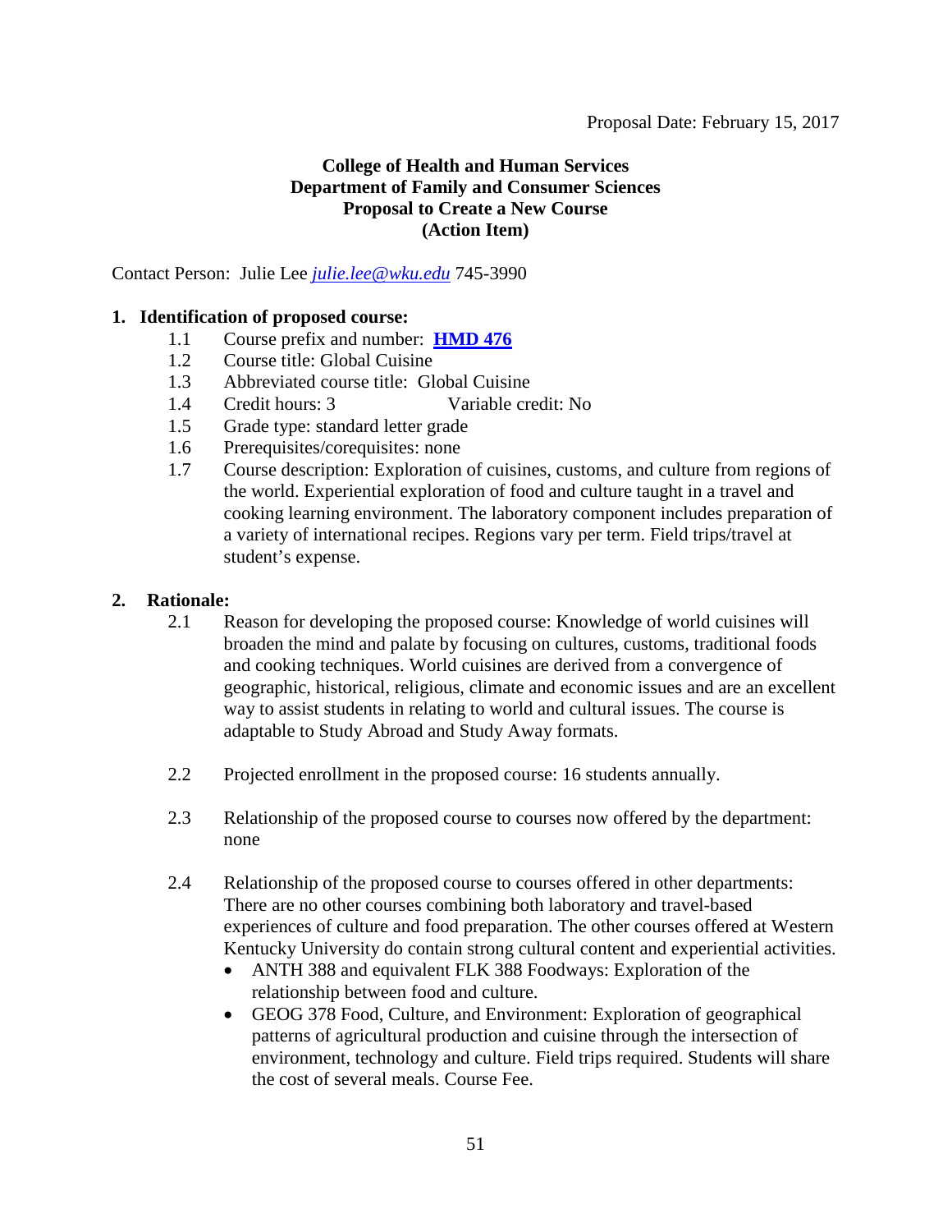Proposal Date: February 15, 2017

**College of Health and Human Services**
**Department of Family and Consumer Sciences**
**Proposal to Create a New Course**
**(Action Item)**

Contact Person: Julie Lee *julie.lee@wku.edu* 745-3990

**1. Identification of proposed course:**

1.1 Course prefix and number: **HMD 476**

1.2 Course title: Global Cuisine

1.3 Abbreviated course title: Global Cuisine

1.4 Credit hours: 3 Variable credit: No

1.5 Grade type: standard letter grade

1.6 Prerequisites/corequisites: none

1.7 Course description: Exploration of cuisines, customs, and culture from regions of the world. Experiential exploration of food and culture taught in a travel and cooking learning environment. The laboratory component includes preparation of a variety of international recipes. Regions vary per term. Field trips/travel at student's expense.

**2. Rationale:**

2.1 Reason for developing the proposed course: Knowledge of world cuisines will broaden the mind and palate by focusing on cultures, customs, traditional foods and cooking techniques. World cuisines are derived from a convergence of geographic, historical, religious, climate and economic issues and are an excellent way to assist students in relating to world and cultural issues. The course is adaptable to Study Abroad and Study Away formats.

2.2 Projected enrollment in the proposed course: 16 students annually.

2.3 Relationship of the proposed course to courses now offered by the department: none

2.4 Relationship of the proposed course to courses offered in other departments: There are no other courses combining both laboratory and travel-based experiences of culture and food preparation. The other courses offered at Western Kentucky University do contain strong cultural content and experiential activities.

- ANTH 388 and equivalent FLK 388 Foodways: Exploration of the relationship between food and culture.
- GEOG 378 Food, Culture, and Environment: Exploration of geographical patterns of agricultural production and cuisine through the intersection of environment, technology and culture. Field trips required. Students will share the cost of several meals. Course Fee.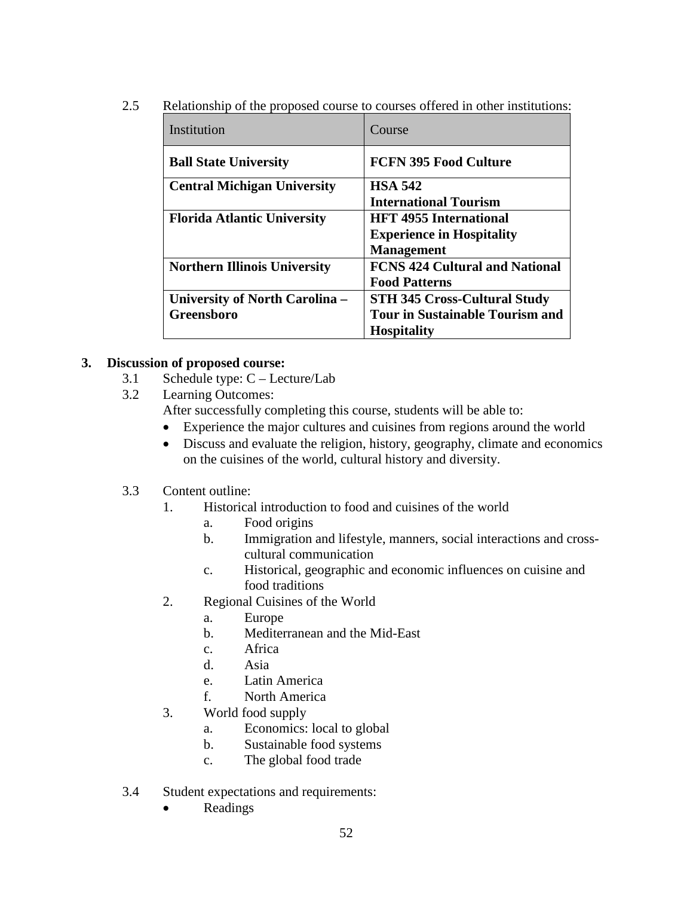2.5 Relationship of the proposed course to courses offered in other institutions:

| Institution | Course |
|---|---|
| **Ball State University** | **FCFN 395 Food Culture** |
| **Central Michigan University** | **HSA 542 International Tourism** |
| **Florida Atlantic University** | **HFT 4955 International Experience in Hospitality Management** |
| **Northern Illinois University** | **FCNS 424 Cultural and National Food Patterns** |
| **University of North Carolina – Greensboro** | **STH 345 Cross-Cultural Study Tour in Sustainable Tourism and Hospitality** |

## 3. Discussion of proposed course:

3.1 Schedule type: C – Lecture/Lab

3.2 Learning Outcomes:

After successfully completing this course, students will be able to:

- Experience the major cultures and cuisines from regions around the world
- Discuss and evaluate the religion, history, geography, climate and economics on the cuisines of the world, cultural history and diversity.

3.3 Content outline:

1. Historical introduction to food and cuisines of the world
   a. Food origins
   b. Immigration and lifestyle, manners, social interactions and cross-cultural communication
   c. Historical, geographic and economic influences on cuisine and food traditions
2. Regional Cuisines of the World
   a. Europe
   b. Mediterranean and the Mid-East
   c. Africa
   d. Asia
   e. Latin America
   f. North America
3. World food supply
   a. Economics: local to global
   b. Sustainable food systems
   c. The global food trade

3.4 Student expectations and requirements:

- Readings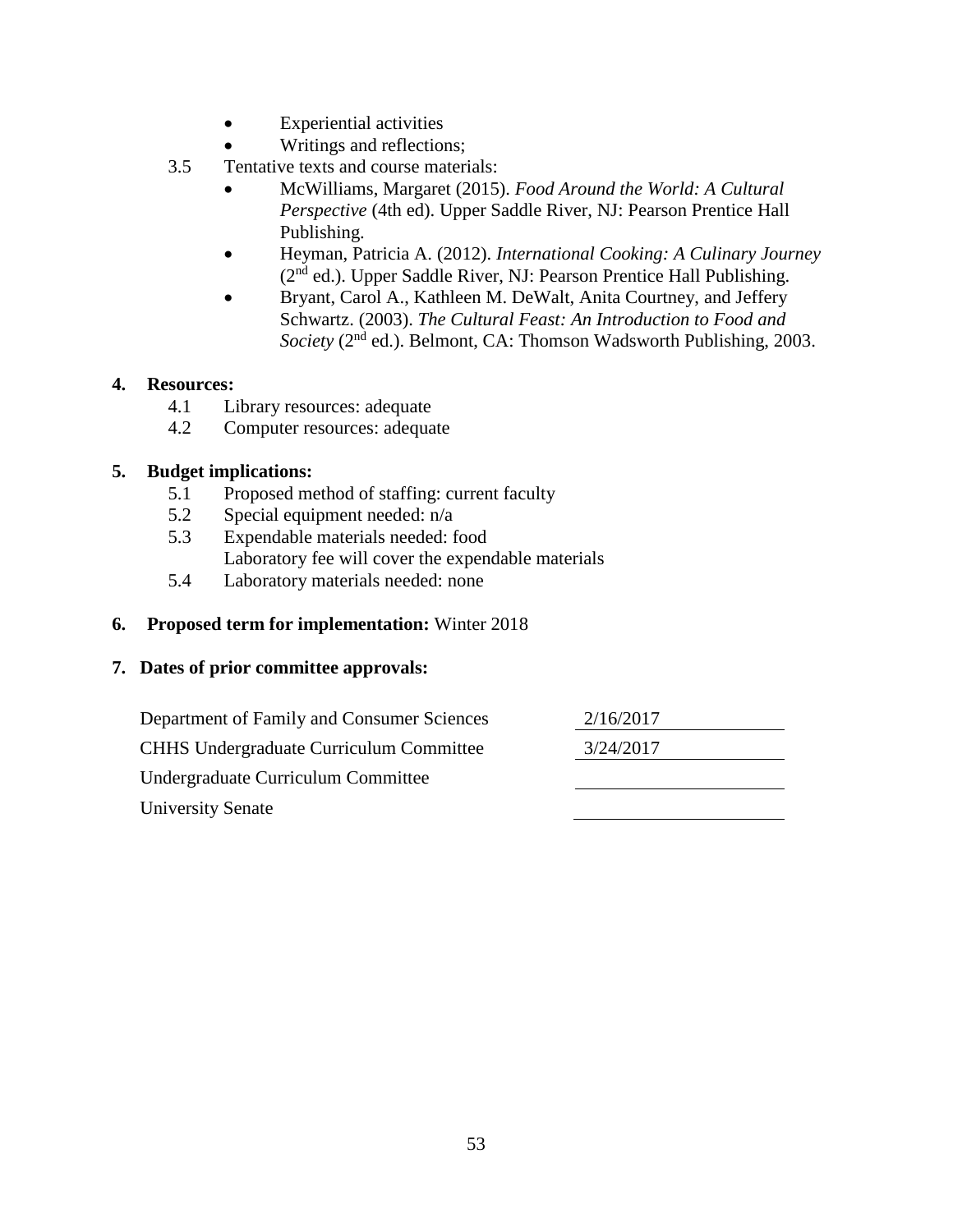- Experiential activities
- Writings and reflections;

3.5 Tentative texts and course materials:

- McWilliams, Margaret (2015). *Food Around the World: A Cultural Perspective* (4th ed). Upper Saddle River, NJ: Pearson Prentice Hall Publishing.
- Heyman, Patricia A. (2012). *International Cooking: A Culinary Journey* (2nd ed.). Upper Saddle River, NJ: Pearson Prentice Hall Publishing.
- Bryant, Carol A., Kathleen M. DeWalt, Anita Courtney, and Jeffery Schwartz. (2003). *The Cultural Feast: An Introduction to Food and Society* (2nd ed.). Belmont, CA: Thomson Wadsworth Publishing, 2003.

**4. Resources:**

4.1 Library resources: adequate
4.2 Computer resources: adequate

**5. Budget implications:**

5.1 Proposed method of staffing: current faculty
5.2 Special equipment needed: n/a
5.3 Expendable materials needed: food
Laboratory fee will cover the expendable materials
5.4 Laboratory materials needed: none

**6. Proposed term for implementation:** Winter 2018

**7. Dates of prior committee approvals:**

| | |
|---|---|
| Department of Family and Consumer Sciences | 2/16/2017 |
| CHHS Undergraduate Curriculum Committee | 3/24/2017 |
| Undergraduate Curriculum Committee | |
| University Senate | |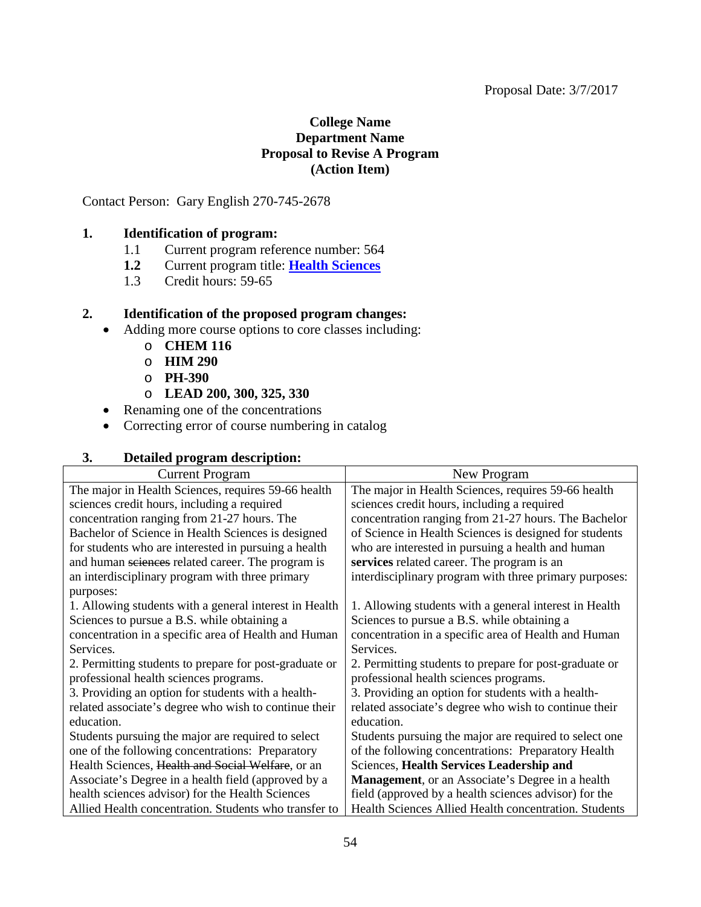Proposal Date: 3/7/2017

**College Name**
**Department Name**
**Proposal to Revise A Program**
**(Action Item)**

Contact Person: Gary English 270-745-2678

**1. Identification of program:**

1.1 Current program reference number: 564
**1.2** Current program title: **Health Sciences**
1.3 Credit hours: 59-65

**2. Identification of the proposed program changes:**

- Adding more course options to core classes including:
  - **CHEM 116**
  - **HIM 290**
  - **PH-390**
  - **LEAD 200, 300, 325, 330**
- Renaming one of the concentrations
- Correcting error of course numbering in catalog

**3. Detailed program description:**

| Current Program | New Program |
|---|---|
| The major in Health Sciences, requires 59-66 health sciences credit hours, including a required concentration ranging from 21-27 hours. The Bachelor of Science in Health Sciences is designed for students who are interested in pursuing a health and human ~~sciences~~ related career. The program is an interdisciplinary program with three primary purposes: | The major in Health Sciences, requires 59-66 health sciences credit hours, including a required concentration ranging from 21-27 hours. The Bachelor of Science in Health Sciences is designed for students who are interested in pursuing a health and human **services** related career. The program is an interdisciplinary program with three primary purposes: |
| 1. Allowing students with a general interest in Health Sciences to pursue a B.S. while obtaining a concentration in a specific area of Health and Human Services. | 1. Allowing students with a general interest in Health Sciences to pursue a B.S. while obtaining a concentration in a specific area of Health and Human Services. |
| 2. Permitting students to prepare for post-graduate or professional health sciences programs. | 2. Permitting students to prepare for post-graduate or professional health sciences programs. |
| 3. Providing an option for students with a health-related associate's degree who wish to continue their education. | 3. Providing an option for students with a health-related associate's degree who wish to continue their education. |
| Students pursuing the major are required to select one of the following concentrations: Preparatory Health Sciences, ~~Health and Social Welfare~~, or an Associate's Degree in a health field (approved by a health sciences advisor) for the Health Sciences Allied Health concentration. Students who transfer to | Students pursuing the major are required to select one of the following concentrations: Preparatory Health Sciences, **Health Services Leadership and Management**, or an Associate's Degree in a health field (approved by a health sciences advisor) for the Health Sciences Allied Health concentration. Students |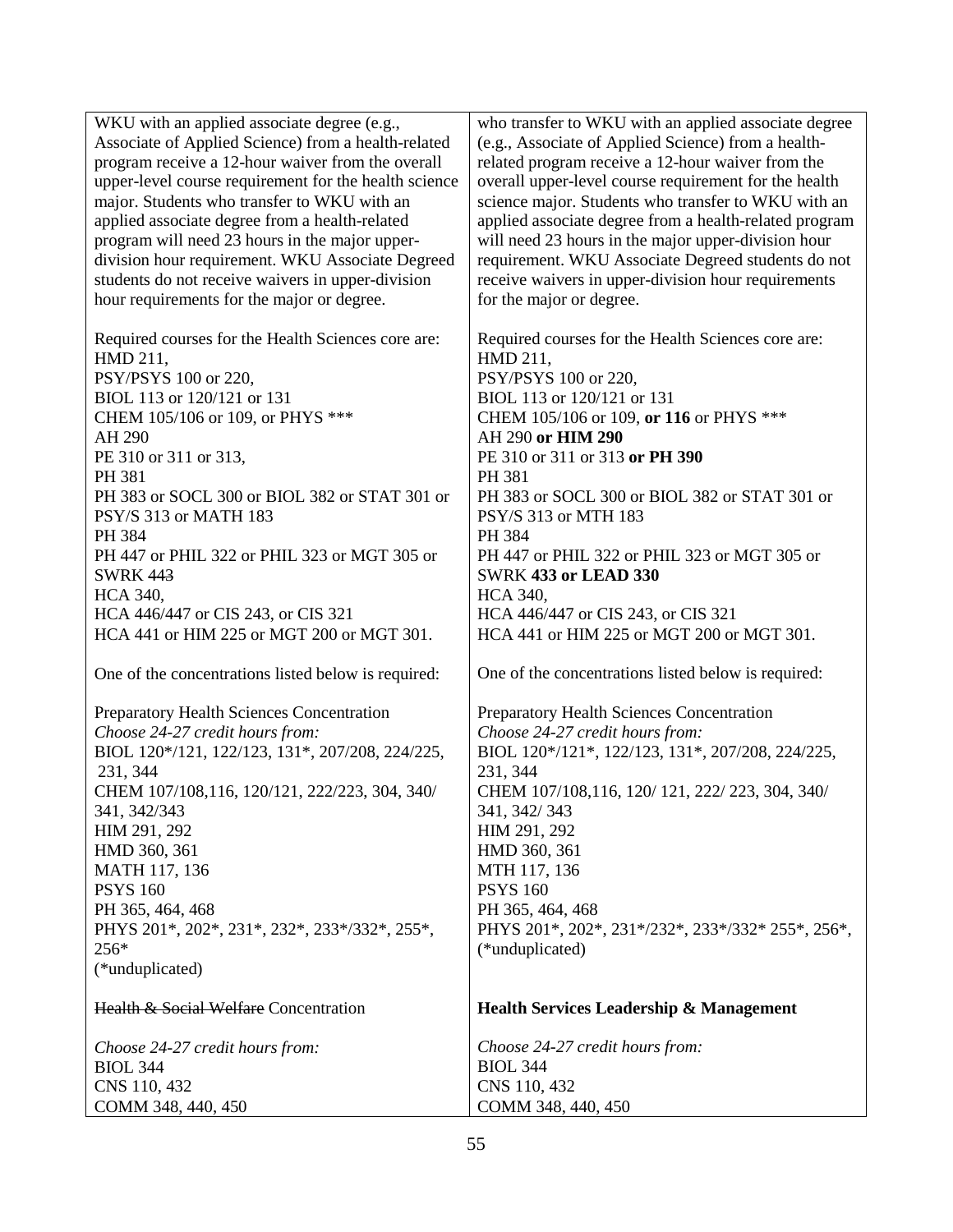| | |
|---|---|
| WKU with an applied associate degree (e.g., Associate of Applied Science) from a health-related program receive a 12-hour waiver from the overall upper-level course requirement for the health science major. Students who transfer to WKU with an applied associate degree from a health-related program will need 23 hours in the major upper-division hour requirement. WKU Associate Degreed students do not receive waivers in upper-division hour requirements for the major or degree.<br><br>Required courses for the Health Sciences core are:<br>HMD 211,<br>PSY/PSYS 100 or 220,<br>BIOL 113 or 120/121 or 131<br>CHEM 105/106 or 109, or PHYS ***<br>AH 290<br>PE 310 or 311 or 313,<br>PH 381<br>PH 383 or SOCL 300 or BIOL 382 or STAT 301 or PSY/S 313 or MATH 183<br>PH 384<br>PH 447 or PHIL 322 or PHIL 323 or MGT 305 or SWRK ~~443~~<br>HCA 340,<br>HCA 446/447 or CIS 243, or CIS 321<br>HCA 441 or HIM 225 or MGT 200 or MGT 301.<br><br>One of the concentrations listed below is required:<br><br>Preparatory Health Sciences Concentration<br>*Choose 24-27 credit hours from:*<br>BIOL 120*/121, 122/123, 131*, 207/208, 224/225, 231, 344<br>CHEM 107/108,116, 120/121, 222/223, 304, 340/ 341, 342/343<br>HIM 291, 292<br>HMD 360, 361<br>MATH 117, 136<br>PSYS 160<br>PH 365, 464, 468<br>PHYS 201*, 202*, 231*, 232*, 233*/332*, 255*, 256*<br>(*unduplicated)<br><br>~~Health & Social Welfare~~ Concentration<br><br>*Choose 24-27 credit hours from:*<br>BIOL 344<br>CNS 110, 432<br>COMM 348, 440, 450 | who transfer to WKU with an applied associate degree (e.g., Associate of Applied Science) from a health-related program receive a 12-hour waiver from the overall upper-level course requirement for the health science major. Students who transfer to WKU with an applied associate degree from a health-related program will need 23 hours in the major upper-division hour requirement. WKU Associate Degreed students do not receive waivers in upper-division hour requirements for the major or degree.<br><br>Required courses for the Health Sciences core are:<br>HMD 211,<br>PSY/PSYS 100 or 220,<br>BIOL 113 or 120/121 or 131<br>CHEM 105/106 or 109, **or 116** or PHYS ***<br>AH 290 **or HIM 290**<br>PE 310 or 311 or 313 **or PH 390**<br>PH 381<br>PH 383 or SOCL 300 or BIOL 382 or STAT 301 or PSY/S 313 or MTH 183<br>PH 384<br>PH 447 or PHIL 322 or PHIL 323 or MGT 305 or SWRK **433 or LEAD 330**<br>HCA 340,<br>HCA 446/447 or CIS 243, or CIS 321<br>HCA 441 or HIM 225 or MGT 200 or MGT 301.<br><br>One of the concentrations listed below is required:<br><br>Preparatory Health Sciences Concentration<br>*Choose 24-27 credit hours from:*<br>BIOL 120*/121*, 122/123, 131*, 207/208, 224/225, 231, 344<br>CHEM 107/108,116, 120/ 121, 222/ 223, 304, 340/ 341, 342/ 343<br>HIM 291, 292<br>HMD 360, 361<br>MTH 117, 136<br>PSYS 160<br>PH 365, 464, 468<br>PHYS 201*, 202*, 231*/232*, 233*/332* 255*, 256*,<br>(*unduplicated)<br><br>**Health Services Leadership & Management**<br><br>*Choose 24-27 credit hours from:*<br>BIOL 344<br>CNS 110, 432<br>COMM 348, 440, 450 |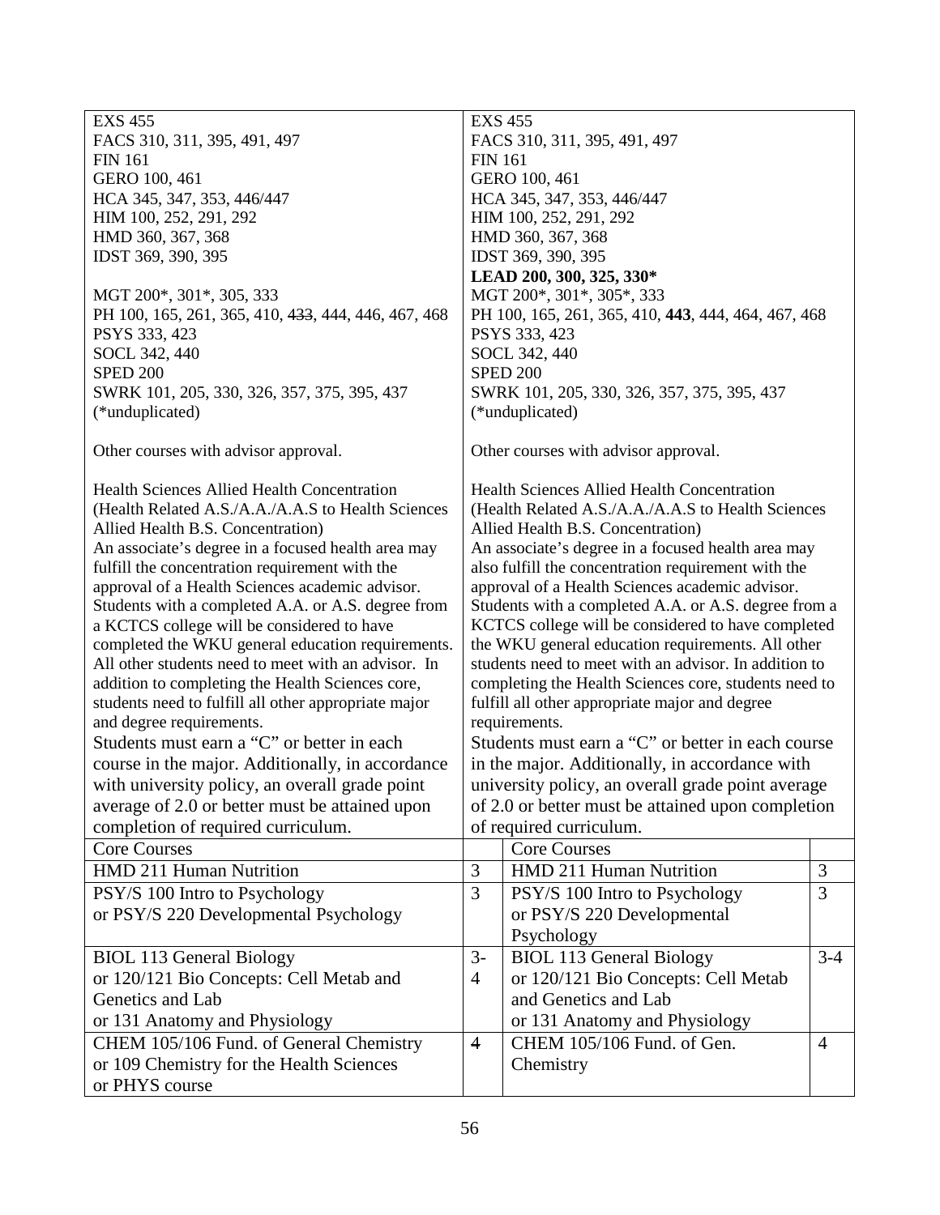| | | | |
|---|---|---|---|
| EXS 455<br>FACS 310, 311, 395, 491, 497<br>FIN 161<br>GERO 100, 461<br>HCA 345, 347, 353, 446/447<br>HIM 100, 252, 291, 292<br>HMD 360, 367, 368<br>IDST 369, 390, 395<br><br>MGT 200*, 301*, 305, 333<br>PH 100, 165, 261, 365, 410, ~~433~~, 444, 446, 467, 468<br>PSYS 333, 423<br>SOCL 342, 440<br>SPED 200<br>SWRK 101, 205, 330, 326, 357, 375, 395, 437<br>(*unduplicated)<br><br>Other courses with advisor approval.<br><br>Health Sciences Allied Health Concentration<br>(Health Related A.S./A.A./A.A.S to Health Sciences Allied Health B.S. Concentration)<br>An associate's degree in a focused health area may fulfill the concentration requirement with the approval of a Health Sciences academic advisor. Students with a completed A.A. or A.S. degree from a KCTCS college will be considered to have completed the WKU general education requirements. All other students need to meet with an advisor. In addition to completing the Health Sciences core, students need to fulfill all other appropriate major and degree requirements.<br>Students must earn a "C" or better in each course in the major. Additionally, in accordance with university policy, an overall grade point average of 2.0 or better must be attained upon completion of required curriculum. | | EXS 455<br>FACS 310, 311, 395, 491, 497<br>FIN 161<br>GERO 100, 461<br>HCA 345, 347, 353, 446/447<br>HIM 100, 252, 291, 292<br>HMD 360, 367, 368<br>IDST 369, 390, 395<br>**LEAD 200, 300, 325, 330***<br>MGT 200*, 301*, 305*, 333<br>PH 100, 165, 261, 365, 410, **443**, 444, 464, 467, 468<br>PSYS 333, 423<br>SOCL 342, 440<br>SPED 200<br>SWRK 101, 205, 330, 326, 357, 375, 395, 437<br>(*unduplicated)<br><br>Other courses with advisor approval.<br><br>Health Sciences Allied Health Concentration<br>(Health Related A.S./A.A./A.A.S to Health Sciences Allied Health B.S. Concentration)<br>An associate's degree in a focused health area may also fulfill the concentration requirement with the approval of a Health Sciences academic advisor. Students with a completed A.A. or A.S. degree from a KCTCS college will be considered to have completed the WKU general education requirements. All other students need to meet with an advisor. In addition to completing the Health Sciences core, students need to fulfill all other appropriate major and degree requirements.<br>Students must earn a "C" or better in each course in the major. Additionally, in accordance with university policy, an overall grade point average of 2.0 or better must be attained upon completion of required curriculum. | |
| Core Courses | | Core Courses | |
| HMD 211 Human Nutrition | 3 | HMD 211 Human Nutrition | 3 |
| PSY/S 100 Intro to Psychology<br>or PSY/S 220 Developmental Psychology | 3 | PSY/S 100 Intro to Psychology<br>or PSY/S 220 Developmental Psychology | 3 |
| BIOL 113 General Biology<br>or 120/121 Bio Concepts: Cell Metab and Genetics and Lab<br>or 131 Anatomy and Physiology | 3-4 | BIOL 113 General Biology<br>or 120/121 Bio Concepts: Cell Metab and Genetics and Lab<br>or 131 Anatomy and Physiology | 3-4 |
| CHEM 105/106 Fund. of General Chemistry<br>or 109 Chemistry for the Health Sciences<br>or PHYS course | 4 | CHEM 105/106 Fund. of Gen. Chemistry | 4 |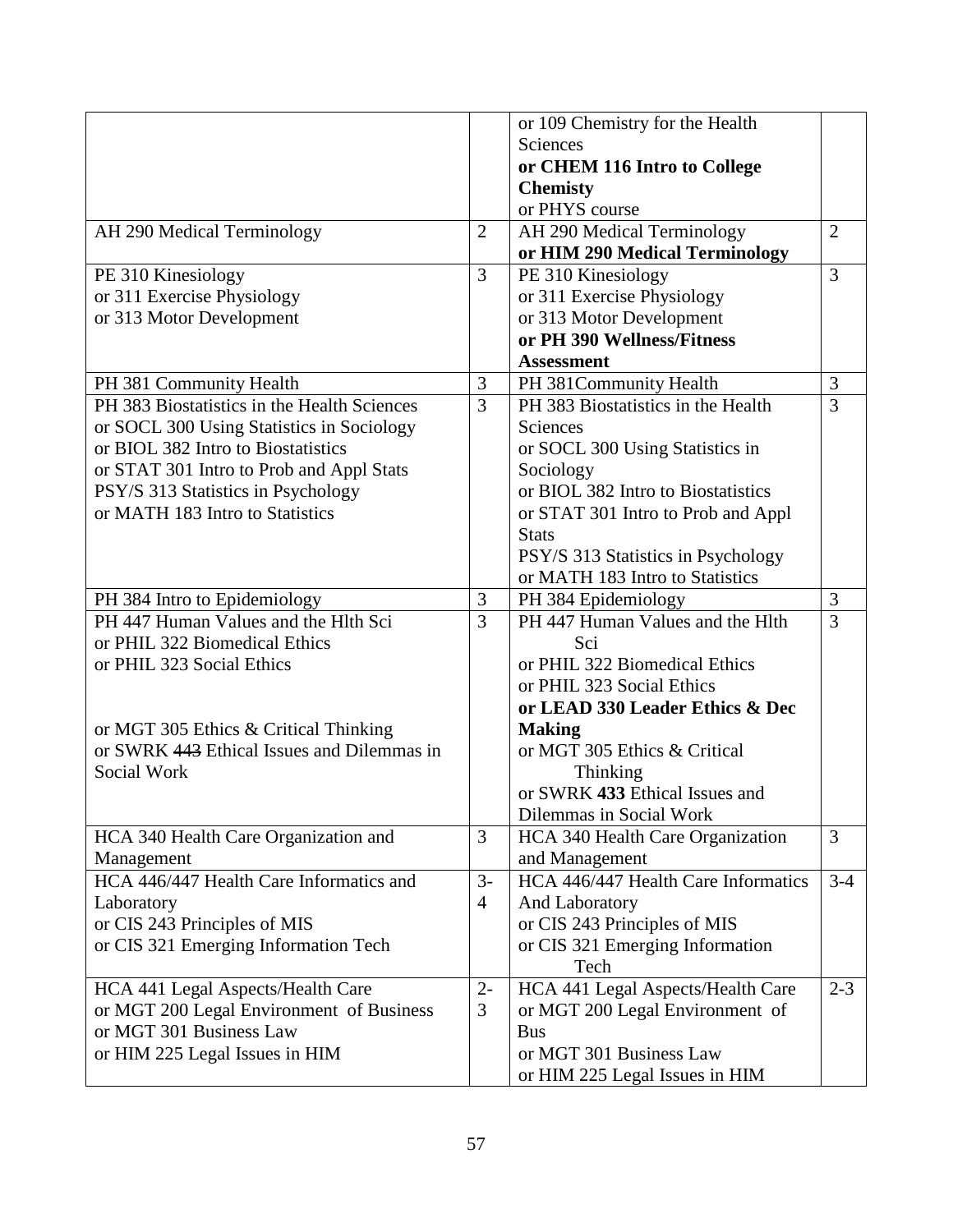| | | | |
|---|---|---|---|
| | | or 109 Chemistry for the Health Sciences<br>**or CHEM 116 Intro to College Chemisty**<br>or PHYS course | |
| AH 290 Medical Terminology | 2 | AH 290 Medical Terminology<br>**or HIM 290 Medical Terminology** | 2 |
| PE 310 Kinesiology<br>or 311 Exercise Physiology<br>or 313 Motor Development | 3 | PE 310 Kinesiology<br>or 311 Exercise Physiology<br>or 313 Motor Development<br>**or PH 390 Wellness/Fitness Assessment** | 3 |
| PH 381 Community Health | 3 | PH 381Community Health | 3 |
| PH 383 Biostatistics in the Health Sciences<br>or SOCL 300 Using Statistics in Sociology<br>or BIOL 382 Intro to Biostatistics<br>or STAT 301 Intro to Prob and Appl Stats<br>PSY/S 313 Statistics in Psychology<br>or MATH 183 Intro to Statistics | 3 | PH 383 Biostatistics in the Health Sciences<br>or SOCL 300 Using Statistics in Sociology<br>or BIOL 382 Intro to Biostatistics<br>or STAT 301 Intro to Prob and Appl Stats<br>PSY/S 313 Statistics in Psychology<br>or MATH 183 Intro to Statistics | 3 |
| PH 384 Intro to Epidemiology | 3 | PH 384 Epidemiology | 3 |
| PH 447 Human Values and the Hlth Sci<br>or PHIL 322 Biomedical Ethics<br>or PHIL 323 Social Ethics<br>or MGT 305 Ethics & Critical Thinking<br>or SWRK ~~443~~ Ethical Issues and Dilemmas in Social Work | 3 | PH 447 Human Values and the Hlth Sci<br>or PHIL 322 Biomedical Ethics<br>or PHIL 323 Social Ethics<br>**or LEAD 330 Leader Ethics & Dec Making**<br>or MGT 305 Ethics & Critical Thinking<br>or SWRK **433** Ethical Issues and Dilemmas in Social Work | 3 |
| HCA 340 Health Care Organization and Management | 3 | HCA 340 Health Care Organization and Management | 3 |
| HCA 446/447 Health Care Informatics and Laboratory<br>or CIS 243 Principles of MIS<br>or CIS 321 Emerging Information Tech | 3-4 | HCA 446/447 Health Care Informatics And Laboratory<br>or CIS 243 Principles of MIS<br>or CIS 321 Emerging Information Tech | 3-4 |
| HCA 441 Legal Aspects/Health Care<br>or MGT 200 Legal Environment of Business<br>or MGT 301 Business Law<br>or HIM 225 Legal Issues in HIM | 2-3 | HCA 441 Legal Aspects/Health Care<br>or MGT 200 Legal Environment of Bus<br>or MGT 301 Business Law<br>or HIM 225 Legal Issues in HIM | 2-3 |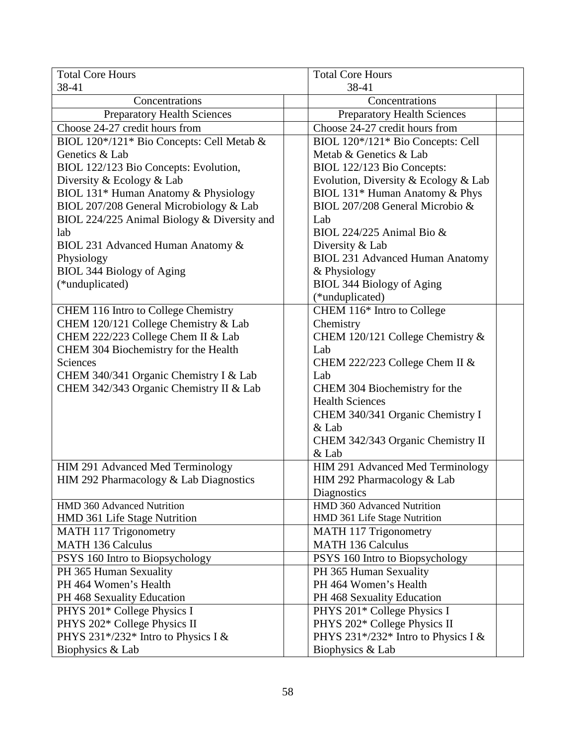| Total Core Hours<br>38-41 | | Total Core Hours<br>38-41 | |
|---|---|---|---|
| Concentrations | | Concentrations | |
| Preparatory Health Sciences | | Preparatory Health Sciences | |
| Choose 24-27 credit hours from | | Choose 24-27 credit hours from | |
| BIOL 120*/121* Bio Concepts: Cell Metab & Genetics & Lab<br>BIOL 122/123 Bio Concepts: Evolution, Diversity & Ecology & Lab<br>BIOL 131* Human Anatomy & Physiology<br>BIOL 207/208 General Microbiology & Lab<br>BIOL 224/225 Animal Biology & Diversity and lab<br>BIOL 231 Advanced Human Anatomy & Physiology<br>BIOL 344 Biology of Aging<br>(*unduplicated) | | BIOL 120*/121* Bio Concepts: Cell Metab & Genetics & Lab<br>BIOL 122/123 Bio Concepts: Evolution, Diversity & Ecology & Lab<br>BIOL 131* Human Anatomy & Phys<br>BIOL 207/208 General Microbio & Lab<br>BIOL 224/225 Animal Bio & Diversity & Lab<br>BIOL 231 Advanced Human Anatomy & Physiology<br>BIOL 344 Biology of Aging<br>(*unduplicated) | |
| CHEM 116 Intro to College Chemistry<br>CHEM 120/121 College Chemistry & Lab<br>CHEM 222/223 College Chem II & Lab<br>CHEM 304 Biochemistry for the Health Sciences<br>CHEM 340/341 Organic Chemistry I & Lab<br>CHEM 342/343 Organic Chemistry II & Lab | | CHEM 116* Intro to College Chemistry<br>CHEM 120/121 College Chemistry & Lab<br>CHEM 222/223 College Chem II & Lab<br>CHEM 304 Biochemistry for the Health Sciences<br>CHEM 340/341 Organic Chemistry I & Lab<br>CHEM 342/343 Organic Chemistry II & Lab | |
| HIM 291 Advanced Med Terminology<br>HIM 292 Pharmacology & Lab Diagnostics | | HIM 291 Advanced Med Terminology<br>HIM 292 Pharmacology & Lab Diagnostics | |
| HMD 360 Advanced Nutrition<br>HMD 361 Life Stage Nutrition | | HMD 360 Advanced Nutrition<br>HMD 361 Life Stage Nutrition | |
| MATH 117 Trigonometry<br>MATH 136 Calculus | | MATH 117 Trigonometry<br>MATH 136 Calculus | |
| PSYS 160 Intro to Biopsychology | | PSYS 160 Intro to Biopsychology | |
| PH 365 Human Sexuality<br>PH 464 Women's Health<br>PH 468 Sexuality Education | | PH 365 Human Sexuality<br>PH 464 Women's Health<br>PH 468 Sexuality Education | |
| PHYS 201* College Physics I<br>PHYS 202* College Physics II<br>PHYS 231*/232* Intro to Physics I & Biophysics & Lab | | PHYS 201* College Physics I<br>PHYS 202* College Physics II<br>PHYS 231*/232* Intro to Physics I & Biophysics & Lab | |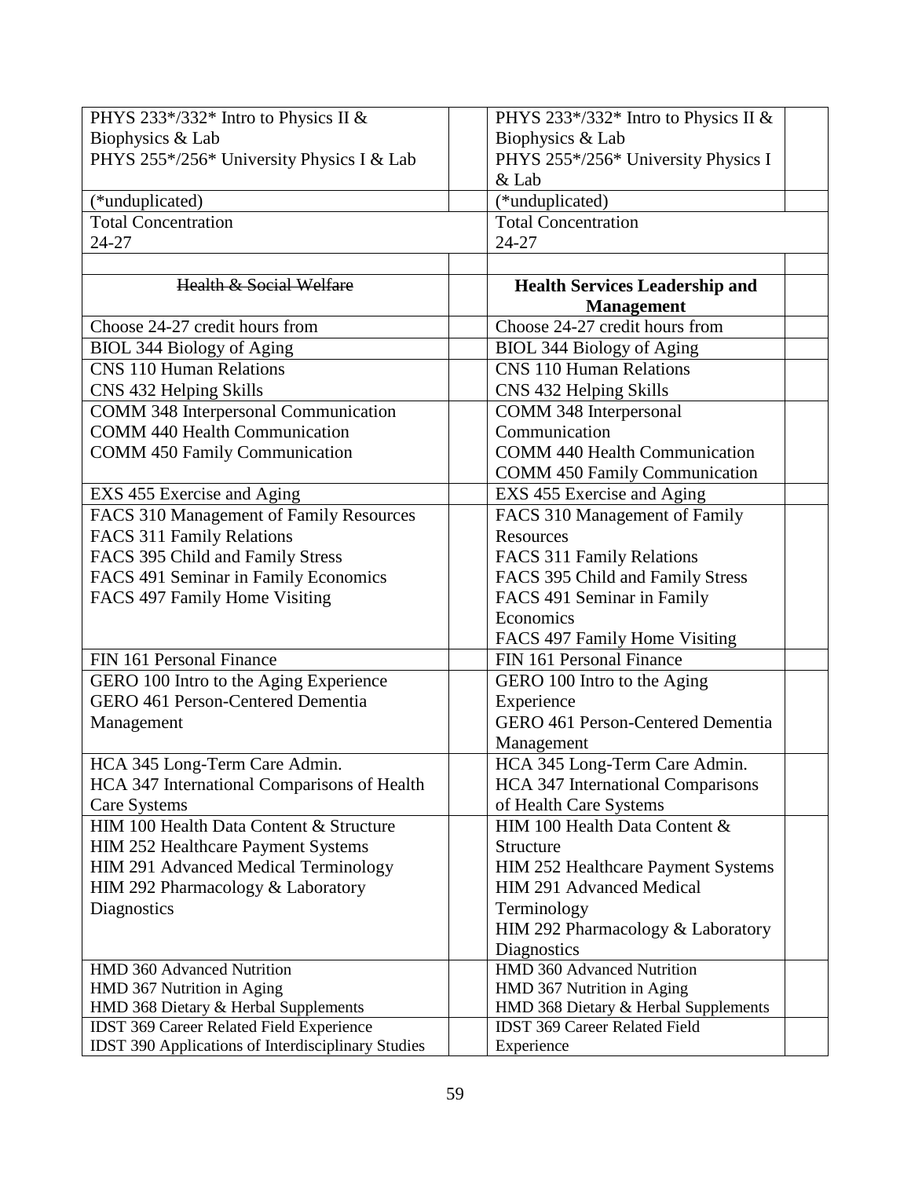| | | | |
|---|---|---|---|
| PHYS 233*/332* Intro to Physics II & Biophysics & Lab<br>PHYS 255*/256* University Physics I & Lab | | PHYS 233*/332* Intro to Physics II & Biophysics & Lab<br>PHYS 255*/256* University Physics I & Lab | |
| (*unduplicated) | | (*unduplicated) | |
| Total Concentration<br>24-27 | | Total Concentration<br>24-27 | |
| | | | |
| ~~Health & Social Welfare~~ | | **Health Services Leadership and Management** | |
| Choose 24-27 credit hours from | | Choose 24-27 credit hours from | |
| BIOL 344 Biology of Aging | | BIOL 344 Biology of Aging | |
| CNS 110 Human Relations<br>CNS 432 Helping Skills | | CNS 110 Human Relations<br>CNS 432 Helping Skills | |
| COMM 348 Interpersonal Communication<br>COMM 440 Health Communication<br>COMM 450 Family Communication | | COMM 348 Interpersonal Communication<br>COMM 440 Health Communication<br>COMM 450 Family Communication | |
| EXS 455 Exercise and Aging | | EXS 455 Exercise and Aging | |
| FACS 310 Management of Family Resources<br>FACS 311 Family Relations<br>FACS 395 Child and Family Stress<br>FACS 491 Seminar in Family Economics<br>FACS 497 Family Home Visiting | | FACS 310 Management of Family Resources<br>FACS 311 Family Relations<br>FACS 395 Child and Family Stress<br>FACS 491 Seminar in Family Economics<br>FACS 497 Family Home Visiting | |
| FIN 161 Personal Finance | | FIN 161 Personal Finance | |
| GERO 100 Intro to the Aging Experience<br>GERO 461 Person-Centered Dementia Management | | GERO 100 Intro to the Aging Experience<br>GERO 461 Person-Centered Dementia Management | |
| HCA 345 Long-Term Care Admin.<br>HCA 347 International Comparisons of Health Care Systems | | HCA 345 Long-Term Care Admin.<br>HCA 347 International Comparisons of Health Care Systems | |
| HIM 100 Health Data Content & Structure<br>HIM 252 Healthcare Payment Systems<br>HIM 291 Advanced Medical Terminology<br>HIM 292 Pharmacology & Laboratory Diagnostics | | HIM 100 Health Data Content & Structure<br>HIM 252 Healthcare Payment Systems<br>HIM 291 Advanced Medical Terminology<br>HIM 292 Pharmacology & Laboratory Diagnostics | |
| HMD 360 Advanced Nutrition<br>HMD 367 Nutrition in Aging<br>HMD 368 Dietary & Herbal Supplements | | HMD 360 Advanced Nutrition<br>HMD 367 Nutrition in Aging<br>HMD 368 Dietary & Herbal Supplements | |
| IDST 369 Career Related Field Experience<br>IDST 390 Applications of Interdisciplinary Studies | | IDST 369 Career Related Field Experience | |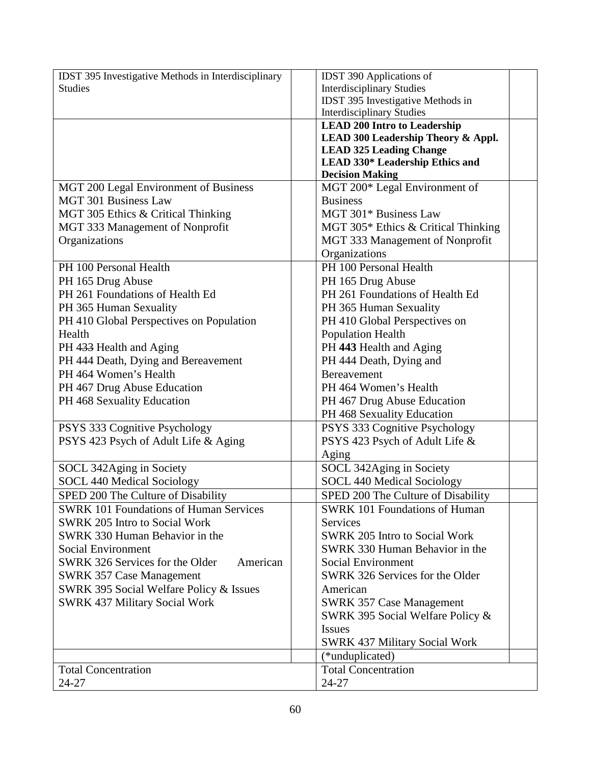| | | | |
|---|---|---|---|
| IDST 395 Investigative Methods in Interdisciplinary Studies | | IDST 390 Applications of Interdisciplinary Studies<br>IDST 395 Investigative Methods in Interdisciplinary Studies | |
| | | **LEAD 200 Intro to Leadership**<br>**LEAD 300 Leadership Theory & Appl.**<br>**LEAD 325 Leading Change**<br>**LEAD 330* Leadership Ethics and Decision Making** | |
| MGT 200 Legal Environment of Business<br>MGT 301 Business Law<br>MGT 305 Ethics & Critical Thinking<br>MGT 333 Management of Nonprofit Organizations | | MGT 200* Legal Environment of Business<br>MGT 301* Business Law<br>MGT 305* Ethics & Critical Thinking<br>MGT 333 Management of Nonprofit Organizations | |
| PH 100 Personal Health<br>PH 165 Drug Abuse<br>PH 261 Foundations of Health Ed<br>PH 365 Human Sexuality<br>PH 410 Global Perspectives on Population Health<br>PH ~~433~~ Health and Aging<br>PH 444 Death, Dying and Bereavement<br>PH 464 Women's Health<br>PH 467 Drug Abuse Education<br>PH 468 Sexuality Education | | PH 100 Personal Health<br>PH 165 Drug Abuse<br>PH 261 Foundations of Health Ed<br>PH 365 Human Sexuality<br>PH 410 Global Perspectives on Population Health<br>PH **443** Health and Aging<br>PH 444 Death, Dying and Bereavement<br>PH 464 Women's Health<br>PH 467 Drug Abuse Education<br>PH 468 Sexuality Education | |
| PSYS 333 Cognitive Psychology<br>PSYS 423 Psych of Adult Life & Aging | | PSYS 333 Cognitive Psychology<br>PSYS 423 Psych of Adult Life & Aging | |
| SOCL 342Aging in Society<br>SOCL 440 Medical Sociology | | SOCL 342Aging in Society<br>SOCL 440 Medical Sociology | |
| SPED 200 The Culture of Disability | | SPED 200 The Culture of Disability | |
| SWRK 101 Foundations of Human Services<br>SWRK 205 Intro to Social Work<br>SWRK 330 Human Behavior in the Social Environment<br>SWRK 326 Services for the Older American<br>SWRK 357 Case Management<br>SWRK 395 Social Welfare Policy & Issues<br>SWRK 437 Military Social Work | | SWRK 101 Foundations of Human Services<br>SWRK 205 Intro to Social Work<br>SWRK 330 Human Behavior in the Social Environment<br>SWRK 326 Services for the Older American<br>SWRK 357 Case Management<br>SWRK 395 Social Welfare Policy & Issues<br>SWRK 437 Military Social Work | |
| | | (*unduplicated) | |
| Total Concentration<br>24-27 | | Total Concentration<br>24-27 | |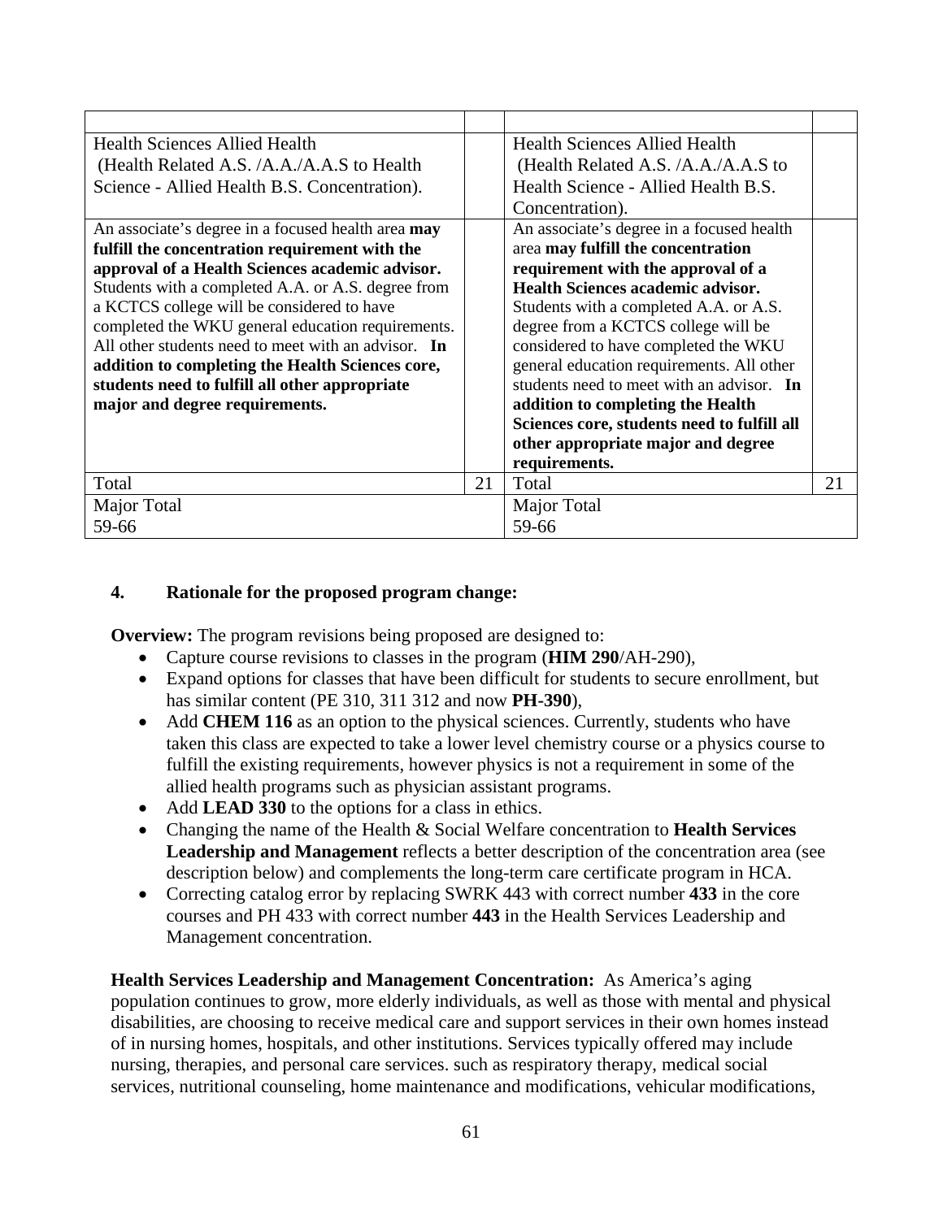| | | | |
|---|---|---|---|
| Health Sciences Allied Health (Health Related A.S. /A.A./A.A.S to Health Science - Allied Health B.S. Concentration). | | Health Sciences Allied Health (Health Related A.S. /A.A./A.A.S to Health Science - Allied Health B.S. Concentration). | |
| An associate's degree in a focused health area **may fulfill the concentration requirement with the approval of a Health Sciences academic advisor.** Students with a completed A.A. or A.S. degree from a KCTCS college will be considered to have completed the WKU general education requirements. All other students need to meet with an advisor. **In addition to completing the Health Sciences core, students need to fulfill all other appropriate major and degree requirements.** | | An associate's degree in a focused health area **may fulfill the concentration requirement with the approval of a Health Sciences academic advisor.** Students with a completed A.A. or A.S. degree from a KCTCS college will be considered to have completed the WKU general education requirements. All other students need to meet with an advisor. **In addition to completing the Health Sciences core, students need to fulfill all other appropriate major and degree requirements.** | |
| Total | 21 | Total | 21 |
| Major Total 59-66 | | Major Total 59-66 | |

**4. Rationale for the proposed program change:**

**Overview:** The program revisions being proposed are designed to:

- Capture course revisions to classes in the program (**HIM 290**/AH-290),
- Expand options for classes that have been difficult for students to secure enrollment, but has similar content (PE 310, 311 312 and now **PH-390**),
- Add **CHEM 116** as an option to the physical sciences. Currently, students who have taken this class are expected to take a lower level chemistry course or a physics course to fulfill the existing requirements, however physics is not a requirement in some of the allied health programs such as physician assistant programs.
- Add **LEAD 330** to the options for a class in ethics.
- Changing the name of the Health & Social Welfare concentration to **Health Services Leadership and Management** reflects a better description of the concentration area (see description below) and complements the long-term care certificate program in HCA.
- Correcting catalog error by replacing SWRK 443 with correct number **433** in the core courses and PH 433 with correct number **443** in the Health Services Leadership and Management concentration.

**Health Services Leadership and Management Concentration:** As America's aging population continues to grow, more elderly individuals, as well as those with mental and physical disabilities, are choosing to receive medical care and support services in their own homes instead of in nursing homes, hospitals, and other institutions. Services typically offered may include nursing, therapies, and personal care services. such as respiratory therapy, medical social services, nutritional counseling, home maintenance and modifications, vehicular modifications,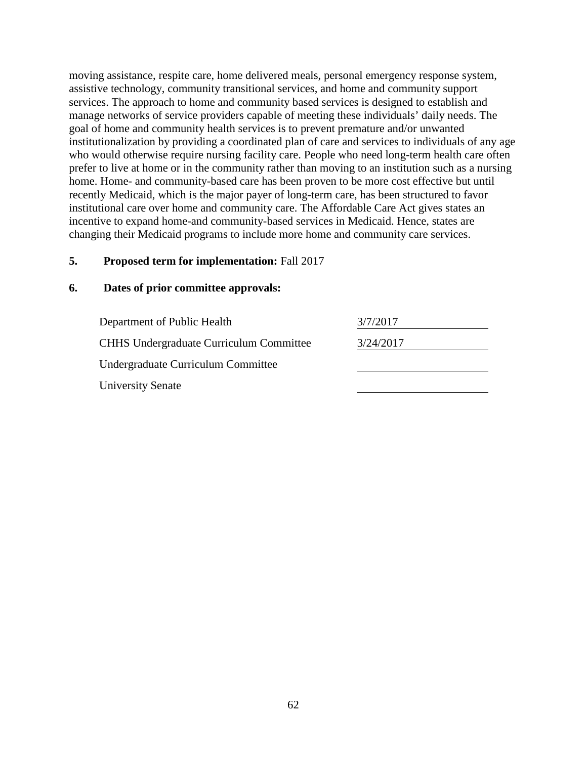moving assistance, respite care, home delivered meals, personal emergency response system, assistive technology, community transitional services, and home and community support services. The approach to home and community based services is designed to establish and manage networks of service providers capable of meeting these individuals' daily needs. The goal of home and community health services is to prevent premature and/or unwanted institutionalization by providing a coordinated plan of care and services to individuals of any age who would otherwise require nursing facility care. People who need long-term health care often prefer to live at home or in the community rather than moving to an institution such as a nursing home. Home- and community-based care has been proven to be more cost effective but until recently Medicaid, which is the major payer of long-term care, has been structured to favor institutional care over home and community care. The Affordable Care Act gives states an incentive to expand home-and community-based services in Medicaid. Hence, states are changing their Medicaid programs to include more home and community care services.

**5. Proposed term for implementation:** Fall 2017

**6. Dates of prior committee approvals:**

| | |
|---|---|
| Department of Public Health | 3/7/2017 |
| CHHS Undergraduate Curriculum Committee | 3/24/2017 |
| Undergraduate Curriculum Committee | |
| University Senate | |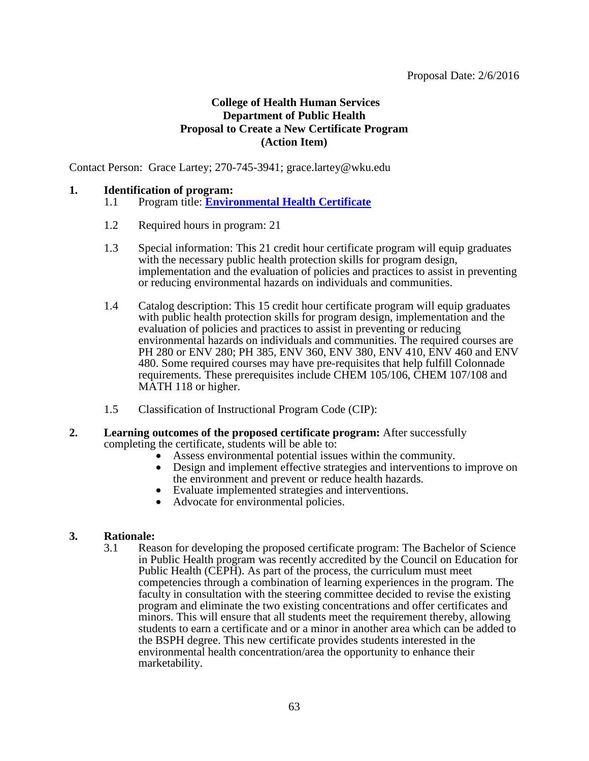Proposal Date: 2/6/2016

**College of Health Human Services**
**Department of Public Health**
**Proposal to Create a New Certificate Program**
**(Action Item)**

Contact Person: Grace Lartey; 270-745-3941; grace.lartey@wku.edu

**1. Identification of program:**

1.1 Program title: **Environmental Health Certificate**

1.2 Required hours in program: 21

1.3 Special information: This 21 credit hour certificate program will equip graduates with the necessary public health protection skills for program design, implementation and the evaluation of policies and practices to assist in preventing or reducing environmental hazards on individuals and communities.

1.4 Catalog description: This 15 credit hour certificate program will equip graduates with public health protection skills for program design, implementation and the evaluation of policies and practices to assist in preventing or reducing environmental hazards on individuals and communities. The required courses are PH 280 or ENV 280; PH 385, ENV 360, ENV 380, ENV 410, ENV 460 and ENV 480. Some required courses may have pre-requisites that help fulfill Colonnade requirements. These prerequisites include CHEM 105/106, CHEM 107/108 and MATH 118 or higher.

1.5 Classification of Instructional Program Code (CIP):

**2. Learning outcomes of the proposed certificate program:** After successfully completing the certificate, students will be able to:

- Assess environmental potential issues within the community.
- Design and implement effective strategies and interventions to improve on the environment and prevent or reduce health hazards.
- Evaluate implemented strategies and interventions.
- Advocate for environmental policies.

**3. Rationale:**

3.1 Reason for developing the proposed certificate program: The Bachelor of Science in Public Health program was recently accredited by the Council on Education for Public Health (CEPH). As part of the process, the curriculum must meet competencies through a combination of learning experiences in the program. The faculty in consultation with the steering committee decided to revise the existing program and eliminate the two existing concentrations and offer certificates and minors. This will ensure that all students meet the requirement thereby, allowing students to earn a certificate and or a minor in another area which can be added to the BSPH degree. This new certificate provides students interested in the environmental health concentration/area the opportunity to enhance their marketability.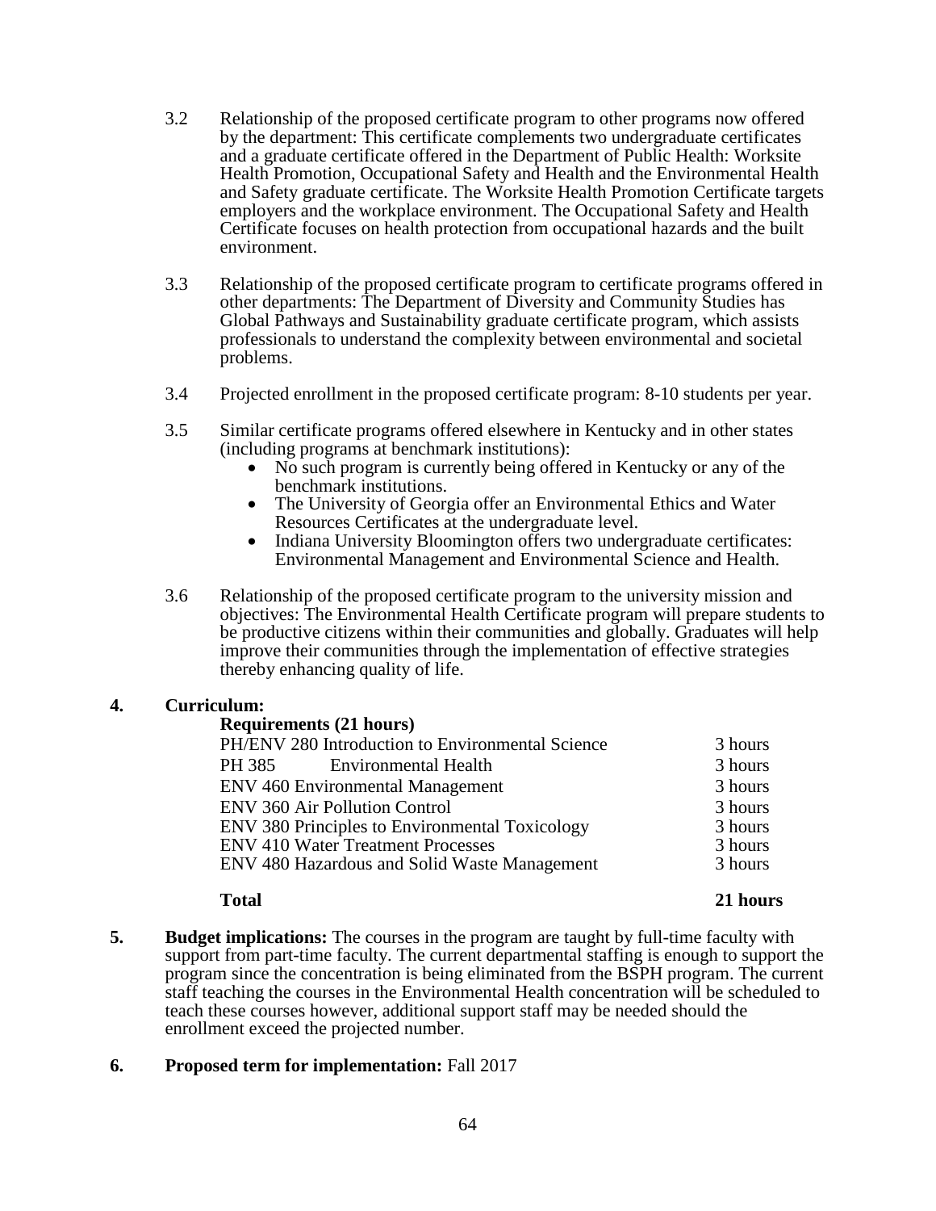3.2 Relationship of the proposed certificate program to other programs now offered by the department: This certificate complements two undergraduate certificates and a graduate certificate offered in the Department of Public Health: Worksite Health Promotion, Occupational Safety and Health and the Environmental Health and Safety graduate certificate. The Worksite Health Promotion Certificate targets employers and the workplace environment. The Occupational Safety and Health Certificate focuses on health protection from occupational hazards and the built environment.

3.3 Relationship of the proposed certificate program to certificate programs offered in other departments: The Department of Diversity and Community Studies has Global Pathways and Sustainability graduate certificate program, which assists professionals to understand the complexity between environmental and societal problems.

3.4 Projected enrollment in the proposed certificate program: 8-10 students per year.

3.5 Similar certificate programs offered elsewhere in Kentucky and in other states (including programs at benchmark institutions):

- No such program is currently being offered in Kentucky or any of the benchmark institutions.
- The University of Georgia offer an Environmental Ethics and Water Resources Certificates at the undergraduate level.
- Indiana University Bloomington offers two undergraduate certificates: Environmental Management and Environmental Science and Health.

3.6 Relationship of the proposed certificate program to the university mission and objectives: The Environmental Health Certificate program will prepare students to be productive citizens within their communities and globally. Graduates will help improve their communities through the implementation of effective strategies thereby enhancing quality of life.

**4. Curriculum:**

**Requirements (21 hours)**

| Course | Hours |
|---|---|
| PH/ENV 280 Introduction to Environmental Science | 3 hours |
| PH 385 Environmental Health | 3 hours |
| ENV 460 Environmental Management | 3 hours |
| ENV 360 Air Pollution Control | 3 hours |
| ENV 380 Principles to Environmental Toxicology | 3 hours |
| ENV 410 Water Treatment Processes | 3 hours |
| ENV 480 Hazardous and Solid Waste Management | 3 hours |
| **Total** | **21 hours** |

**5. Budget implications:** The courses in the program are taught by full-time faculty with support from part-time faculty. The current departmental staffing is enough to support the program since the concentration is being eliminated from the BSPH program. The current staff teaching the courses in the Environmental Health concentration will be scheduled to teach these courses however, additional support staff may be needed should the enrollment exceed the projected number.

**6. Proposed term for implementation:** Fall 2017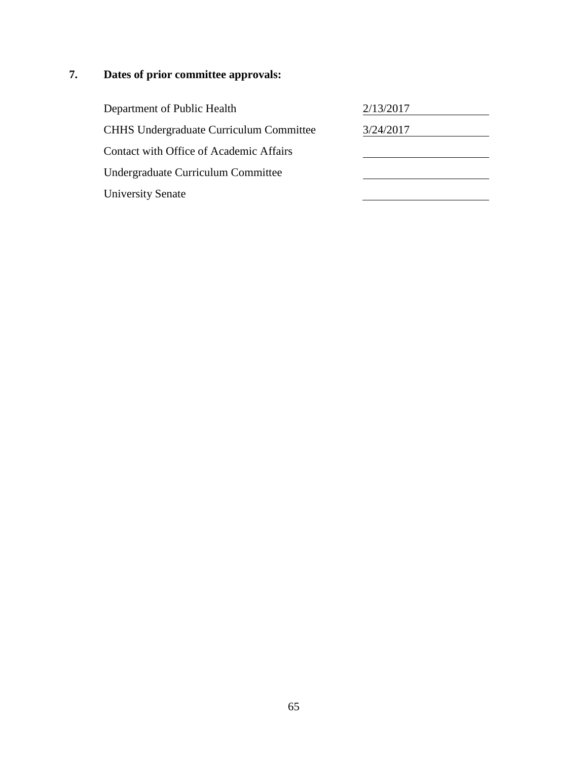**7. Dates of prior committee approvals:**

| | |
|---|---|
| Department of Public Health | 2/13/2017 |
| CHHS Undergraduate Curriculum Committee | 3/24/2017 |
| Contact with Office of Academic Affairs | |
| Undergraduate Curriculum Committee | |
| University Senate | |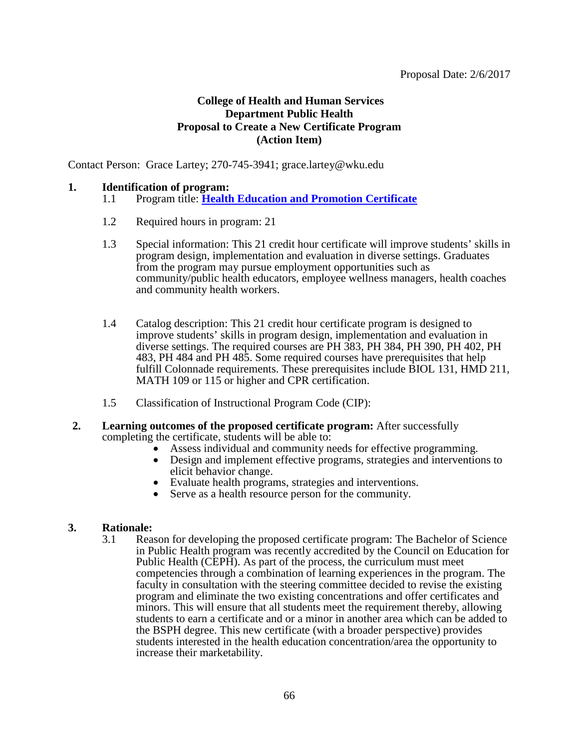Proposal Date: 2/6/2017

**College of Health and Human Services**
**Department Public Health**
**Proposal to Create a New Certificate Program**
**(Action Item)**

Contact Person: Grace Lartey; 270-745-3941; grace.lartey@wku.edu

**1. Identification of program:**

1.1 Program title: **Health Education and Promotion Certificate**

1.2 Required hours in program: 21

1.3 Special information: This 21 credit hour certificate will improve students' skills in program design, implementation and evaluation in diverse settings. Graduates from the program may pursue employment opportunities such as community/public health educators, employee wellness managers, health coaches and community health workers.

1.4 Catalog description: This 21 credit hour certificate program is designed to improve students' skills in program design, implementation and evaluation in diverse settings. The required courses are PH 383, PH 384, PH 390, PH 402, PH 483, PH 484 and PH 485. Some required courses have prerequisites that help fulfill Colonnade requirements. These prerequisites include BIOL 131, HMD 211, MATH 109 or 115 or higher and CPR certification.

1.5 Classification of Instructional Program Code (CIP):

**2. Learning outcomes of the proposed certificate program:** After successfully completing the certificate, students will be able to:

- Assess individual and community needs for effective programming.
- Design and implement effective programs, strategies and interventions to elicit behavior change.
- Evaluate health programs, strategies and interventions.
- Serve as a health resource person for the community.

**3. Rationale:**

3.1 Reason for developing the proposed certificate program: The Bachelor of Science in Public Health program was recently accredited by the Council on Education for Public Health (CEPH). As part of the process, the curriculum must meet competencies through a combination of learning experiences in the program. The faculty in consultation with the steering committee decided to revise the existing program and eliminate the two existing concentrations and offer certificates and minors. This will ensure that all students meet the requirement thereby, allowing students to earn a certificate and or a minor in another area which can be added to the BSPH degree. This new certificate (with a broader perspective) provides students interested in the health education concentration/area the opportunity to increase their marketability.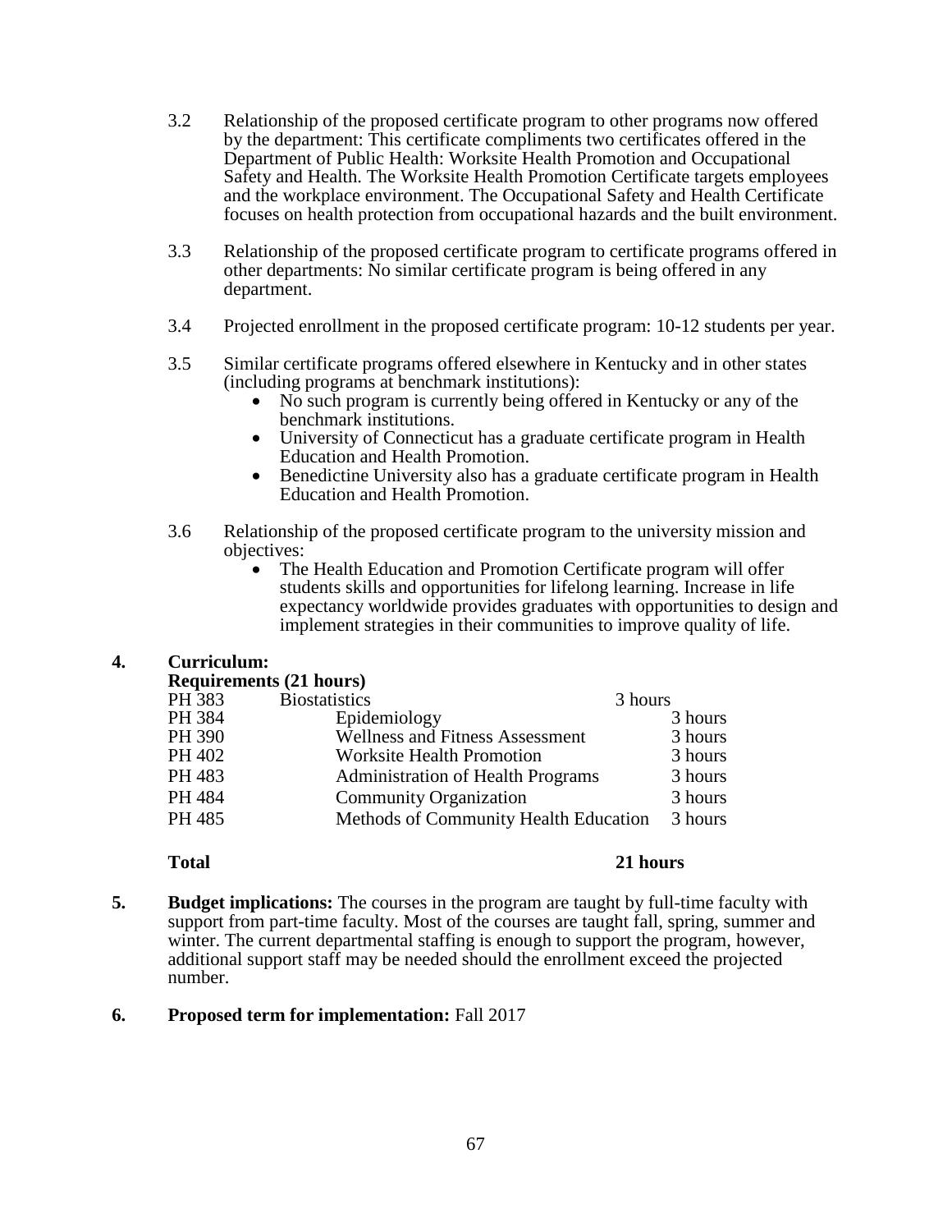3.2 Relationship of the proposed certificate program to other programs now offered by the department: This certificate compliments two certificates offered in the Department of Public Health: Worksite Health Promotion and Occupational Safety and Health. The Worksite Health Promotion Certificate targets employees and the workplace environment. The Occupational Safety and Health Certificate focuses on health protection from occupational hazards and the built environment.

3.3 Relationship of the proposed certificate program to certificate programs offered in other departments: No similar certificate program is being offered in any department.

3.4 Projected enrollment in the proposed certificate program: 10-12 students per year.

3.5 Similar certificate programs offered elsewhere in Kentucky and in other states (including programs at benchmark institutions):

- No such program is currently being offered in Kentucky or any of the benchmark institutions.
- University of Connecticut has a graduate certificate program in Health Education and Health Promotion.
- Benedictine University also has a graduate certificate program in Health Education and Health Promotion.

3.6 Relationship of the proposed certificate program to the university mission and objectives:

- The Health Education and Promotion Certificate program will offer students skills and opportunities for lifelong learning. Increase in life expectancy worldwide provides graduates with opportunities to design and implement strategies in their communities to improve quality of life.

**4. Curriculum:**

**Requirements (21 hours)**

| | | |
|---|---|---|
| PH 383 | Biostatistics | 3 hours |
| PH 384 | Epidemiology | 3 hours |
| PH 390 | Wellness and Fitness Assessment | 3 hours |
| PH 402 | Worksite Health Promotion | 3 hours |
| PH 483 | Administration of Health Programs | 3 hours |
| PH 484 | Community Organization | 3 hours |
| PH 485 | Methods of Community Health Education | 3 hours |
| **Total** | | **21 hours** |

**5. Budget implications:** The courses in the program are taught by full-time faculty with support from part-time faculty. Most of the courses are taught fall, spring, summer and winter. The current departmental staffing is enough to support the program, however, additional support staff may be needed should the enrollment exceed the projected number.

**6. Proposed term for implementation:** Fall 2017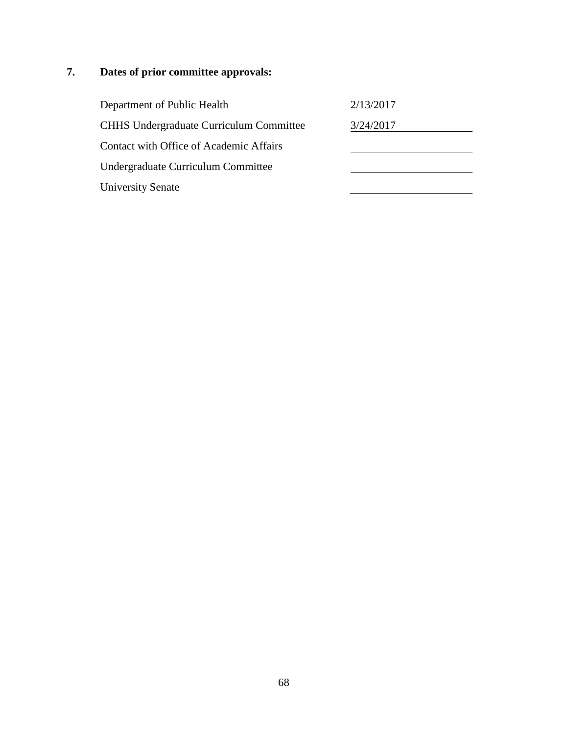## 7. Dates of prior committee approvals:

| | |
|---|---|
| Department of Public Health | 2/13/2017 |
| CHHS Undergraduate Curriculum Committee | 3/24/2017 |
| Contact with Office of Academic Affairs | |
| Undergraduate Curriculum Committee | |
| University Senate | |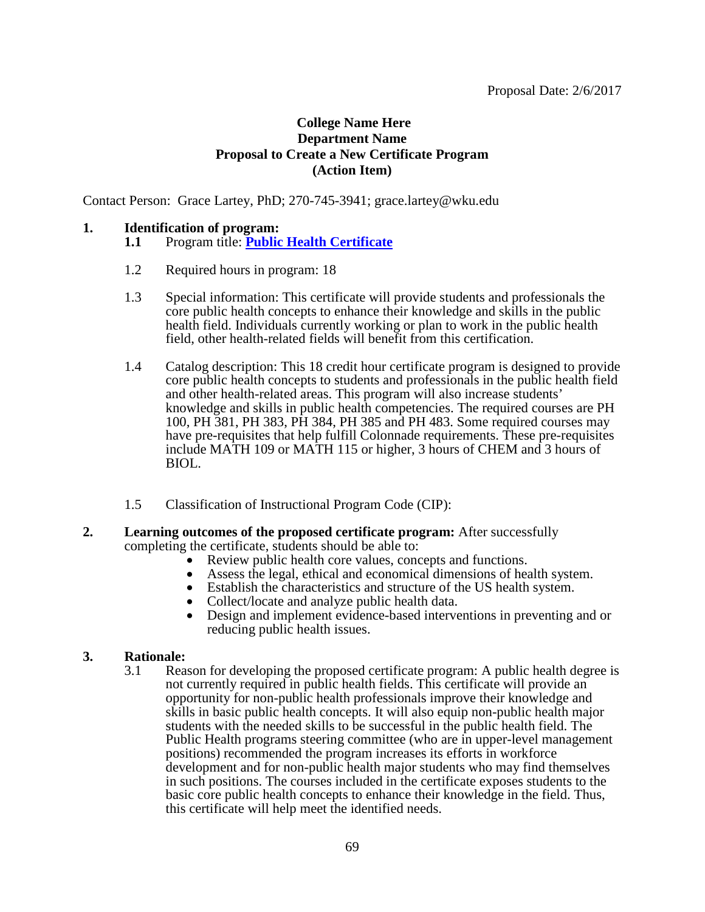Proposal Date: 2/6/2017

**College Name Here**
**Department Name**
**Proposal to Create a New Certificate Program**
**(Action Item)**

Contact Person: Grace Lartey, PhD; 270-745-3941; grace.lartey@wku.edu

**1. Identification of program:**

**1.1** Program title: **Public Health Certificate**

1.2 Required hours in program: 18

1.3 Special information: This certificate will provide students and professionals the core public health concepts to enhance their knowledge and skills in the public health field. Individuals currently working or plan to work in the public health field, other health-related fields will benefit from this certification.

1.4 Catalog description: This 18 credit hour certificate program is designed to provide core public health concepts to students and professionals in the public health field and other health-related areas. This program will also increase students' knowledge and skills in public health competencies. The required courses are PH 100, PH 381, PH 383, PH 384, PH 385 and PH 483. Some required courses may have pre-requisites that help fulfill Colonnade requirements. These pre-requisites include MATH 109 or MATH 115 or higher, 3 hours of CHEM and 3 hours of BIOL.

1.5 Classification of Instructional Program Code (CIP):

**2. Learning outcomes of the proposed certificate program:** After successfully completing the certificate, students should be able to:

- Review public health core values, concepts and functions.
- Assess the legal, ethical and economical dimensions of health system.
- Establish the characteristics and structure of the US health system.
- Collect/locate and analyze public health data.
- Design and implement evidence-based interventions in preventing and or reducing public health issues.

**3. Rationale:**

3.1 Reason for developing the proposed certificate program: A public health degree is not currently required in public health fields. This certificate will provide an opportunity for non-public health professionals improve their knowledge and skills in basic public health concepts. It will also equip non-public health major students with the needed skills to be successful in the public health field. The Public Health programs steering committee (who are in upper-level management positions) recommended the program increases its efforts in workforce development and for non-public health major students who may find themselves in such positions. The courses included in the certificate exposes students to the basic core public health concepts to enhance their knowledge in the field. Thus, this certificate will help meet the identified needs.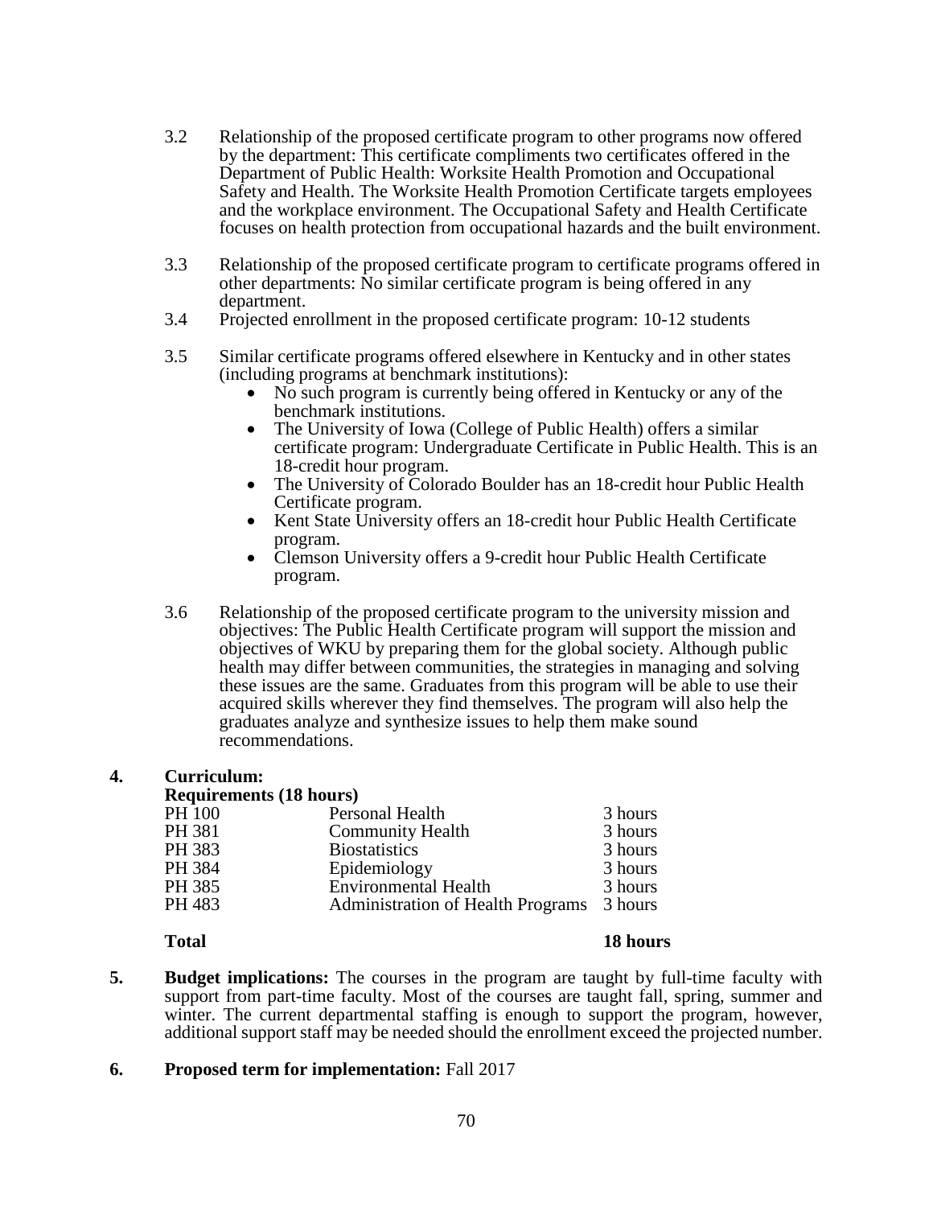3.2 Relationship of the proposed certificate program to other programs now offered by the department: This certificate compliments two certificates offered in the Department of Public Health: Worksite Health Promotion and Occupational Safety and Health. The Worksite Health Promotion Certificate targets employees and the workplace environment. The Occupational Safety and Health Certificate focuses on health protection from occupational hazards and the built environment.

3.3 Relationship of the proposed certificate program to certificate programs offered in other departments: No similar certificate program is being offered in any department.

3.4 Projected enrollment in the proposed certificate program: 10-12 students

3.5 Similar certificate programs offered elsewhere in Kentucky and in other states (including programs at benchmark institutions):

- No such program is currently being offered in Kentucky or any of the benchmark institutions.
- The University of Iowa (College of Public Health) offers a similar certificate program: Undergraduate Certificate in Public Health. This is an 18-credit hour program.
- The University of Colorado Boulder has an 18-credit hour Public Health Certificate program.
- Kent State University offers an 18-credit hour Public Health Certificate program.
- Clemson University offers a 9-credit hour Public Health Certificate program.

3.6 Relationship of the proposed certificate program to the university mission and objectives: The Public Health Certificate program will support the mission and objectives of WKU by preparing them for the global society. Although public health may differ between communities, the strategies in managing and solving these issues are the same. Graduates from this program will be able to use their acquired skills wherever they find themselves. The program will also help the graduates analyze and synthesize issues to help them make sound recommendations.

**4. Curriculum:**

**Requirements (18 hours)**

| | | |
|---|---|---|
| PH 100 | Personal Health | 3 hours |
| PH 381 | Community Health | 3 hours |
| PH 383 | Biostatistics | 3 hours |
| PH 384 | Epidemiology | 3 hours |
| PH 385 | Environmental Health | 3 hours |
| PH 483 | Administration of Health Programs | 3 hours |
| **Total** | | **18 hours** |

**5. Budget implications:** The courses in the program are taught by full-time faculty with support from part-time faculty. Most of the courses are taught fall, spring, summer and winter. The current departmental staffing is enough to support the program, however, additional support staff may be needed should the enrollment exceed the projected number.

**6. Proposed term for implementation:** Fall 2017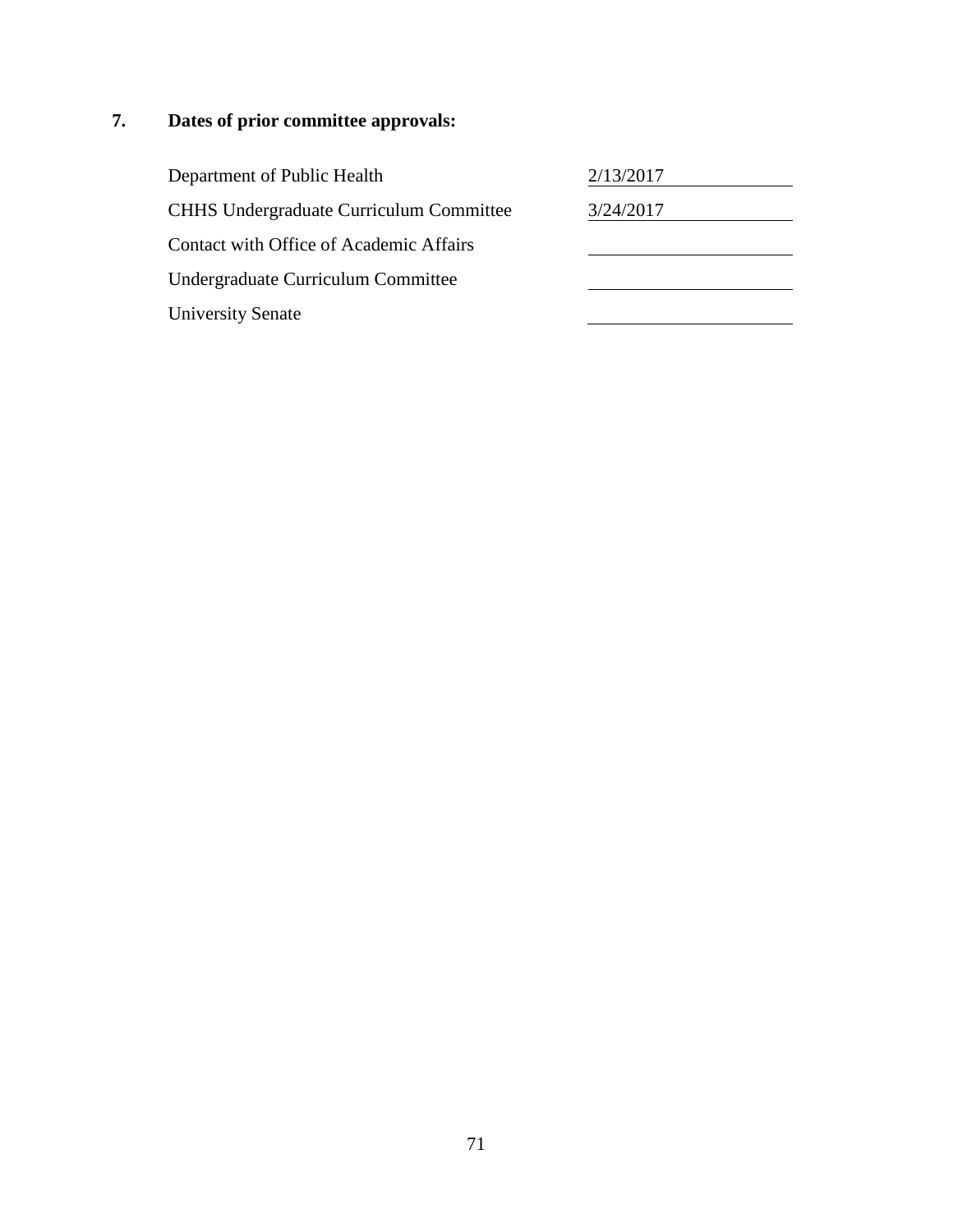## 7. Dates of prior committee approvals:

| | |
|---|---|
| Department of Public Health | 2/13/2017 |
| CHHS Undergraduate Curriculum Committee | 3/24/2017 |
| Contact with Office of Academic Affairs | |
| Undergraduate Curriculum Committee | |
| University Senate | |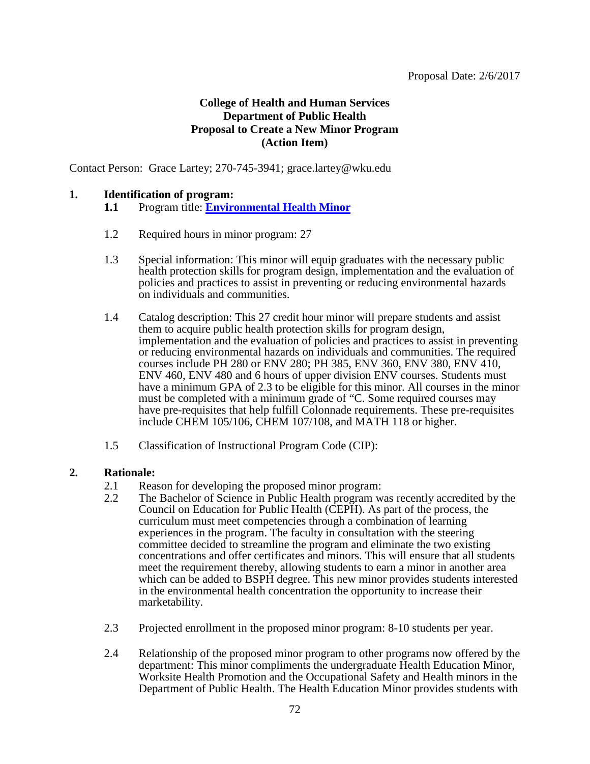Proposal Date: 2/6/2017

**College of Health and Human Services**
**Department of Public Health**
**Proposal to Create a New Minor Program**
**(Action Item)**

Contact Person: Grace Lartey; 270-745-3941; grace.lartey@wku.edu

**1. Identification of program:**

**1.1** Program title: **Environmental Health Minor**

1.2 Required hours in minor program: 27

1.3 Special information: This minor will equip graduates with the necessary public health protection skills for program design, implementation and the evaluation of policies and practices to assist in preventing or reducing environmental hazards on individuals and communities.

1.4 Catalog description: This 27 credit hour minor will prepare students and assist them to acquire public health protection skills for program design, implementation and the evaluation of policies and practices to assist in preventing or reducing environmental hazards on individuals and communities. The required courses include PH 280 or ENV 280; PH 385, ENV 360, ENV 380, ENV 410, ENV 460, ENV 480 and 6 hours of upper division ENV courses. Students must have a minimum GPA of 2.3 to be eligible for this minor. All courses in the minor must be completed with a minimum grade of "C. Some required courses may have pre-requisites that help fulfill Colonnade requirements. These pre-requisites include CHEM 105/106, CHEM 107/108, and MATH 118 or higher.

1.5 Classification of Instructional Program Code (CIP):

**2. Rationale:**

2.1 Reason for developing the proposed minor program:

2.2 The Bachelor of Science in Public Health program was recently accredited by the Council on Education for Public Health (CEPH). As part of the process, the curriculum must meet competencies through a combination of learning experiences in the program. The faculty in consultation with the steering committee decided to streamline the program and eliminate the two existing concentrations and offer certificates and minors. This will ensure that all students meet the requirement thereby, allowing students to earn a minor in another area which can be added to BSPH degree. This new minor provides students interested in the environmental health concentration the opportunity to increase their marketability.

2.3 Projected enrollment in the proposed minor program: 8-10 students per year.

2.4 Relationship of the proposed minor program to other programs now offered by the department: This minor compliments the undergraduate Health Education Minor, Worksite Health Promotion and the Occupational Safety and Health minors in the Department of Public Health. The Health Education Minor provides students with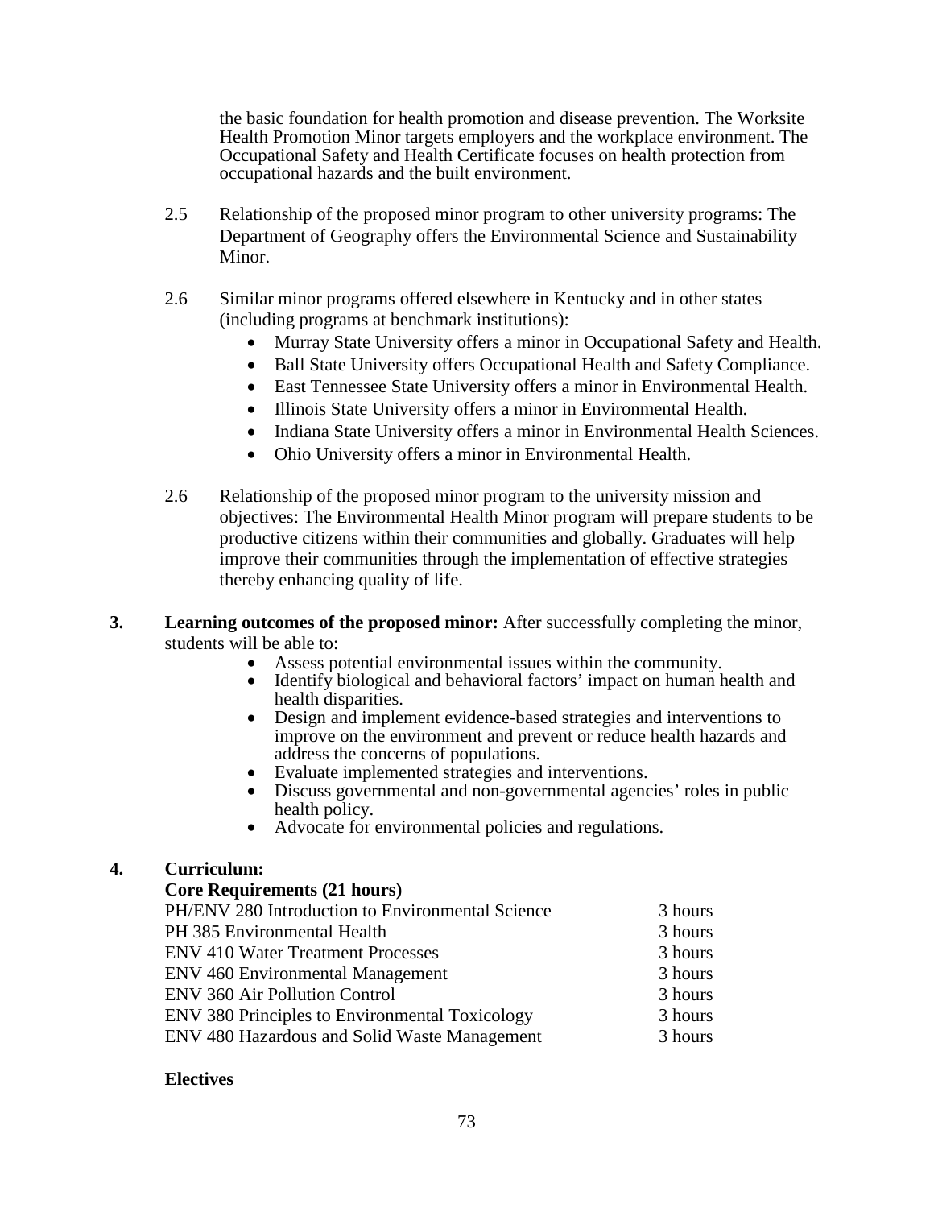the basic foundation for health promotion and disease prevention. The Worksite Health Promotion Minor targets employers and the workplace environment. The Occupational Safety and Health Certificate focuses on health protection from occupational hazards and the built environment.

2.5 Relationship of the proposed minor program to other university programs: The Department of Geography offers the Environmental Science and Sustainability Minor.

2.6 Similar minor programs offered elsewhere in Kentucky and in other states (including programs at benchmark institutions):

- Murray State University offers a minor in Occupational Safety and Health.
- Ball State University offers Occupational Health and Safety Compliance.
- East Tennessee State University offers a minor in Environmental Health.
- Illinois State University offers a minor in Environmental Health.
- Indiana State University offers a minor in Environmental Health Sciences.
- Ohio University offers a minor in Environmental Health.

2.6 Relationship of the proposed minor program to the university mission and objectives: The Environmental Health Minor program will prepare students to be productive citizens within their communities and globally. Graduates will help improve their communities through the implementation of effective strategies thereby enhancing quality of life.

**3. Learning outcomes of the proposed minor:** After successfully completing the minor, students will be able to:

- Assess potential environmental issues within the community.
- Identify biological and behavioral factors' impact on human health and health disparities.
- Design and implement evidence-based strategies and interventions to improve on the environment and prevent or reduce health hazards and address the concerns of populations.
- Evaluate implemented strategies and interventions.
- Discuss governmental and non-governmental agencies' roles in public health policy.
- Advocate for environmental policies and regulations.

**4. Curriculum:**

**Core Requirements (21 hours)**

| | |
|---|---|
| PH/ENV 280 Introduction to Environmental Science | 3 hours |
| PH 385 Environmental Health | 3 hours |
| ENV 410 Water Treatment Processes | 3 hours |
| ENV 460 Environmental Management | 3 hours |
| ENV 360 Air Pollution Control | 3 hours |
| ENV 380 Principles to Environmental Toxicology | 3 hours |
| ENV 480 Hazardous and Solid Waste Management | 3 hours |

**Electives**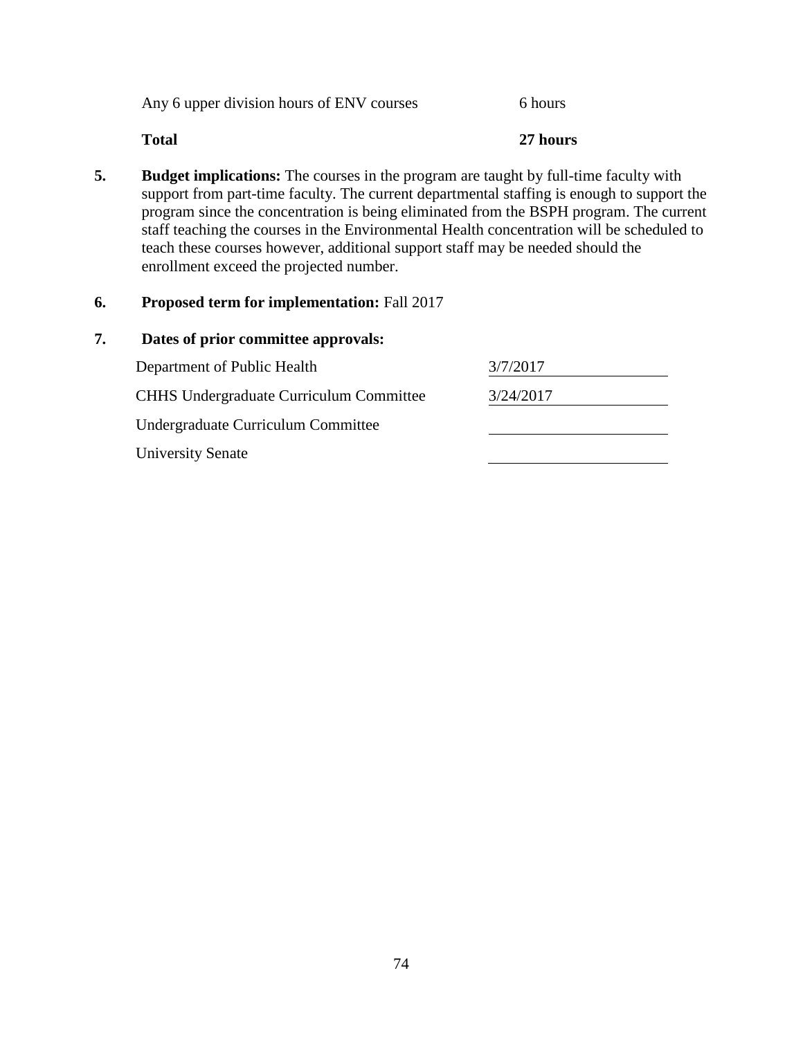| | |
|---|---|
| Any 6 upper division hours of ENV courses | 6 hours |
| **Total** | **27 hours** |

5. **Budget implications:** The courses in the program are taught by full-time faculty with support from part-time faculty. The current departmental staffing is enough to support the program since the concentration is being eliminated from the BSPH program. The current staff teaching the courses in the Environmental Health concentration will be scheduled to teach these courses however, additional support staff may be needed should the enrollment exceed the projected number.

6. **Proposed term for implementation:** Fall 2017

7. **Dates of prior committee approvals:**

| | |
|---|---|
| Department of Public Health | 3/7/2017 |
| CHHS Undergraduate Curriculum Committee | 3/24/2017 |
| Undergraduate Curriculum Committee | |
| University Senate | |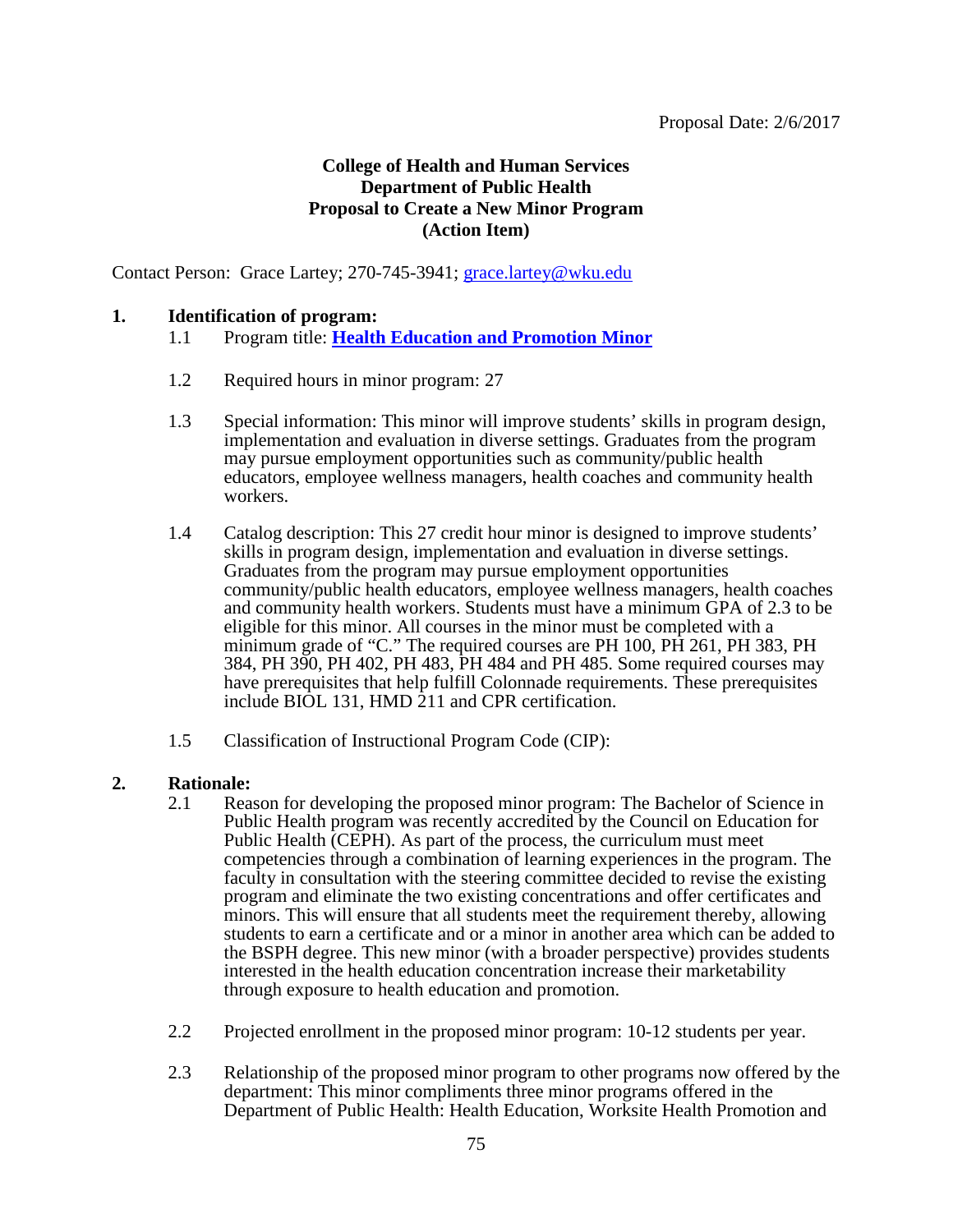Proposal Date: 2/6/2017

**College of Health and Human Services**
**Department of Public Health**
**Proposal to Create a New Minor Program**
**(Action Item)**

Contact Person: Grace Lartey; 270-745-3941; grace.lartey@wku.edu

**1. Identification of program:**

1.1 Program title: **Health Education and Promotion Minor**

1.2 Required hours in minor program: 27

1.3 Special information: This minor will improve students' skills in program design, implementation and evaluation in diverse settings. Graduates from the program may pursue employment opportunities such as community/public health educators, employee wellness managers, health coaches and community health workers.

1.4 Catalog description: This 27 credit hour minor is designed to improve students' skills in program design, implementation and evaluation in diverse settings. Graduates from the program may pursue employment opportunities community/public health educators, employee wellness managers, health coaches and community health workers. Students must have a minimum GPA of 2.3 to be eligible for this minor. All courses in the minor must be completed with a minimum grade of "C." The required courses are PH 100, PH 261, PH 383, PH 384, PH 390, PH 402, PH 483, PH 484 and PH 485. Some required courses may have prerequisites that help fulfill Colonnade requirements. These prerequisites include BIOL 131, HMD 211 and CPR certification.

1.5 Classification of Instructional Program Code (CIP):

**2. Rationale:**

2.1 Reason for developing the proposed minor program: The Bachelor of Science in Public Health program was recently accredited by the Council on Education for Public Health (CEPH). As part of the process, the curriculum must meet competencies through a combination of learning experiences in the program. The faculty in consultation with the steering committee decided to revise the existing program and eliminate the two existing concentrations and offer certificates and minors. This will ensure that all students meet the requirement thereby, allowing students to earn a certificate and or a minor in another area which can be added to the BSPH degree. This new minor (with a broader perspective) provides students interested in the health education concentration increase their marketability through exposure to health education and promotion.

2.2 Projected enrollment in the proposed minor program: 10-12 students per year.

2.3 Relationship of the proposed minor program to other programs now offered by the department: This minor compliments three minor programs offered in the Department of Public Health: Health Education, Worksite Health Promotion and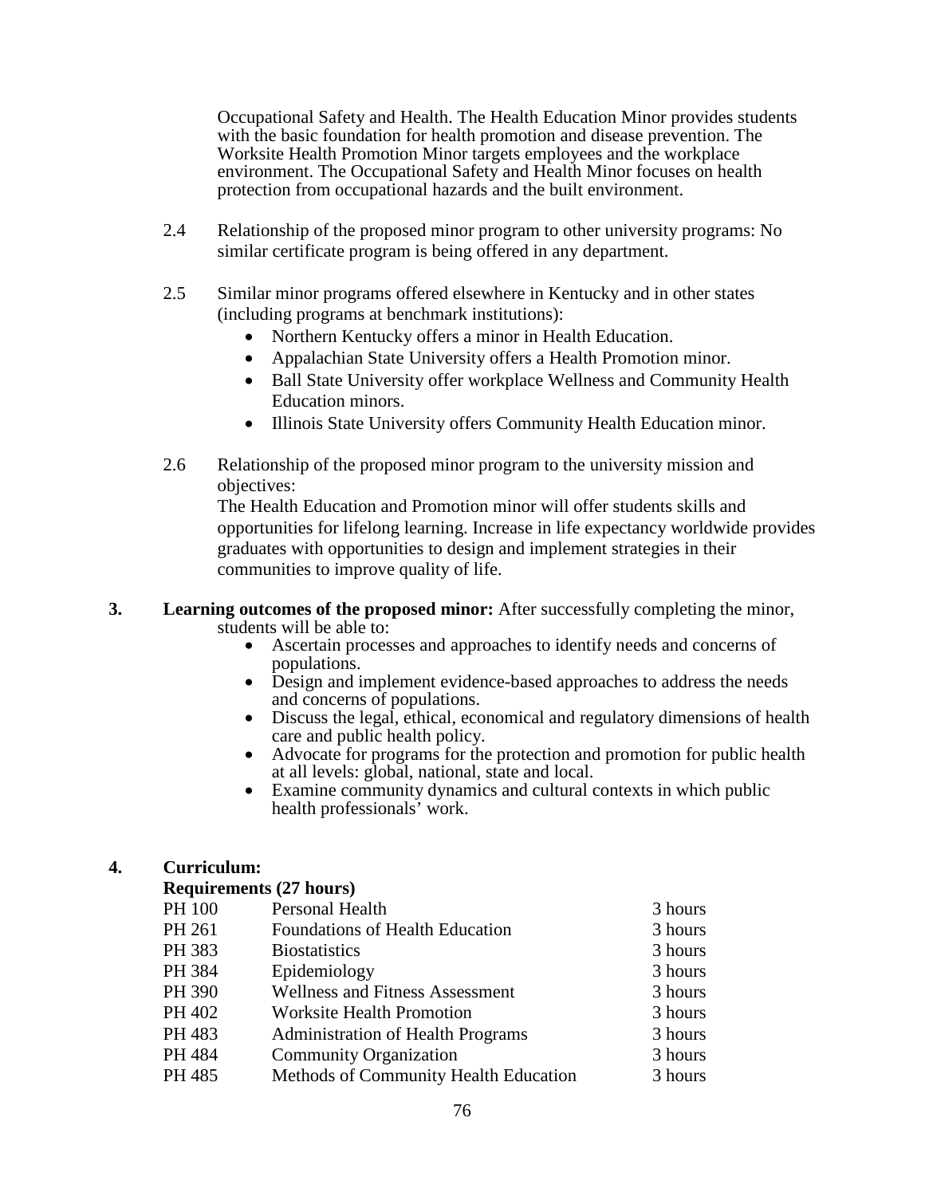Occupational Safety and Health. The Health Education Minor provides students with the basic foundation for health promotion and disease prevention. The Worksite Health Promotion Minor targets employees and the workplace environment. The Occupational Safety and Health Minor focuses on health protection from occupational hazards and the built environment.

2.4 Relationship of the proposed minor program to other university programs: No similar certificate program is being offered in any department.

2.5 Similar minor programs offered elsewhere in Kentucky and in other states (including programs at benchmark institutions):

- Northern Kentucky offers a minor in Health Education.
- Appalachian State University offers a Health Promotion minor.
- Ball State University offer workplace Wellness and Community Health Education minors.
- Illinois State University offers Community Health Education minor.

2.6 Relationship of the proposed minor program to the university mission and objectives:

The Health Education and Promotion minor will offer students skills and opportunities for lifelong learning. Increase in life expectancy worldwide provides graduates with opportunities to design and implement strategies in their communities to improve quality of life.

**3. Learning outcomes of the proposed minor:** After successfully completing the minor, students will be able to:

- Ascertain processes and approaches to identify needs and concerns of populations.
- Design and implement evidence-based approaches to address the needs and concerns of populations.
- Discuss the legal, ethical, economical and regulatory dimensions of health care and public health policy.
- Advocate for programs for the protection and promotion for public health at all levels: global, national, state and local.
- Examine community dynamics and cultural contexts in which public health professionals' work.

**4. Curriculum:**

**Requirements (27 hours)**

| | | |
|---|---|---|
| PH 100 | Personal Health | 3 hours |
| PH 261 | Foundations of Health Education | 3 hours |
| PH 383 | Biostatistics | 3 hours |
| PH 384 | Epidemiology | 3 hours |
| PH 390 | Wellness and Fitness Assessment | 3 hours |
| PH 402 | Worksite Health Promotion | 3 hours |
| PH 483 | Administration of Health Programs | 3 hours |
| PH 484 | Community Organization | 3 hours |
| PH 485 | Methods of Community Health Education | 3 hours |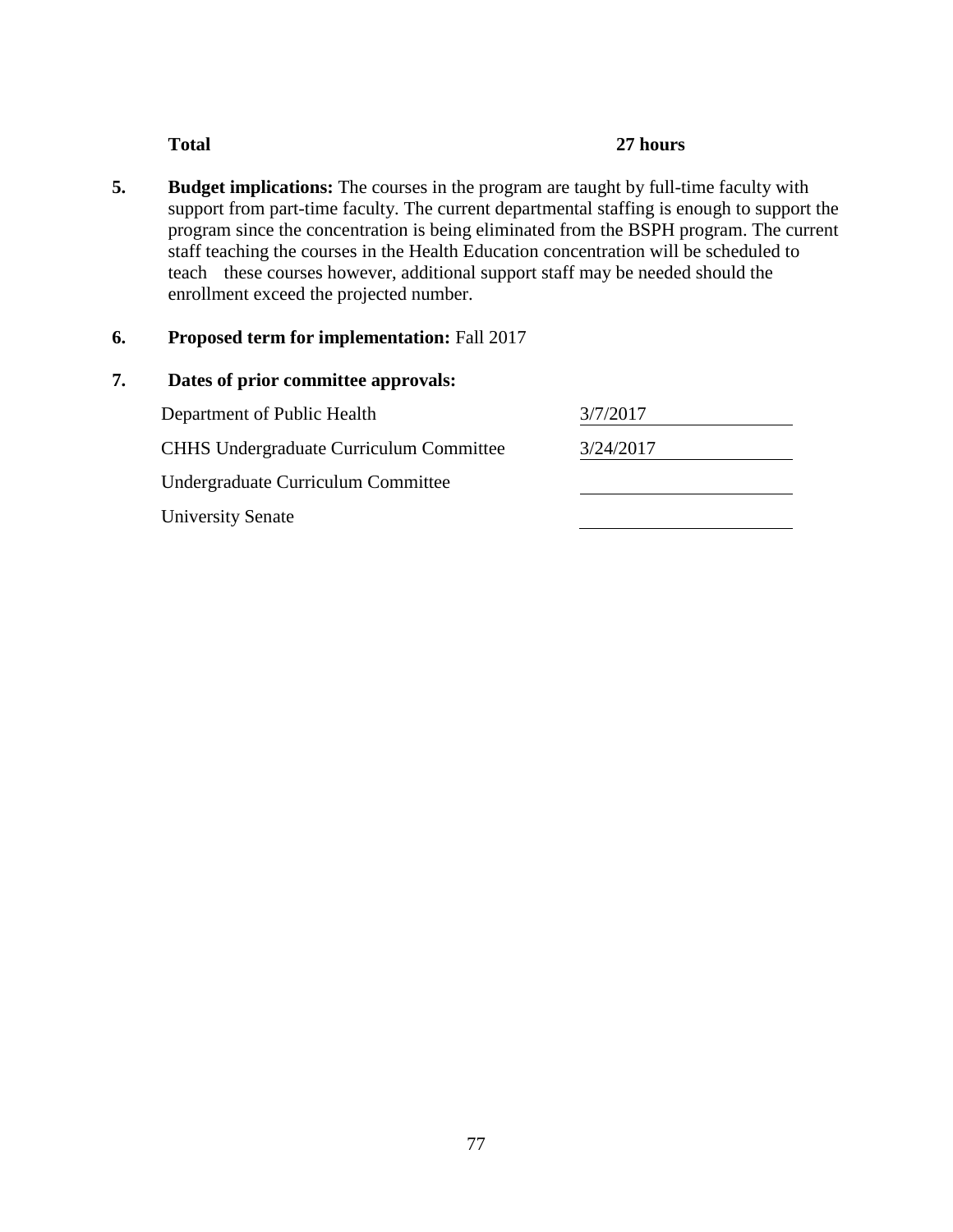| **Total** | **27 hours** |
|---|---|

5. **Budget implications:** The courses in the program are taught by full-time faculty with support from part-time faculty. The current departmental staffing is enough to support the program since the concentration is being eliminated from the BSPH program. The current staff teaching the courses in the Health Education concentration will be scheduled to teach these courses however, additional support staff may be needed should the enrollment exceed the projected number.

6. **Proposed term for implementation:** Fall 2017

7. **Dates of prior committee approvals:**

| | |
|---|---|
| Department of Public Health | 3/7/2017 |
| CHHS Undergraduate Curriculum Committee | 3/24/2017 |
| Undergraduate Curriculum Committee | |
| University Senate | |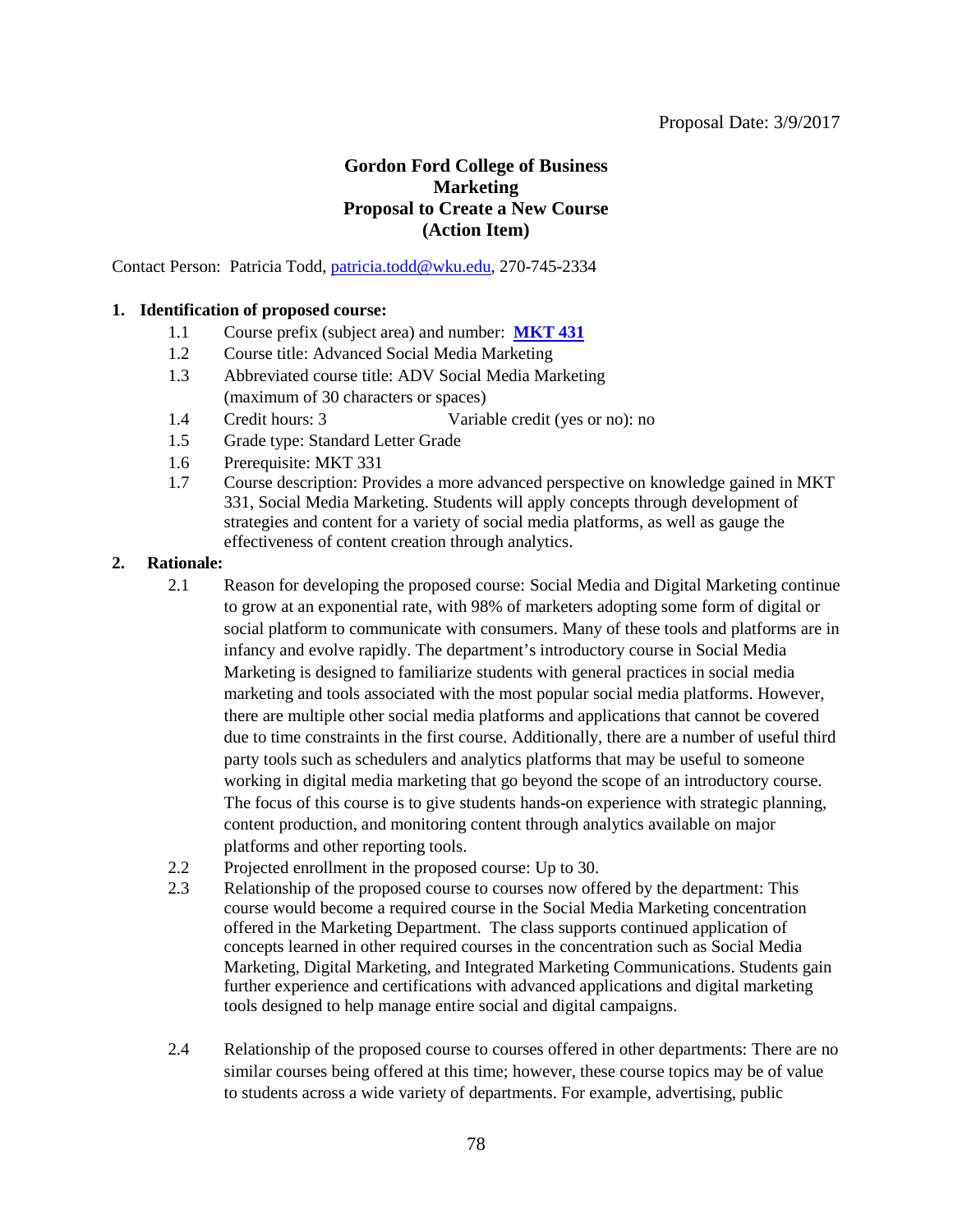Proposal Date: 3/9/2017

**Gordon Ford College of Business**
**Marketing**
**Proposal to Create a New Course**
**(Action Item)**

Contact Person: Patricia Todd, patricia.todd@wku.edu, 270-745-2334

**1. Identification of proposed course:**

- 1.1 Course prefix (subject area) and number: **MKT 431**
- 1.2 Course title: Advanced Social Media Marketing
- 1.3 Abbreviated course title: ADV Social Media Marketing (maximum of 30 characters or spaces)
- 1.4 Credit hours: 3 Variable credit (yes or no): no
- 1.5 Grade type: Standard Letter Grade
- 1.6 Prerequisite: MKT 331
- 1.7 Course description: Provides a more advanced perspective on knowledge gained in MKT 331, Social Media Marketing. Students will apply concepts through development of strategies and content for a variety of social media platforms, as well as gauge the effectiveness of content creation through analytics.

**2. Rationale:**

- 2.1 Reason for developing the proposed course: Social Media and Digital Marketing continue to grow at an exponential rate, with 98% of marketers adopting some form of digital or social platform to communicate with consumers. Many of these tools and platforms are in infancy and evolve rapidly. The department's introductory course in Social Media Marketing is designed to familiarize students with general practices in social media marketing and tools associated with the most popular social media platforms. However, there are multiple other social media platforms and applications that cannot be covered due to time constraints in the first course. Additionally, there are a number of useful third party tools such as schedulers and analytics platforms that may be useful to someone working in digital media marketing that go beyond the scope of an introductory course. The focus of this course is to give students hands-on experience with strategic planning, content production, and monitoring content through analytics available on major platforms and other reporting tools.
- 2.2 Projected enrollment in the proposed course: Up to 30.
- 2.3 Relationship of the proposed course to courses now offered by the department: This course would become a required course in the Social Media Marketing concentration offered in the Marketing Department. The class supports continued application of concepts learned in other required courses in the concentration such as Social Media Marketing, Digital Marketing, and Integrated Marketing Communications. Students gain further experience and certifications with advanced applications and digital marketing tools designed to help manage entire social and digital campaigns.
- 2.4 Relationship of the proposed course to courses offered in other departments: There are no similar courses being offered at this time; however, these course topics may be of value to students across a wide variety of departments. For example, advertising, public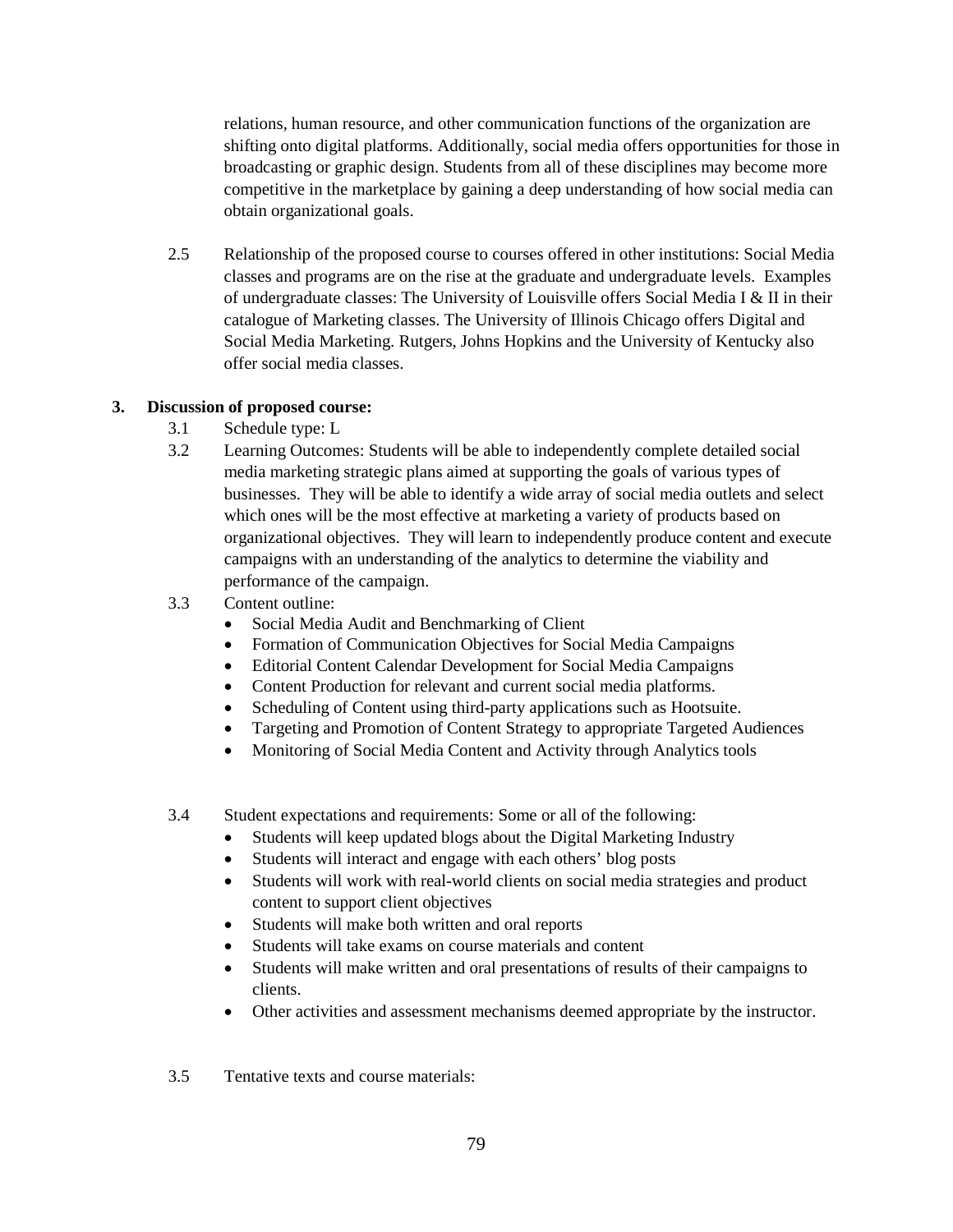relations, human resource, and other communication functions of the organization are shifting onto digital platforms. Additionally, social media offers opportunities for those in broadcasting or graphic design. Students from all of these disciplines may become more competitive in the marketplace by gaining a deep understanding of how social media can obtain organizational goals.

2.5 Relationship of the proposed course to courses offered in other institutions: Social Media classes and programs are on the rise at the graduate and undergraduate levels. Examples of undergraduate classes: The University of Louisville offers Social Media I & II in their catalogue of Marketing classes. The University of Illinois Chicago offers Digital and Social Media Marketing. Rutgers, Johns Hopkins and the University of Kentucky also offer social media classes.

**3. Discussion of proposed course:**

3.1 Schedule type: L

3.2 Learning Outcomes: Students will be able to independently complete detailed social media marketing strategic plans aimed at supporting the goals of various types of businesses. They will be able to identify a wide array of social media outlets and select which ones will be the most effective at marketing a variety of products based on organizational objectives. They will learn to independently produce content and execute campaigns with an understanding of the analytics to determine the viability and performance of the campaign.

3.3 Content outline:

- Social Media Audit and Benchmarking of Client
- Formation of Communication Objectives for Social Media Campaigns
- Editorial Content Calendar Development for Social Media Campaigns
- Content Production for relevant and current social media platforms.
- Scheduling of Content using third-party applications such as Hootsuite.
- Targeting and Promotion of Content Strategy to appropriate Targeted Audiences
- Monitoring of Social Media Content and Activity through Analytics tools

3.4 Student expectations and requirements: Some or all of the following:

- Students will keep updated blogs about the Digital Marketing Industry
- Students will interact and engage with each others' blog posts
- Students will work with real-world clients on social media strategies and product content to support client objectives
- Students will make both written and oral reports
- Students will take exams on course materials and content
- Students will make written and oral presentations of results of their campaigns to clients.
- Other activities and assessment mechanisms deemed appropriate by the instructor.

3.5 Tentative texts and course materials: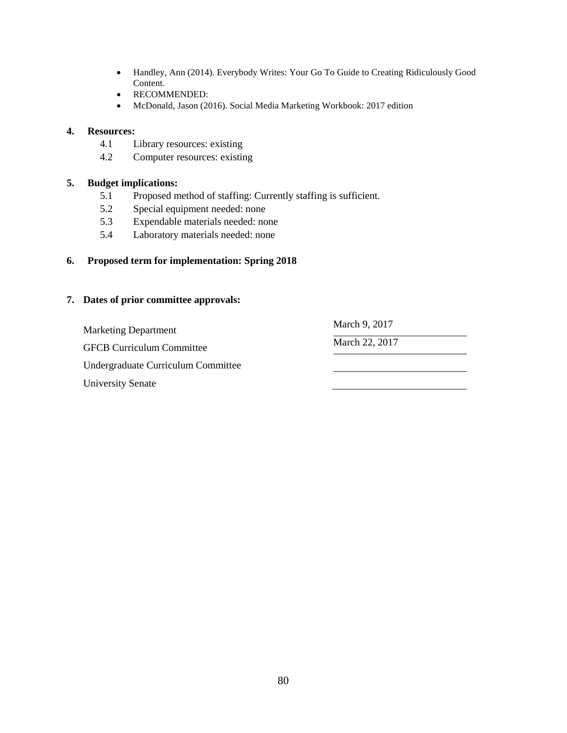- Handley, Ann (2014). Everybody Writes: Your Go To Guide to Creating Ridiculously Good Content.
- RECOMMENDED:
- McDonald, Jason (2016). Social Media Marketing Workbook: 2017 edition

**4. Resources:**

4.1 Library resources: existing

4.2 Computer resources: existing

**5. Budget implications:**

5.1 Proposed method of staffing: Currently staffing is sufficient.

5.2 Special equipment needed: none

5.3 Expendable materials needed: none

5.4 Laboratory materials needed: none

**6. Proposed term for implementation: Spring 2018**

**7. Dates of prior committee approvals:**

| | |
|---|---|
| Marketing Department | March 9, 2017 |
| GFCB Curriculum Committee | March 22, 2017 |
| Undergraduate Curriculum Committee | |
| University Senate | |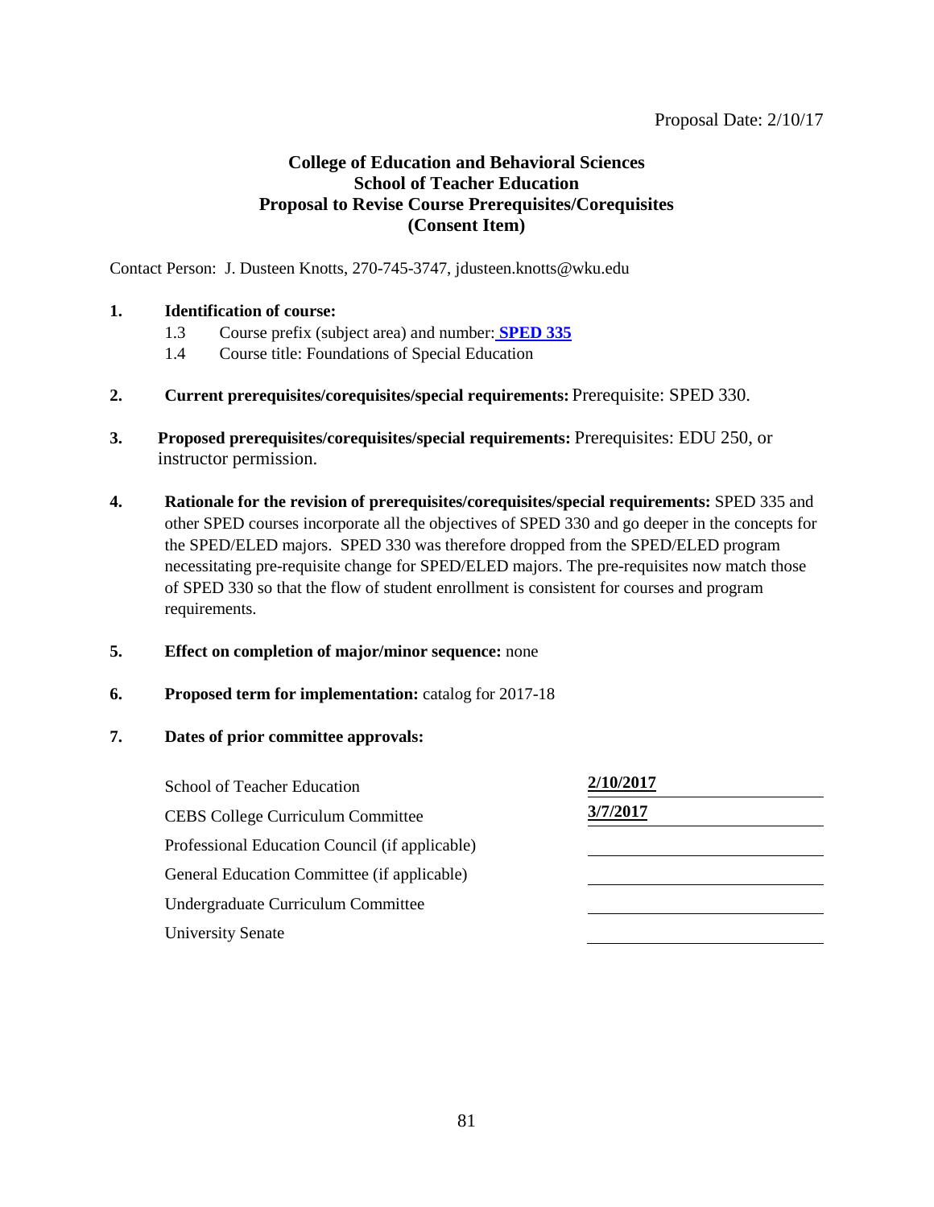Proposal Date: 2/10/17

**College of Education and Behavioral Sciences**
**School of Teacher Education**
**Proposal to Revise Course Prerequisites/Corequisites**
**(Consent Item)**

Contact Person: J. Dusteen Knotts, 270-745-3747, jdusteen.knotts@wku.edu

1. **Identification of course:**
   - 1.3 Course prefix (subject area) and number: **SPED 335**
   - 1.4 Course title: Foundations of Special Education

2. **Current prerequisites/corequisites/special requirements:** Prerequisite: SPED 330.

3. **Proposed prerequisites/corequisites/special requirements:** Prerequisites: EDU 250, or instructor permission.

4. **Rationale for the revision of prerequisites/corequisites/special requirements:** SPED 335 and other SPED courses incorporate all the objectives of SPED 330 and go deeper in the concepts for the SPED/ELED majors. SPED 330 was therefore dropped from the SPED/ELED program necessitating pre-requisite change for SPED/ELED majors. The pre-requisites now match those of SPED 330 so that the flow of student enrollment is consistent for courses and program requirements.

5. **Effect on completion of major/minor sequence:** none

6. **Proposed term for implementation:** catalog for 2017-18

7. **Dates of prior committee approvals:**

| | |
|---|---|
| School of Teacher Education | **2/10/2017** |
| CEBS College Curriculum Committee | **3/7/2017** |
| Professional Education Council (if applicable) | |
| General Education Committee (if applicable) | |
| Undergraduate Curriculum Committee | |
| University Senate | |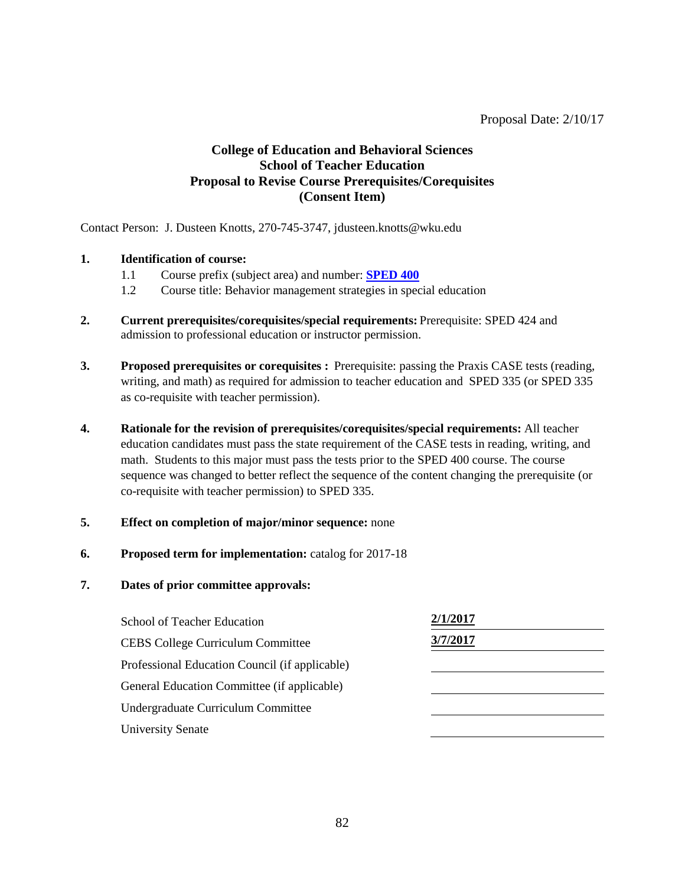Proposal Date: 2/10/17

**College of Education and Behavioral Sciences**
**School of Teacher Education**
**Proposal to Revise Course Prerequisites/Corequisites**
**(Consent Item)**

Contact Person: J. Dusteen Knotts, 270-745-3747, jdusteen.knotts@wku.edu

1. **Identification of course:**
   1.1 Course prefix (subject area) and number: **SPED 400**
   1.2 Course title: Behavior management strategies in special education

2. **Current prerequisites/corequisites/special requirements:** Prerequisite: SPED 424 and admission to professional education or instructor permission.

3. **Proposed prerequisites or corequisites :** Prerequisite: passing the Praxis CASE tests (reading, writing, and math) as required for admission to teacher education and SPED 335 (or SPED 335 as co-requisite with teacher permission).

4. **Rationale for the revision of prerequisites/corequisites/special requirements:** All teacher education candidates must pass the state requirement of the CASE tests in reading, writing, and math. Students to this major must pass the tests prior to the SPED 400 course. The course sequence was changed to better reflect the sequence of the content changing the prerequisite (or co-requisite with teacher permission) to SPED 335.

5. **Effect on completion of major/minor sequence:** none

6. **Proposed term for implementation:** catalog for 2017-18

7. **Dates of prior committee approvals:**

| | |
|---|---|
| School of Teacher Education | 2/1/2017 |
| CEBS College Curriculum Committee | 3/7/2017 |
| Professional Education Council (if applicable) | |
| General Education Committee (if applicable) | |
| Undergraduate Curriculum Committee | |
| University Senate | |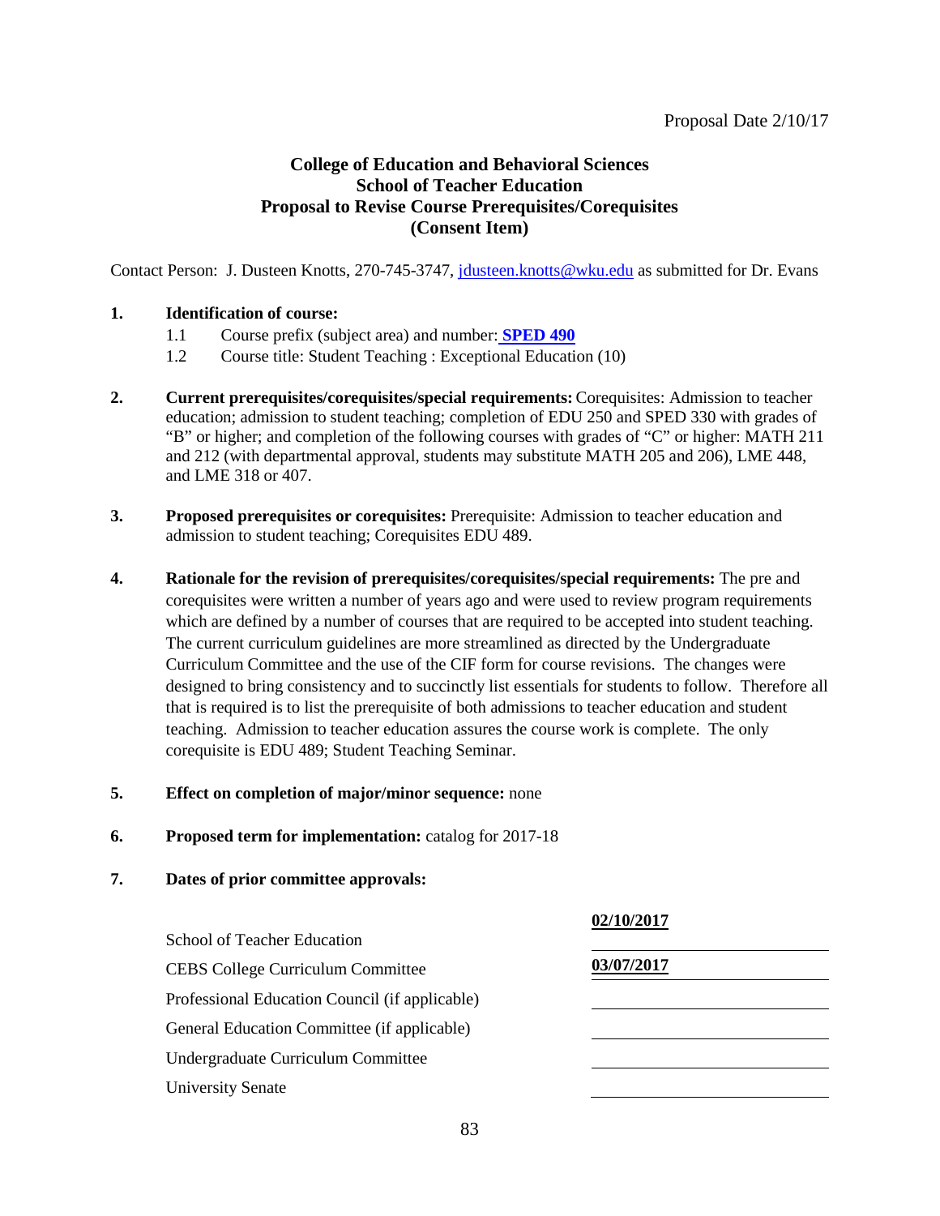Proposal Date 2/10/17

**College of Education and Behavioral Sciences**
**School of Teacher Education**
**Proposal to Revise Course Prerequisites/Corequisites**
**(Consent Item)**

Contact Person: J. Dusteen Knotts, 270-745-3747, jdusteen.knotts@wku.edu as submitted for Dr. Evans

**1. Identification of course:**

1.1 Course prefix (subject area) and number: **SPED 490**

1.2 Course title: Student Teaching : Exceptional Education (10)

**2. Current prerequisites/corequisites/special requirements:** Corequisites: Admission to teacher education; admission to student teaching; completion of EDU 250 and SPED 330 with grades of "B" or higher; and completion of the following courses with grades of "C" or higher: MATH 211 and 212 (with departmental approval, students may substitute MATH 205 and 206), LME 448, and LME 318 or 407.

**3. Proposed prerequisites or corequisites:** Prerequisite: Admission to teacher education and admission to student teaching; Corequisites EDU 489.

**4. Rationale for the revision of prerequisites/corequisites/special requirements:** The pre and corequisites were written a number of years ago and were used to review program requirements which are defined by a number of courses that are required to be accepted into student teaching. The current curriculum guidelines are more streamlined as directed by the Undergraduate Curriculum Committee and the use of the CIF form for course revisions. The changes were designed to bring consistency and to succinctly list essentials for students to follow. Therefore all that is required is to list the prerequisite of both admissions to teacher education and student teaching. Admission to teacher education assures the course work is complete. The only corequisite is EDU 489; Student Teaching Seminar.

**5. Effect on completion of major/minor sequence:** none

**6. Proposed term for implementation:** catalog for 2017-18

**7. Dates of prior committee approvals:**

| | |
|---|---|
| School of Teacher Education | **02/10/2017** |
| CEBS College Curriculum Committee | **03/07/2017** |
| Professional Education Council (if applicable) | |
| General Education Committee (if applicable) | |
| Undergraduate Curriculum Committee | |
| University Senate | |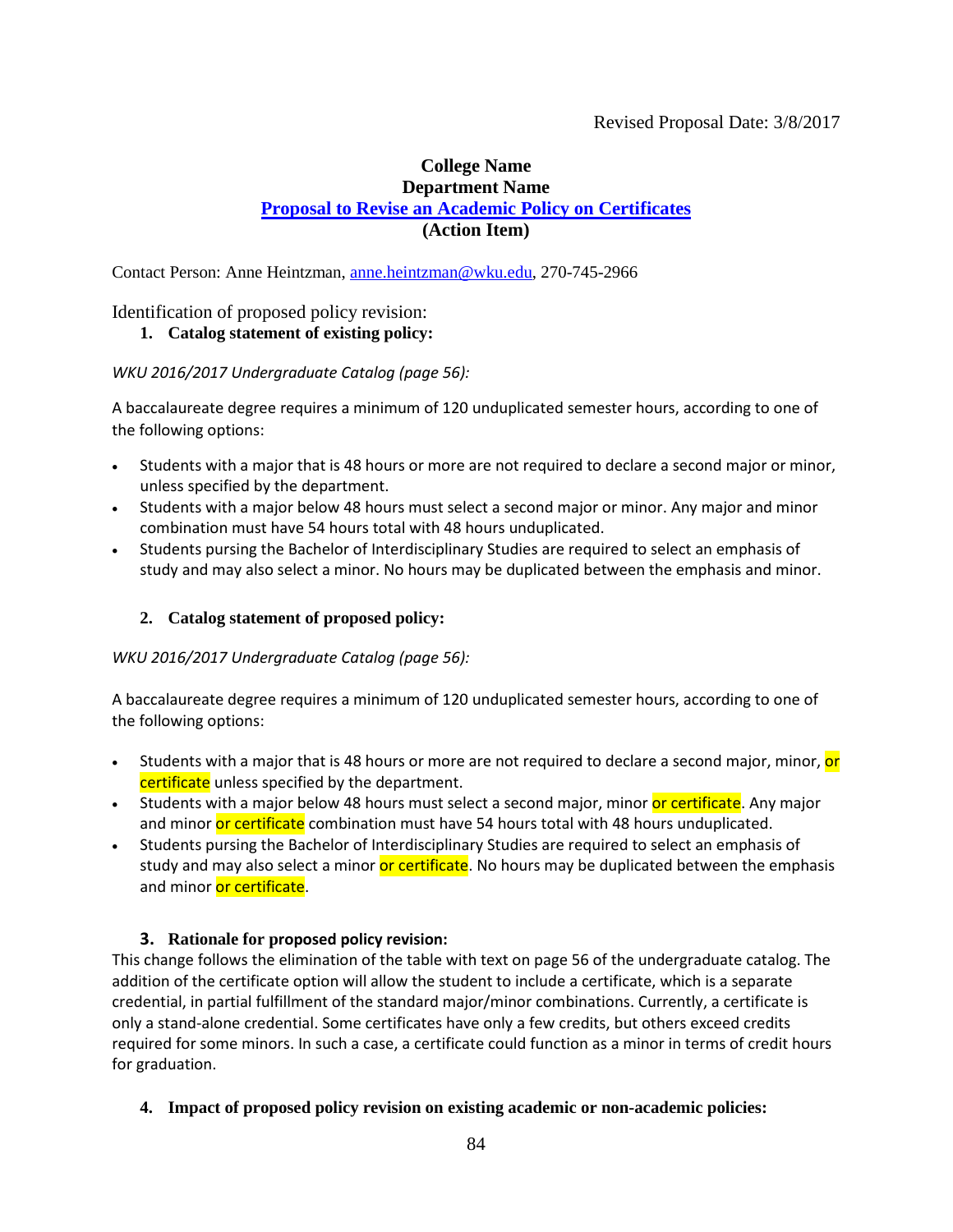Revised Proposal Date: 3/8/2017

**College Name**
**Department Name**
**Proposal to Revise an Academic Policy on Certificates**
**(Action Item)**

Contact Person: Anne Heintzman, anne.heintzman@wku.edu, 270-745-2966

Identification of proposed policy revision:

1. **Catalog statement of existing policy:**

*WKU 2016/2017 Undergraduate Catalog (page 56):*

A baccalaureate degree requires a minimum of 120 unduplicated semester hours, according to one of the following options:

- Students with a major that is 48 hours or more are not required to declare a second major or minor, unless specified by the department.
- Students with a major below 48 hours must select a second major or minor. Any major and minor combination must have 54 hours total with 48 hours unduplicated.
- Students pursing the Bachelor of Interdisciplinary Studies are required to select an emphasis of study and may also select a minor. No hours may be duplicated between the emphasis and minor.

2. **Catalog statement of proposed policy:**

*WKU 2016/2017 Undergraduate Catalog (page 56):*

A baccalaureate degree requires a minimum of 120 unduplicated semester hours, according to one of the following options:

- Students with a major that is 48 hours or more are not required to declare a second major, minor, or certificate unless specified by the department.
- Students with a major below 48 hours must select a second major, minor or certificate. Any major and minor or certificate combination must have 54 hours total with 48 hours unduplicated.
- Students pursing the Bachelor of Interdisciplinary Studies are required to select an emphasis of study and may also select a minor or certificate. No hours may be duplicated between the emphasis and minor or certificate.

3. **Rationale for proposed policy revision:**

This change follows the elimination of the table with text on page 56 of the undergraduate catalog. The addition of the certificate option will allow the student to include a certificate, which is a separate credential, in partial fulfillment of the standard major/minor combinations. Currently, a certificate is only a stand-alone credential. Some certificates have only a few credits, but others exceed credits required for some minors. In such a case, a certificate could function as a minor in terms of credit hours for graduation.

4. **Impact of proposed policy revision on existing academic or non-academic policies:**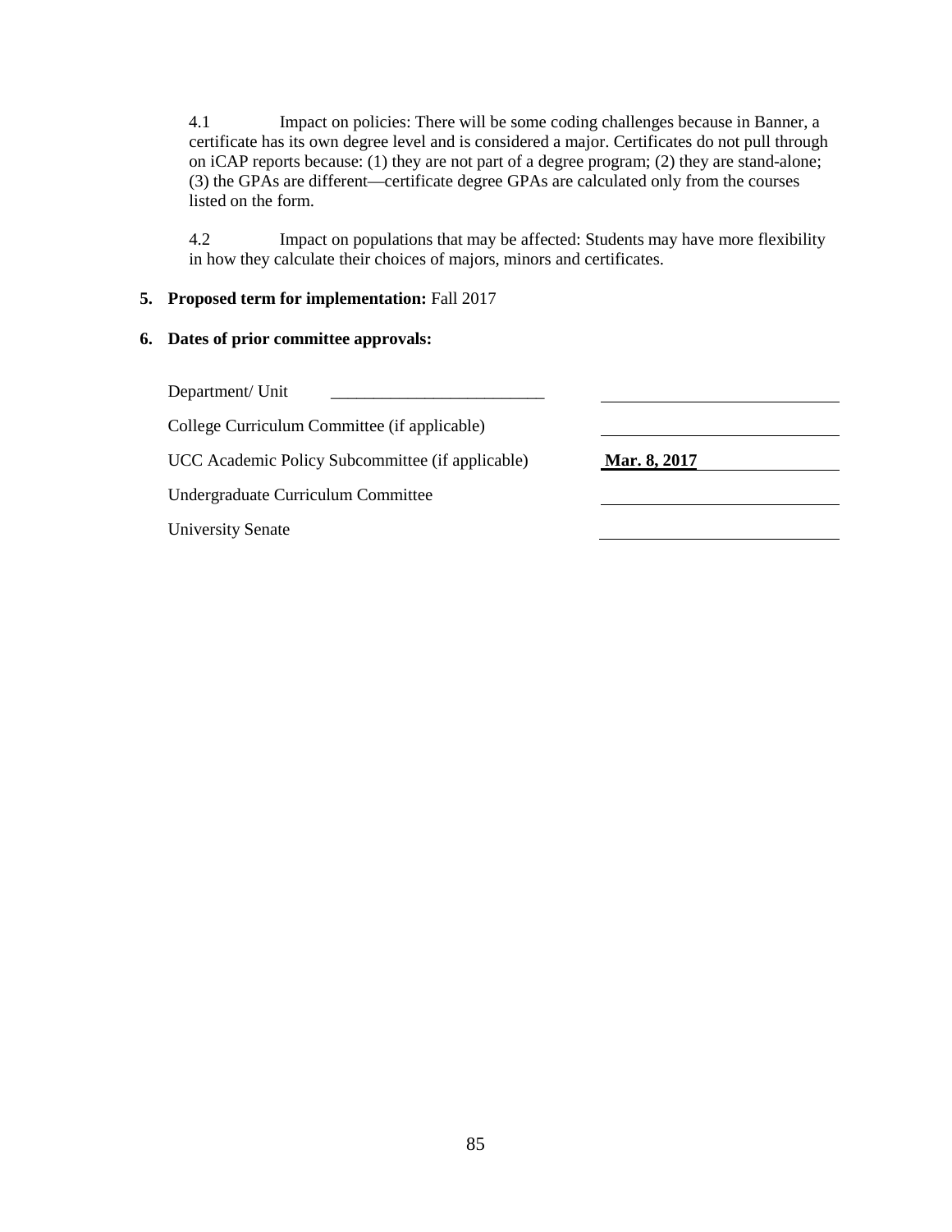4.1 Impact on policies: There will be some coding challenges because in Banner, a certificate has its own degree level and is considered a major. Certificates do not pull through on iCAP reports because: (1) they are not part of a degree program; (2) they are stand-alone; (3) the GPAs are different—certificate degree GPAs are calculated only from the courses listed on the form.

4.2 Impact on populations that may be affected: Students may have more flexibility in how they calculate their choices of majors, minors and certificates.

**5. Proposed term for implementation:** Fall 2017

**6. Dates of prior committee approvals:**

| | |
|---|---|
| Department/ Unit _________________________ | |
| College Curriculum Committee (if applicable) | |
| UCC Academic Policy Subcommittee (if applicable) | **Mar. 8, 2017** |
| Undergraduate Curriculum Committee | |
| University Senate | |